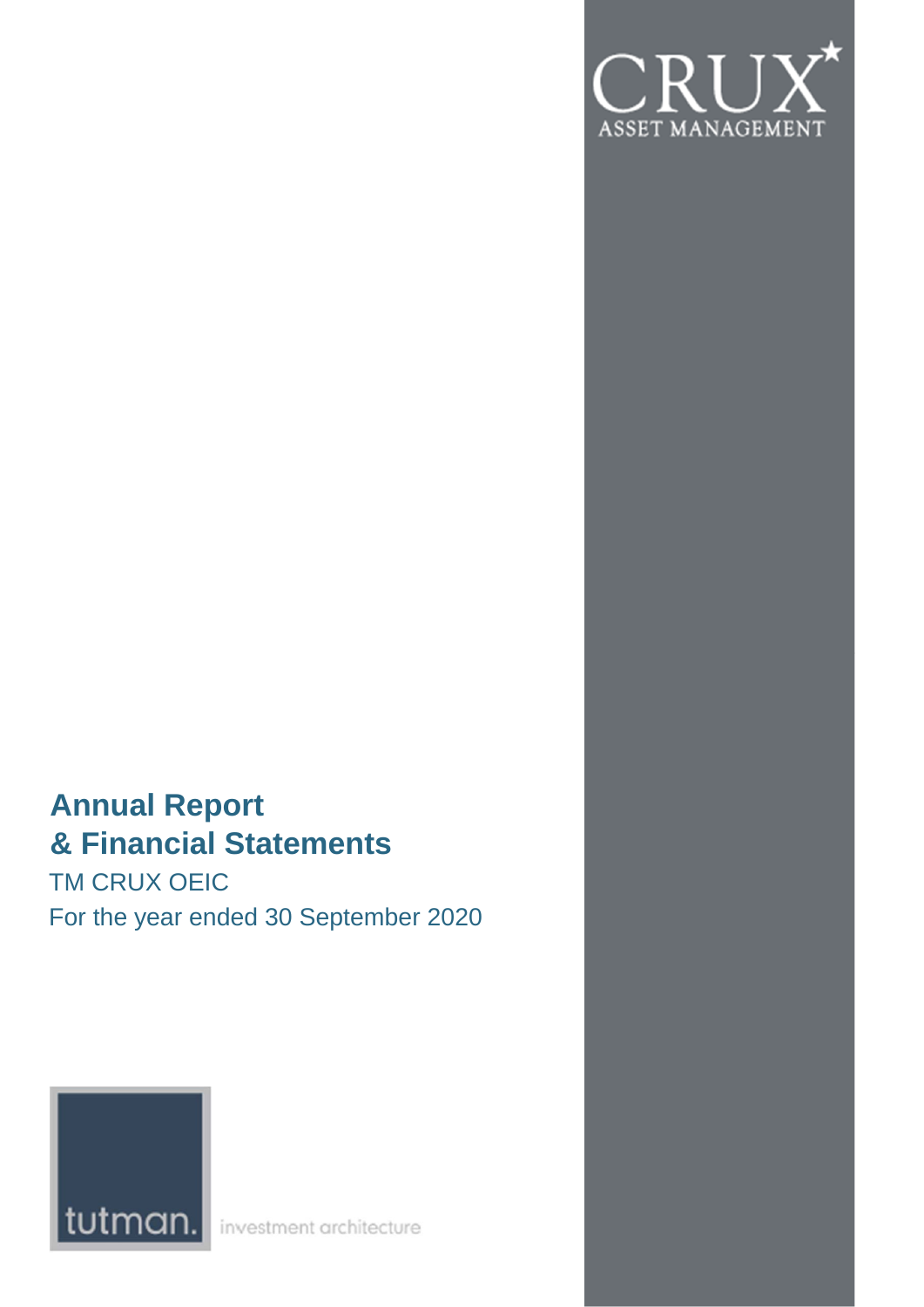CRUX
ASSET MANAGEMENT

# Annual Report & Financial Statements

TM CRUX OEIC

For the year ended 30 September 2020

tutman. investment architecture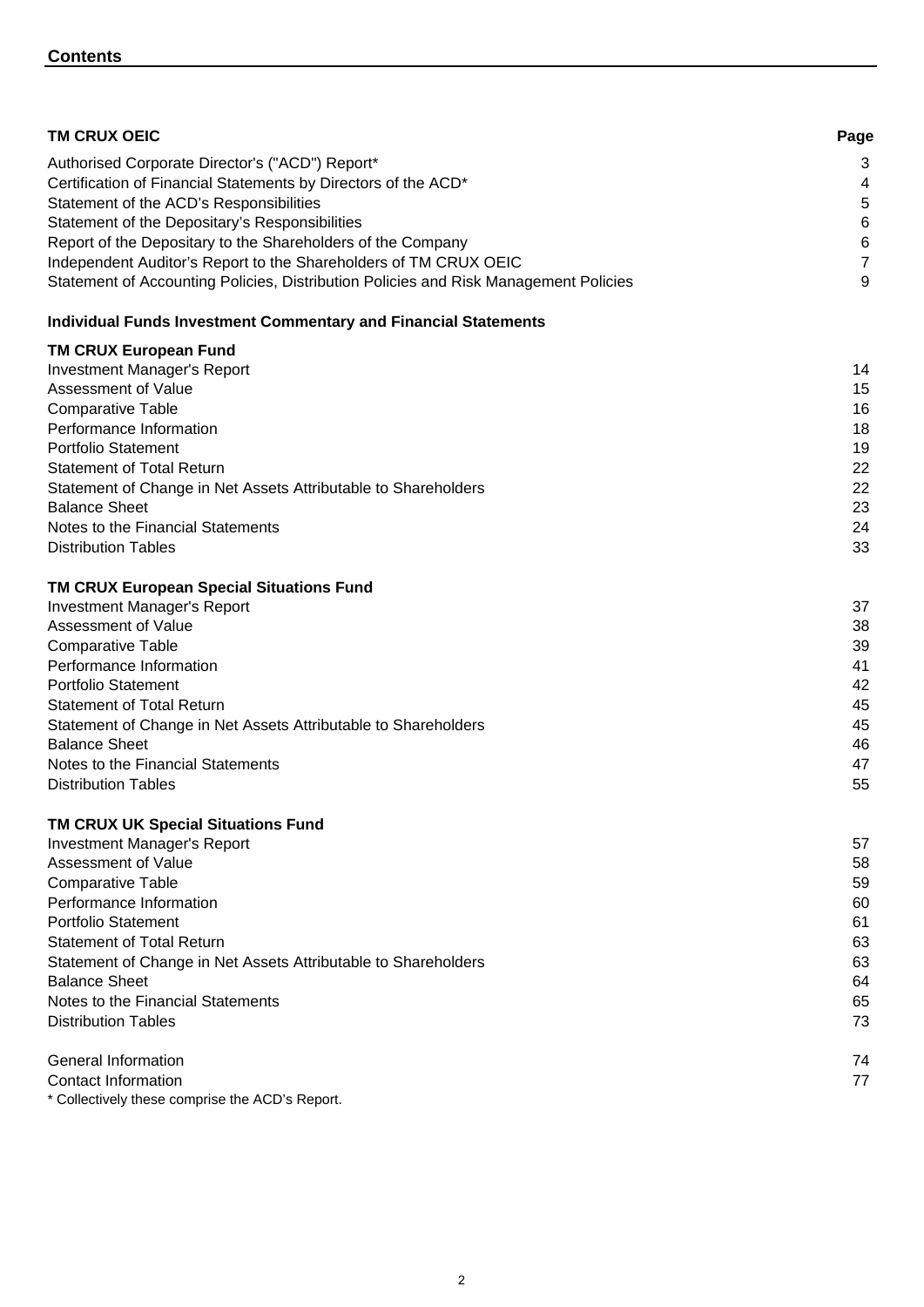## Contents

| TM CRUX OEIC | Page |
|---|---|
| Authorised Corporate Director's ("ACD") Report* | 3 |
| Certification of Financial Statements by Directors of the ACD* | 4 |
| Statement of the ACD's Responsibilities | 5 |
| Statement of the Depositary's Responsibilities | 6 |
| Report of the Depositary to the Shareholders of the Company | 6 |
| Independent Auditor's Report to the Shareholders of TM CRUX OEIC | 7 |
| Statement of Accounting Policies, Distribution Policies and Risk Management Policies | 9 |

**Individual Funds Investment Commentary and Financial Statements**

| TM CRUX European Fund | |
|---|---|
| Investment Manager's Report | 14 |
| Assessment of Value | 15 |
| Comparative Table | 16 |
| Performance Information | 18 |
| Portfolio Statement | 19 |
| Statement of Total Return | 22 |
| Statement of Change in Net Assets Attributable to Shareholders | 22 |
| Balance Sheet | 23 |
| Notes to the Financial Statements | 24 |
| Distribution Tables | 33 |

| TM CRUX European Special Situations Fund | |
|---|---|
| Investment Manager's Report | 37 |
| Assessment of Value | 38 |
| Comparative Table | 39 |
| Performance Information | 41 |
| Portfolio Statement | 42 |
| Statement of Total Return | 45 |
| Statement of Change in Net Assets Attributable to Shareholders | 45 |
| Balance Sheet | 46 |
| Notes to the Financial Statements | 47 |
| Distribution Tables | 55 |

| TM CRUX UK Special Situations Fund | |
|---|---|
| Investment Manager's Report | 57 |
| Assessment of Value | 58 |
| Comparative Table | 59 |
| Performance Information | 60 |
| Portfolio Statement | 61 |
| Statement of Total Return | 63 |
| Statement of Change in Net Assets Attributable to Shareholders | 63 |
| Balance Sheet | 64 |
| Notes to the Financial Statements | 65 |
| Distribution Tables | 73 |

| | |
|---|---|
| General Information | 74 |
| Contact Information | 77 |

* Collectively these comprise the ACD's Report.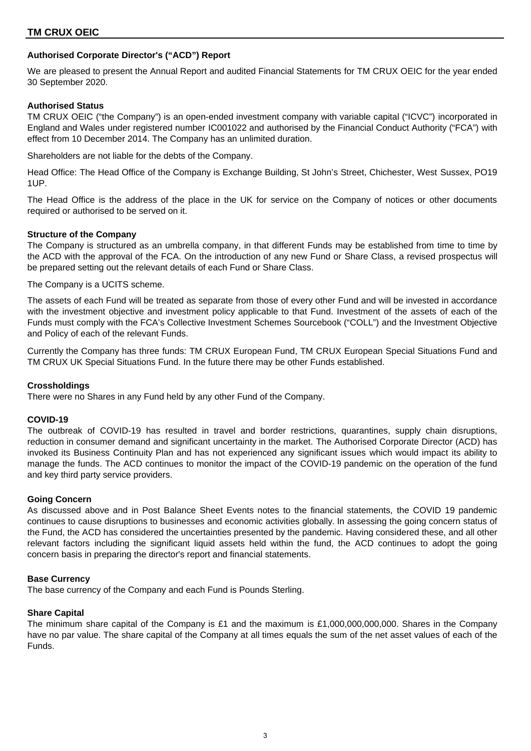## Authorised Corporate Director's ("ACD") Report

We are pleased to present the Annual Report and audited Financial Statements for TM CRUX OEIC for the year ended 30 September 2020.

### Authorised Status

TM CRUX OEIC ("the Company") is an open-ended investment company with variable capital ("ICVC") incorporated in England and Wales under registered number IC001022 and authorised by the Financial Conduct Authority ("FCA") with effect from 10 December 2014. The Company has an unlimited duration.

Shareholders are not liable for the debts of the Company.

Head Office: The Head Office of the Company is Exchange Building, St John's Street, Chichester, West Sussex, PO19 1UP.

The Head Office is the address of the place in the UK for service on the Company of notices or other documents required or authorised to be served on it.

### Structure of the Company

The Company is structured as an umbrella company, in that different Funds may be established from time to time by the ACD with the approval of the FCA. On the introduction of any new Fund or Share Class, a revised prospectus will be prepared setting out the relevant details of each Fund or Share Class.

The Company is a UCITS scheme.

The assets of each Fund will be treated as separate from those of every other Fund and will be invested in accordance with the investment objective and investment policy applicable to that Fund. Investment of the assets of each of the Funds must comply with the FCA's Collective Investment Schemes Sourcebook ("COLL") and the Investment Objective and Policy of each of the relevant Funds.

Currently the Company has three funds: TM CRUX European Fund, TM CRUX European Special Situations Fund and TM CRUX UK Special Situations Fund. In the future there may be other Funds established.

### Crossholdings

There were no Shares in any Fund held by any other Fund of the Company.

### COVID-19

The outbreak of COVID-19 has resulted in travel and border restrictions, quarantines, supply chain disruptions, reduction in consumer demand and significant uncertainty in the market. The Authorised Corporate Director (ACD) has invoked its Business Continuity Plan and has not experienced any significant issues which would impact its ability to manage the funds. The ACD continues to monitor the impact of the COVID-19 pandemic on the operation of the fund and key third party service providers.

### Going Concern

As discussed above and in Post Balance Sheet Events notes to the financial statements, the COVID 19 pandemic continues to cause disruptions to businesses and economic activities globally. In assessing the going concern status of the Fund, the ACD has considered the uncertainties presented by the pandemic. Having considered these, and all other relevant factors including the significant liquid assets held within the fund, the ACD continues to adopt the going concern basis in preparing the director's report and financial statements.

### Base Currency

The base currency of the Company and each Fund is Pounds Sterling.

### Share Capital

The minimum share capital of the Company is £1 and the maximum is £1,000,000,000,000. Shares in the Company have no par value. The share capital of the Company at all times equals the sum of the net asset values of each of the Funds.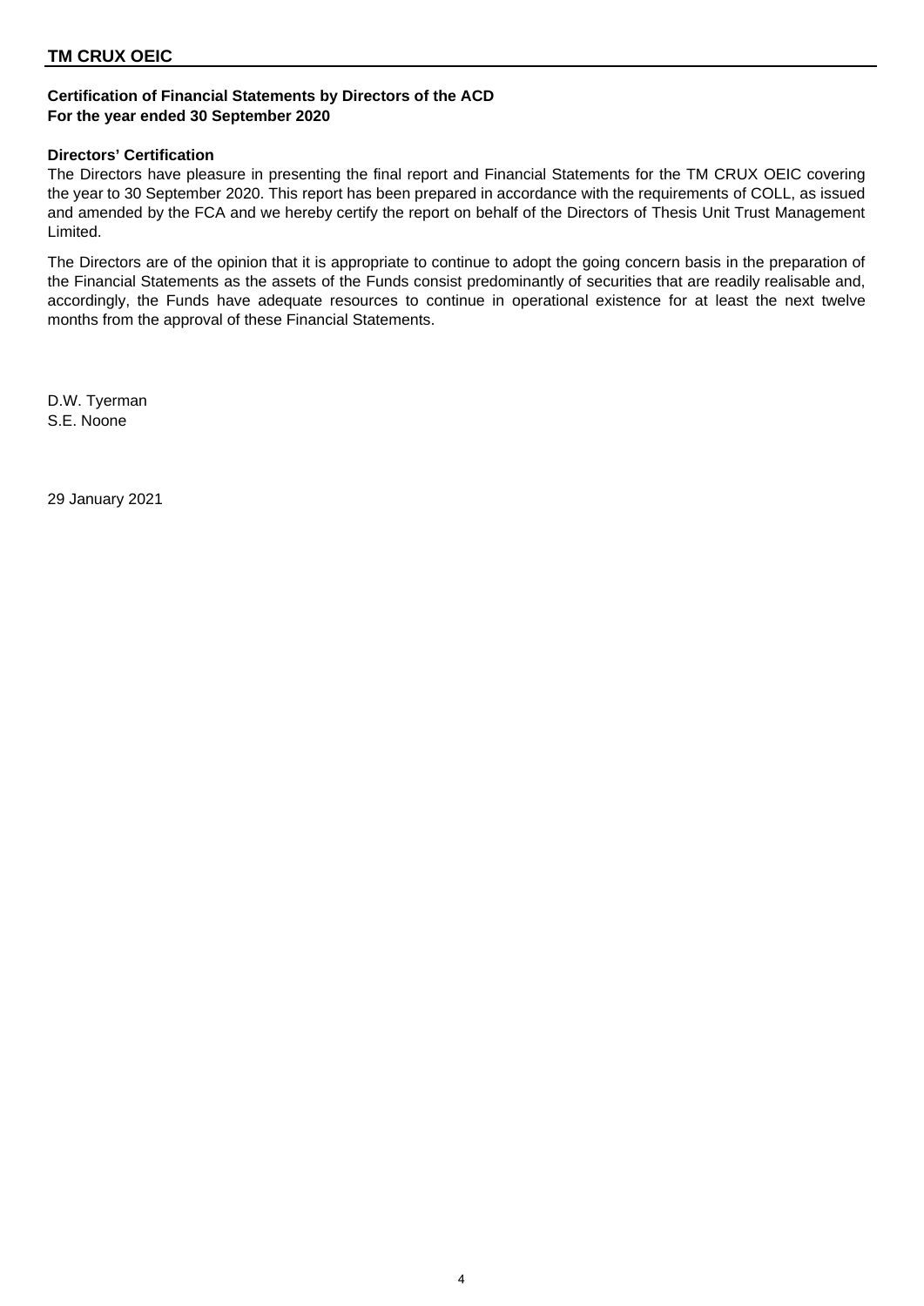## Certification of Financial Statements by Directors of the ACD
## For the year ended 30 September 2020

### Directors' Certification

The Directors have pleasure in presenting the final report and Financial Statements for the TM CRUX OEIC covering the year to 30 September 2020. This report has been prepared in accordance with the requirements of COLL, as issued and amended by the FCA and we hereby certify the report on behalf of the Directors of Thesis Unit Trust Management Limited.

The Directors are of the opinion that it is appropriate to continue to adopt the going concern basis in the preparation of the Financial Statements as the assets of the Funds consist predominantly of securities that are readily realisable and, accordingly, the Funds have adequate resources to continue in operational existence for at least the next twelve months from the approval of these Financial Statements.

D.W. Tyerman
S.E. Noone

29 January 2021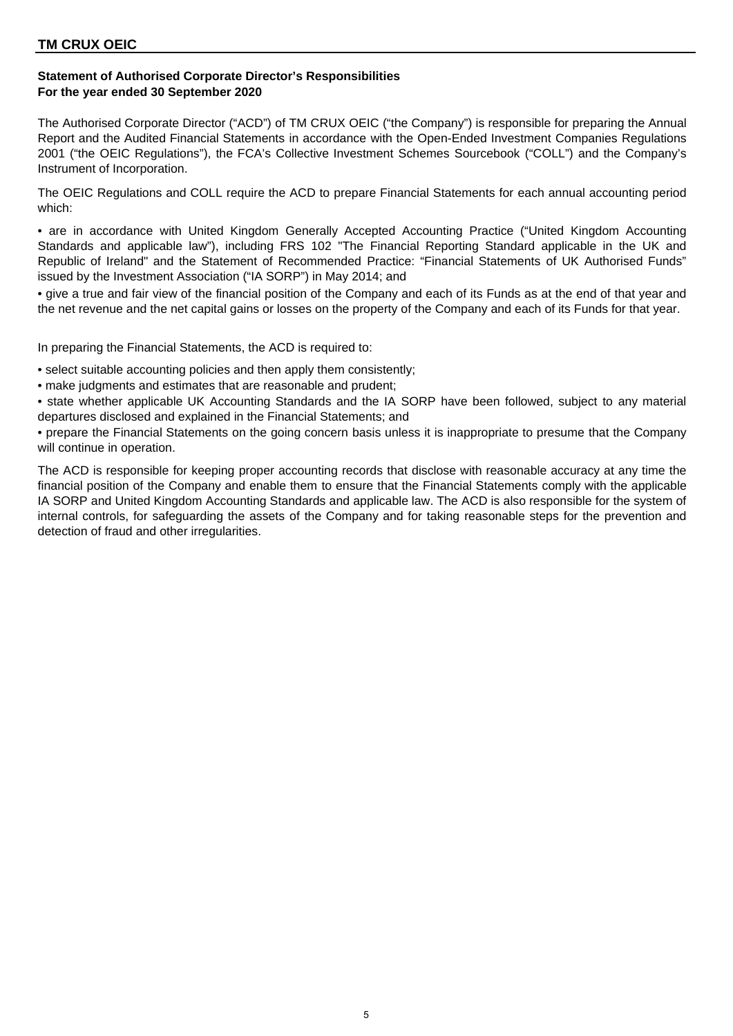## Statement of Authorised Corporate Director's Responsibilities
## For the year ended 30 September 2020

The Authorised Corporate Director ("ACD") of TM CRUX OEIC ("the Company") is responsible for preparing the Annual Report and the Audited Financial Statements in accordance with the Open-Ended Investment Companies Regulations 2001 ("the OEIC Regulations"), the FCA's Collective Investment Schemes Sourcebook ("COLL") and the Company's Instrument of Incorporation.

The OEIC Regulations and COLL require the ACD to prepare Financial Statements for each annual accounting period which:

• are in accordance with United Kingdom Generally Accepted Accounting Practice ("United Kingdom Accounting Standards and applicable law"), including FRS 102 "The Financial Reporting Standard applicable in the UK and Republic of Ireland" and the Statement of Recommended Practice: "Financial Statements of UK Authorised Funds" issued by the Investment Association ("IA SORP") in May 2014; and

• give a true and fair view of the financial position of the Company and each of its Funds as at the end of that year and the net revenue and the net capital gains or losses on the property of the Company and each of its Funds for that year.

In preparing the Financial Statements, the ACD is required to:

• select suitable accounting policies and then apply them consistently;

• make judgments and estimates that are reasonable and prudent;

• state whether applicable UK Accounting Standards and the IA SORP have been followed, subject to any material departures disclosed and explained in the Financial Statements; and

• prepare the Financial Statements on the going concern basis unless it is inappropriate to presume that the Company will continue in operation.

The ACD is responsible for keeping proper accounting records that disclose with reasonable accuracy at any time the financial position of the Company and enable them to ensure that the Financial Statements comply with the applicable IA SORP and United Kingdom Accounting Standards and applicable law. The ACD is also responsible for the system of internal controls, for safeguarding the assets of the Company and for taking reasonable steps for the prevention and detection of fraud and other irregularities.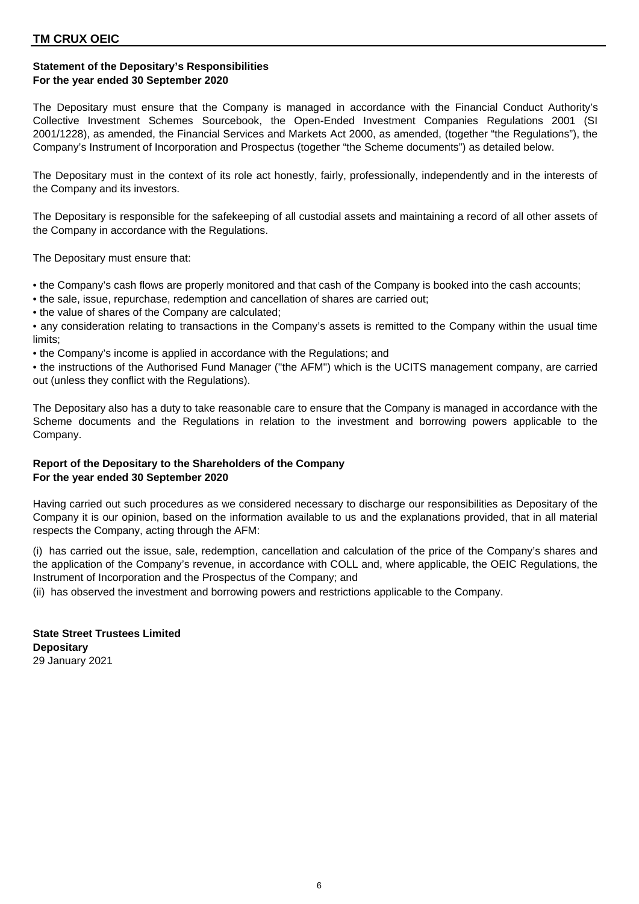## Statement of the Depositary's Responsibilities
## For the year ended 30 September 2020

The Depositary must ensure that the Company is managed in accordance with the Financial Conduct Authority's Collective Investment Schemes Sourcebook, the Open-Ended Investment Companies Regulations 2001 (SI 2001/1228), as amended, the Financial Services and Markets Act 2000, as amended, (together "the Regulations"), the Company's Instrument of Incorporation and Prospectus (together "the Scheme documents") as detailed below.

The Depositary must in the context of its role act honestly, fairly, professionally, independently and in the interests of the Company and its investors.

The Depositary is responsible for the safekeeping of all custodial assets and maintaining a record of all other assets of the Company in accordance with the Regulations.

The Depositary must ensure that:

- the Company's cash flows are properly monitored and that cash of the Company is booked into the cash accounts;
- the sale, issue, repurchase, redemption and cancellation of shares are carried out;
- the value of shares of the Company are calculated;
- any consideration relating to transactions in the Company's assets is remitted to the Company within the usual time limits;
- the Company's income is applied in accordance with the Regulations; and
- the instructions of the Authorised Fund Manager ("the AFM") which is the UCITS management company, are carried out (unless they conflict with the Regulations).

The Depositary also has a duty to take reasonable care to ensure that the Company is managed in accordance with the Scheme documents and the Regulations in relation to the investment and borrowing powers applicable to the Company.

## Report of the Depositary to the Shareholders of the Company
## For the year ended 30 September 2020

Having carried out such procedures as we considered necessary to discharge our responsibilities as Depositary of the Company it is our opinion, based on the information available to us and the explanations provided, that in all material respects the Company, acting through the AFM:

(i) has carried out the issue, sale, redemption, cancellation and calculation of the price of the Company's shares and the application of the Company's revenue, in accordance with COLL and, where applicable, the OEIC Regulations, the Instrument of Incorporation and the Prospectus of the Company; and

(ii) has observed the investment and borrowing powers and restrictions applicable to the Company.

**State Street Trustees Limited**
**Depositary**
29 January 2021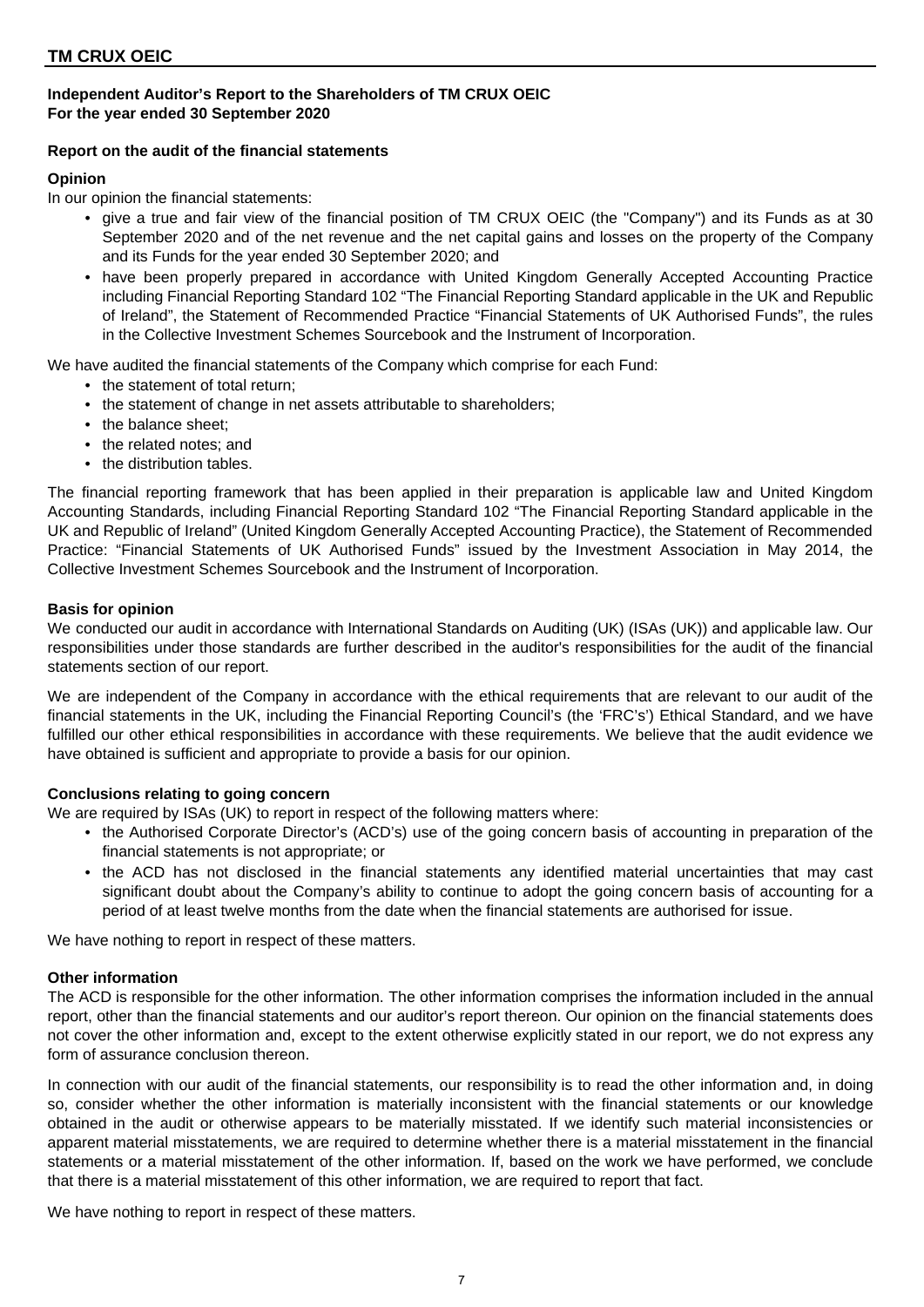## Independent Auditor's Report to the Shareholders of TM CRUX OEIC
## For the year ended 30 September 2020

### Report on the audit of the financial statements

#### Opinion

In our opinion the financial statements:

- give a true and fair view of the financial position of TM CRUX OEIC (the "Company") and its Funds as at 30 September 2020 and of the net revenue and the net capital gains and losses on the property of the Company and its Funds for the year ended 30 September 2020; and
- have been properly prepared in accordance with United Kingdom Generally Accepted Accounting Practice including Financial Reporting Standard 102 "The Financial Reporting Standard applicable in the UK and Republic of Ireland", the Statement of Recommended Practice "Financial Statements of UK Authorised Funds", the rules in the Collective Investment Schemes Sourcebook and the Instrument of Incorporation.

We have audited the financial statements of the Company which comprise for each Fund:

- the statement of total return;
- the statement of change in net assets attributable to shareholders;
- the balance sheet;
- the related notes; and
- the distribution tables.

The financial reporting framework that has been applied in their preparation is applicable law and United Kingdom Accounting Standards, including Financial Reporting Standard 102 "The Financial Reporting Standard applicable in the UK and Republic of Ireland" (United Kingdom Generally Accepted Accounting Practice), the Statement of Recommended Practice: "Financial Statements of UK Authorised Funds" issued by the Investment Association in May 2014, the Collective Investment Schemes Sourcebook and the Instrument of Incorporation.

#### Basis for opinion

We conducted our audit in accordance with International Standards on Auditing (UK) (ISAs (UK)) and applicable law. Our responsibilities under those standards are further described in the auditor's responsibilities for the audit of the financial statements section of our report.

We are independent of the Company in accordance with the ethical requirements that are relevant to our audit of the financial statements in the UK, including the Financial Reporting Council's (the 'FRC's') Ethical Standard, and we have fulfilled our other ethical responsibilities in accordance with these requirements. We believe that the audit evidence we have obtained is sufficient and appropriate to provide a basis for our opinion.

#### Conclusions relating to going concern

We are required by ISAs (UK) to report in respect of the following matters where:

- the Authorised Corporate Director's (ACD's) use of the going concern basis of accounting in preparation of the financial statements is not appropriate; or
- the ACD has not disclosed in the financial statements any identified material uncertainties that may cast significant doubt about the Company's ability to continue to adopt the going concern basis of accounting for a period of at least twelve months from the date when the financial statements are authorised for issue.

We have nothing to report in respect of these matters.

#### Other information

The ACD is responsible for the other information. The other information comprises the information included in the annual report, other than the financial statements and our auditor's report thereon. Our opinion on the financial statements does not cover the other information and, except to the extent otherwise explicitly stated in our report, we do not express any form of assurance conclusion thereon.

In connection with our audit of the financial statements, our responsibility is to read the other information and, in doing so, consider whether the other information is materially inconsistent with the financial statements or our knowledge obtained in the audit or otherwise appears to be materially misstated. If we identify such material inconsistencies or apparent material misstatements, we are required to determine whether there is a material misstatement in the financial statements or a material misstatement of the other information. If, based on the work we have performed, we conclude that there is a material misstatement of this other information, we are required to report that fact.

We have nothing to report in respect of these matters.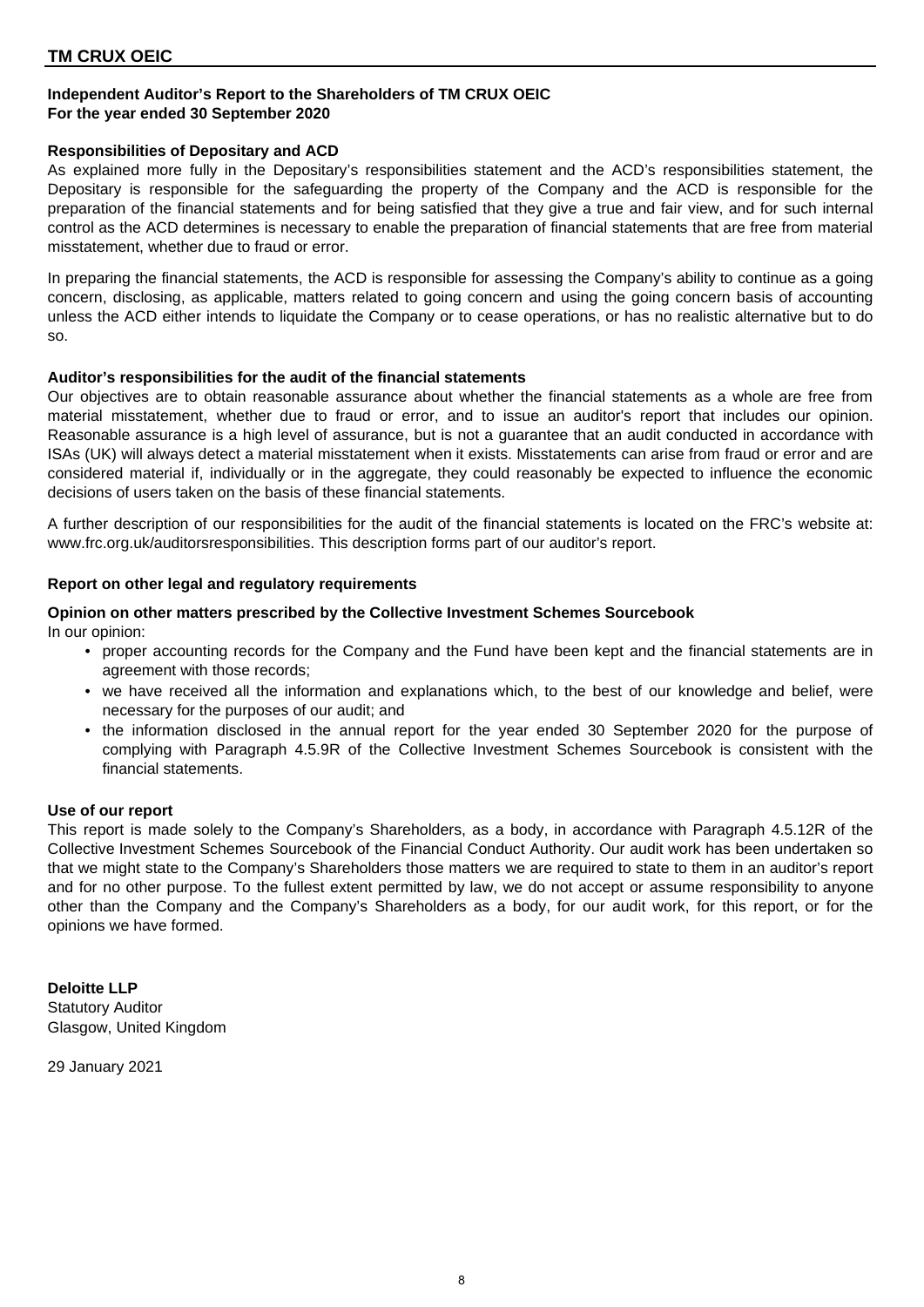**Independent Auditor's Report to the Shareholders of TM CRUX OEIC**
**For the year ended 30 September 2020**

**Responsibilities of Depositary and ACD**

As explained more fully in the Depositary's responsibilities statement and the ACD's responsibilities statement, the Depositary is responsible for the safeguarding the property of the Company and the ACD is responsible for the preparation of the financial statements and for being satisfied that they give a true and fair view, and for such internal control as the ACD determines is necessary to enable the preparation of financial statements that are free from material misstatement, whether due to fraud or error.

In preparing the financial statements, the ACD is responsible for assessing the Company's ability to continue as a going concern, disclosing, as applicable, matters related to going concern and using the going concern basis of accounting unless the ACD either intends to liquidate the Company or to cease operations, or has no realistic alternative but to do so.

**Auditor's responsibilities for the audit of the financial statements**

Our objectives are to obtain reasonable assurance about whether the financial statements as a whole are free from material misstatement, whether due to fraud or error, and to issue an auditor's report that includes our opinion. Reasonable assurance is a high level of assurance, but is not a guarantee that an audit conducted in accordance with ISAs (UK) will always detect a material misstatement when it exists. Misstatements can arise from fraud or error and are considered material if, individually or in the aggregate, they could reasonably be expected to influence the economic decisions of users taken on the basis of these financial statements.

A further description of our responsibilities for the audit of the financial statements is located on the FRC's website at: www.frc.org.uk/auditorsresponsibilities. This description forms part of our auditor's report.

**Report on other legal and regulatory requirements**

**Opinion on other matters prescribed by the Collective Investment Schemes Sourcebook**

In our opinion:

- proper accounting records for the Company and the Fund have been kept and the financial statements are in agreement with those records;
- we have received all the information and explanations which, to the best of our knowledge and belief, were necessary for the purposes of our audit; and
- the information disclosed in the annual report for the year ended 30 September 2020 for the purpose of complying with Paragraph 4.5.9R of the Collective Investment Schemes Sourcebook is consistent with the financial statements.

**Use of our report**

This report is made solely to the Company's Shareholders, as a body, in accordance with Paragraph 4.5.12R of the Collective Investment Schemes Sourcebook of the Financial Conduct Authority. Our audit work has been undertaken so that we might state to the Company's Shareholders those matters we are required to state to them in an auditor's report and for no other purpose. To the fullest extent permitted by law, we do not accept or assume responsibility to anyone other than the Company and the Company's Shareholders as a body, for our audit work, for this report, or for the opinions we have formed.

**Deloitte LLP**
Statutory Auditor
Glasgow, United Kingdom

29 January 2021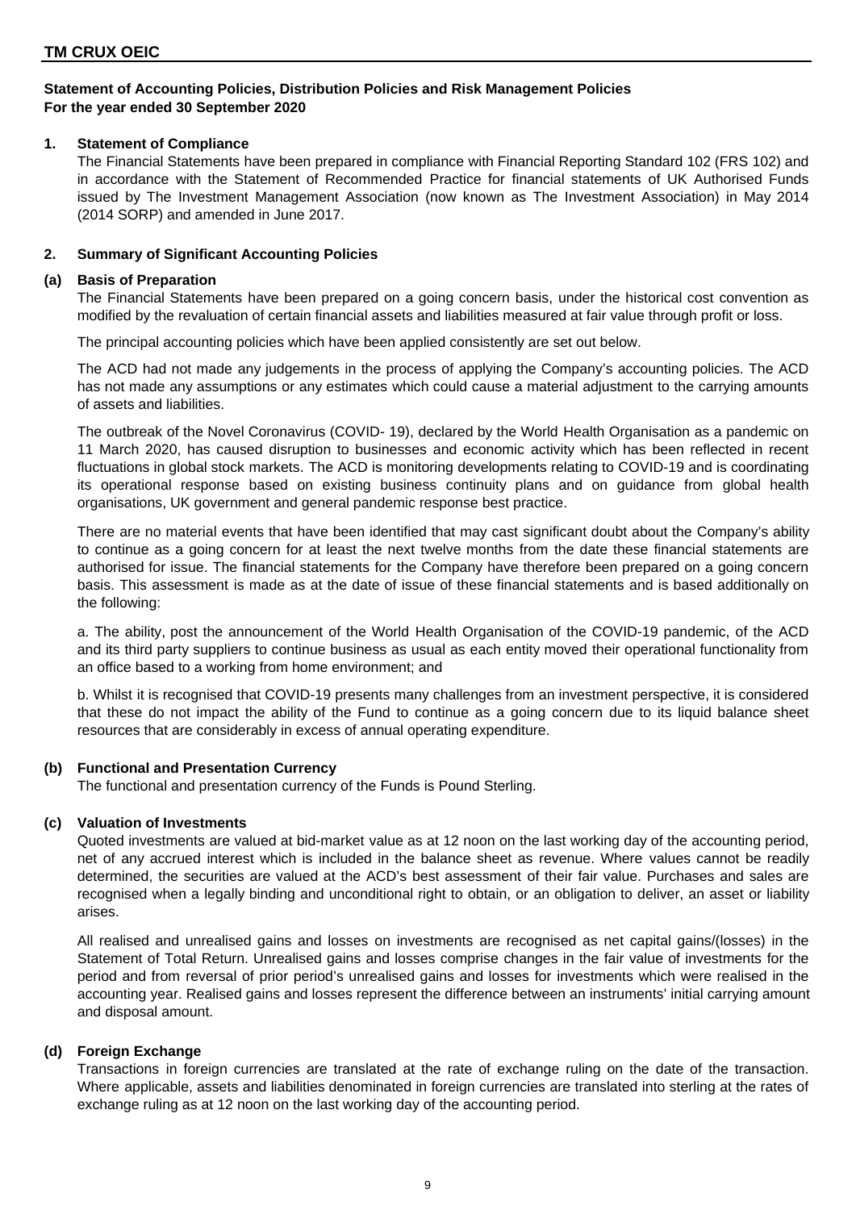# TM CRUX OEIC

**Statement of Accounting Policies, Distribution Policies and Risk Management Policies**
**For the year ended 30 September 2020**

## 1. Statement of Compliance

The Financial Statements have been prepared in compliance with Financial Reporting Standard 102 (FRS 102) and in accordance with the Statement of Recommended Practice for financial statements of UK Authorised Funds issued by The Investment Management Association (now known as The Investment Association) in May 2014 (2014 SORP) and amended in June 2017.

## 2. Summary of Significant Accounting Policies

### (a) Basis of Preparation

The Financial Statements have been prepared on a going concern basis, under the historical cost convention as modified by the revaluation of certain financial assets and liabilities measured at fair value through profit or loss.

The principal accounting policies which have been applied consistently are set out below.

The ACD had not made any judgements in the process of applying the Company's accounting policies. The ACD has not made any assumptions or any estimates which could cause a material adjustment to the carrying amounts of assets and liabilities.

The outbreak of the Novel Coronavirus (COVID- 19), declared by the World Health Organisation as a pandemic on 11 March 2020, has caused disruption to businesses and economic activity which has been reflected in recent fluctuations in global stock markets. The ACD is monitoring developments relating to COVID-19 and is coordinating its operational response based on existing business continuity plans and on guidance from global health organisations, UK government and general pandemic response best practice.

There are no material events that have been identified that may cast significant doubt about the Company's ability to continue as a going concern for at least the next twelve months from the date these financial statements are authorised for issue. The financial statements for the Company have therefore been prepared on a going concern basis. This assessment is made as at the date of issue of these financial statements and is based additionally on the following:

a. The ability, post the announcement of the World Health Organisation of the COVID-19 pandemic, of the ACD and its third party suppliers to continue business as usual as each entity moved their operational functionality from an office based to a working from home environment; and

b. Whilst it is recognised that COVID-19 presents many challenges from an investment perspective, it is considered that these do not impact the ability of the Fund to continue as a going concern due to its liquid balance sheet resources that are considerably in excess of annual operating expenditure.

### (b) Functional and Presentation Currency

The functional and presentation currency of the Funds is Pound Sterling.

### (c) Valuation of Investments

Quoted investments are valued at bid-market value as at 12 noon on the last working day of the accounting period, net of any accrued interest which is included in the balance sheet as revenue. Where values cannot be readily determined, the securities are valued at the ACD's best assessment of their fair value. Purchases and sales are recognised when a legally binding and unconditional right to obtain, or an obligation to deliver, an asset or liability arises.

All realised and unrealised gains and losses on investments are recognised as net capital gains/(losses) in the Statement of Total Return. Unrealised gains and losses comprise changes in the fair value of investments for the period and from reversal of prior period's unrealised gains and losses for investments which were realised in the accounting year. Realised gains and losses represent the difference between an instruments' initial carrying amount and disposal amount.

### (d) Foreign Exchange

Transactions in foreign currencies are translated at the rate of exchange ruling on the date of the transaction. Where applicable, assets and liabilities denominated in foreign currencies are translated into sterling at the rates of exchange ruling as at 12 noon on the last working day of the accounting period.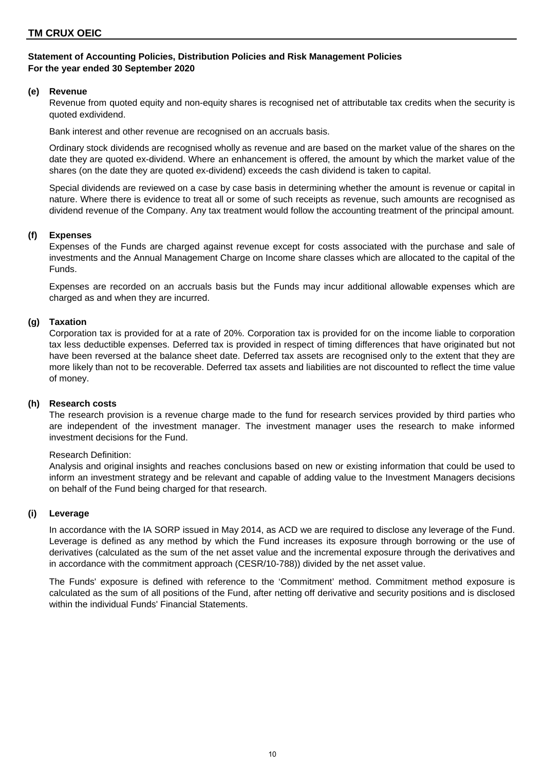**TM CRUX OEIC**

**Statement of Accounting Policies, Distribution Policies and Risk Management Policies**
**For the year ended 30 September 2020**

**(e) Revenue**

Revenue from quoted equity and non-equity shares is recognised net of attributable tax credits when the security is quoted exdividend.

Bank interest and other revenue are recognised on an accruals basis.

Ordinary stock dividends are recognised wholly as revenue and are based on the market value of the shares on the date they are quoted ex-dividend. Where an enhancement is offered, the amount by which the market value of the shares (on the date they are quoted ex-dividend) exceeds the cash dividend is taken to capital.

Special dividends are reviewed on a case by case basis in determining whether the amount is revenue or capital in nature. Where there is evidence to treat all or some of such receipts as revenue, such amounts are recognised as dividend revenue of the Company. Any tax treatment would follow the accounting treatment of the principal amount.

**(f) Expenses**

Expenses of the Funds are charged against revenue except for costs associated with the purchase and sale of investments and the Annual Management Charge on Income share classes which are allocated to the capital of the Funds.

Expenses are recorded on an accruals basis but the Funds may incur additional allowable expenses which are charged as and when they are incurred.

**(g) Taxation**

Corporation tax is provided for at a rate of 20%. Corporation tax is provided for on the income liable to corporation tax less deductible expenses. Deferred tax is provided in respect of timing differences that have originated but not have been reversed at the balance sheet date. Deferred tax assets are recognised only to the extent that they are more likely than not to be recoverable. Deferred tax assets and liabilities are not discounted to reflect the time value of money.

**(h) Research costs**

The research provision is a revenue charge made to the fund for research services provided by third parties who are independent of the investment manager. The investment manager uses the research to make informed investment decisions for the Fund.

Research Definition:
Analysis and original insights and reaches conclusions based on new or existing information that could be used to inform an investment strategy and be relevant and capable of adding value to the Investment Managers decisions on behalf of the Fund being charged for that research.

**(i) Leverage**

In accordance with the IA SORP issued in May 2014, as ACD we are required to disclose any leverage of the Fund. Leverage is defined as any method by which the Fund increases its exposure through borrowing or the use of derivatives (calculated as the sum of the net asset value and the incremental exposure through the derivatives and in accordance with the commitment approach (CESR/10-788)) divided by the net asset value.

The Funds' exposure is defined with reference to the 'Commitment' method. Commitment method exposure is calculated as the sum of all positions of the Fund, after netting off derivative and security positions and is disclosed within the individual Funds' Financial Statements.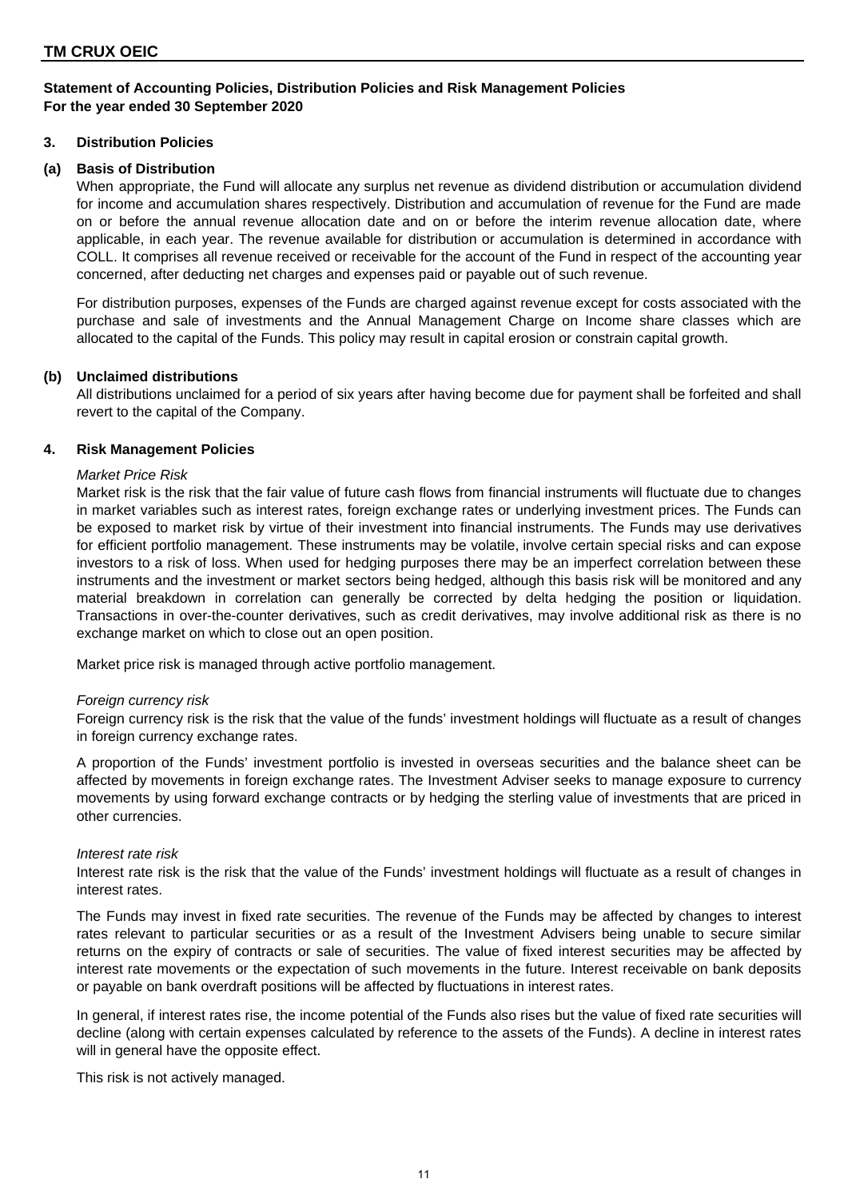**TM CRUX OEIC**

**Statement of Accounting Policies, Distribution Policies and Risk Management Policies**
**For the year ended 30 September 2020**

## 3. Distribution Policies

### (a) Basis of Distribution

When appropriate, the Fund will allocate any surplus net revenue as dividend distribution or accumulation dividend for income and accumulation shares respectively. Distribution and accumulation of revenue for the Fund are made on or before the annual revenue allocation date and on or before the interim revenue allocation date, where applicable, in each year. The revenue available for distribution or accumulation is determined in accordance with COLL. It comprises all revenue received or receivable for the account of the Fund in respect of the accounting year concerned, after deducting net charges and expenses paid or payable out of such revenue.

For distribution purposes, expenses of the Funds are charged against revenue except for costs associated with the purchase and sale of investments and the Annual Management Charge on Income share classes which are allocated to the capital of the Funds. This policy may result in capital erosion or constrain capital growth.

### (b) Unclaimed distributions

All distributions unclaimed for a period of six years after having become due for payment shall be forfeited and shall revert to the capital of the Company.

## 4. Risk Management Policies

*Market Price Risk*

Market risk is the risk that the fair value of future cash flows from financial instruments will fluctuate due to changes in market variables such as interest rates, foreign exchange rates or underlying investment prices. The Funds can be exposed to market risk by virtue of their investment into financial instruments. The Funds may use derivatives for efficient portfolio management. These instruments may be volatile, involve certain special risks and can expose investors to a risk of loss. When used for hedging purposes there may be an imperfect correlation between these instruments and the investment or market sectors being hedged, although this basis risk will be monitored and any material breakdown in correlation can generally be corrected by delta hedging the position or liquidation. Transactions in over-the-counter derivatives, such as credit derivatives, may involve additional risk as there is no exchange market on which to close out an open position.

Market price risk is managed through active portfolio management.

*Foreign currency risk*

Foreign currency risk is the risk that the value of the funds' investment holdings will fluctuate as a result of changes in foreign currency exchange rates.

A proportion of the Funds' investment portfolio is invested in overseas securities and the balance sheet can be affected by movements in foreign exchange rates. The Investment Adviser seeks to manage exposure to currency movements by using forward exchange contracts or by hedging the sterling value of investments that are priced in other currencies.

*Interest rate risk*

Interest rate risk is the risk that the value of the Funds' investment holdings will fluctuate as a result of changes in interest rates.

The Funds may invest in fixed rate securities. The revenue of the Funds may be affected by changes to interest rates relevant to particular securities or as a result of the Investment Advisers being unable to secure similar returns on the expiry of contracts or sale of securities. The value of fixed interest securities may be affected by interest rate movements or the expectation of such movements in the future. Interest receivable on bank deposits or payable on bank overdraft positions will be affected by fluctuations in interest rates.

In general, if interest rates rise, the income potential of the Funds also rises but the value of fixed rate securities will decline (along with certain expenses calculated by reference to the assets of the Funds). A decline in interest rates will in general have the opposite effect.

This risk is not actively managed.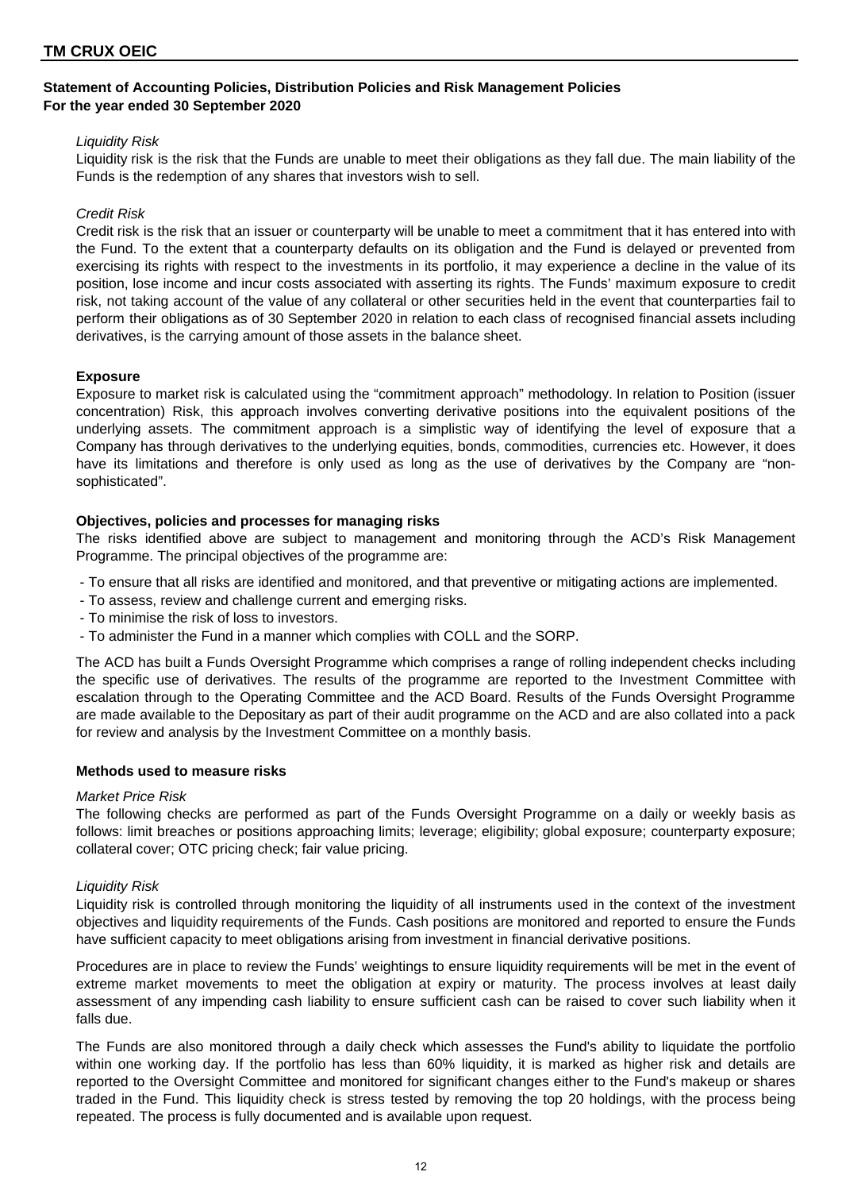## Statement of Accounting Policies, Distribution Policies and Risk Management Policies
## For the year ended 30 September 2020

*Liquidity Risk*

Liquidity risk is the risk that the Funds are unable to meet their obligations as they fall due. The main liability of the Funds is the redemption of any shares that investors wish to sell.

*Credit Risk*

Credit risk is the risk that an issuer or counterparty will be unable to meet a commitment that it has entered into with the Fund. To the extent that a counterparty defaults on its obligation and the Fund is delayed or prevented from exercising its rights with respect to the investments in its portfolio, it may experience a decline in the value of its position, lose income and incur costs associated with asserting its rights. The Funds' maximum exposure to credit risk, not taking account of the value of any collateral or other securities held in the event that counterparties fail to perform their obligations as of 30 September 2020 in relation to each class of recognised financial assets including derivatives, is the carrying amount of those assets in the balance sheet.

**Exposure**

Exposure to market risk is calculated using the "commitment approach" methodology. In relation to Position (issuer concentration) Risk, this approach involves converting derivative positions into the equivalent positions of the underlying assets. The commitment approach is a simplistic way of identifying the level of exposure that a Company has through derivatives to the underlying equities, bonds, commodities, currencies etc. However, it does have its limitations and therefore is only used as long as the use of derivatives by the Company are "non-sophisticated".

**Objectives, policies and processes for managing risks**

The risks identified above are subject to management and monitoring through the ACD's Risk Management Programme. The principal objectives of the programme are:

- To ensure that all risks are identified and monitored, and that preventive or mitigating actions are implemented.
- To assess, review and challenge current and emerging risks.
- To minimise the risk of loss to investors.
- To administer the Fund in a manner which complies with COLL and the SORP.

The ACD has built a Funds Oversight Programme which comprises a range of rolling independent checks including the specific use of derivatives. The results of the programme are reported to the Investment Committee with escalation through to the Operating Committee and the ACD Board. Results of the Funds Oversight Programme are made available to the Depositary as part of their audit programme on the ACD and are also collated into a pack for review and analysis by the Investment Committee on a monthly basis.

**Methods used to measure risks**

*Market Price Risk*

The following checks are performed as part of the Funds Oversight Programme on a daily or weekly basis as follows: limit breaches or positions approaching limits; leverage; eligibility; global exposure; counterparty exposure; collateral cover; OTC pricing check; fair value pricing.

*Liquidity Risk*

Liquidity risk is controlled through monitoring the liquidity of all instruments used in the context of the investment objectives and liquidity requirements of the Funds. Cash positions are monitored and reported to ensure the Funds have sufficient capacity to meet obligations arising from investment in financial derivative positions.

Procedures are in place to review the Funds' weightings to ensure liquidity requirements will be met in the event of extreme market movements to meet the obligation at expiry or maturity. The process involves at least daily assessment of any impending cash liability to ensure sufficient cash can be raised to cover such liability when it falls due.

The Funds are also monitored through a daily check which assesses the Fund's ability to liquidate the portfolio within one working day. If the portfolio has less than 60% liquidity, it is marked as higher risk and details are reported to the Oversight Committee and monitored for significant changes either to the Fund's makeup or shares traded in the Fund. This liquidity check is stress tested by removing the top 20 holdings, with the process being repeated. The process is fully documented and is available upon request.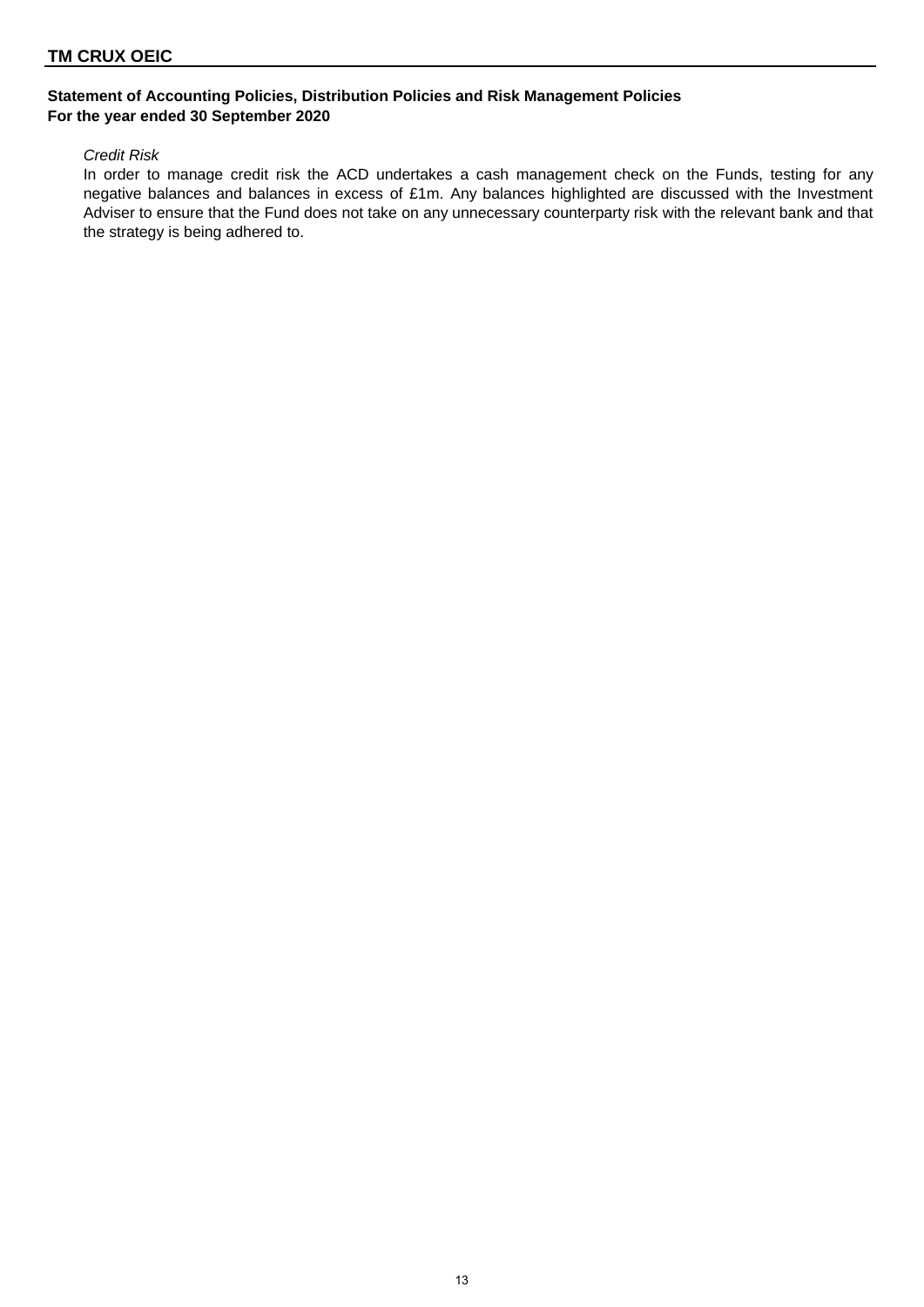## Statement of Accounting Policies, Distribution Policies and Risk Management Policies
## For the year ended 30 September 2020

*Credit Risk*

In order to manage credit risk the ACD undertakes a cash management check on the Funds, testing for any negative balances and balances in excess of £1m. Any balances highlighted are discussed with the Investment Adviser to ensure that the Fund does not take on any unnecessary counterparty risk with the relevant bank and that the strategy is being adhered to.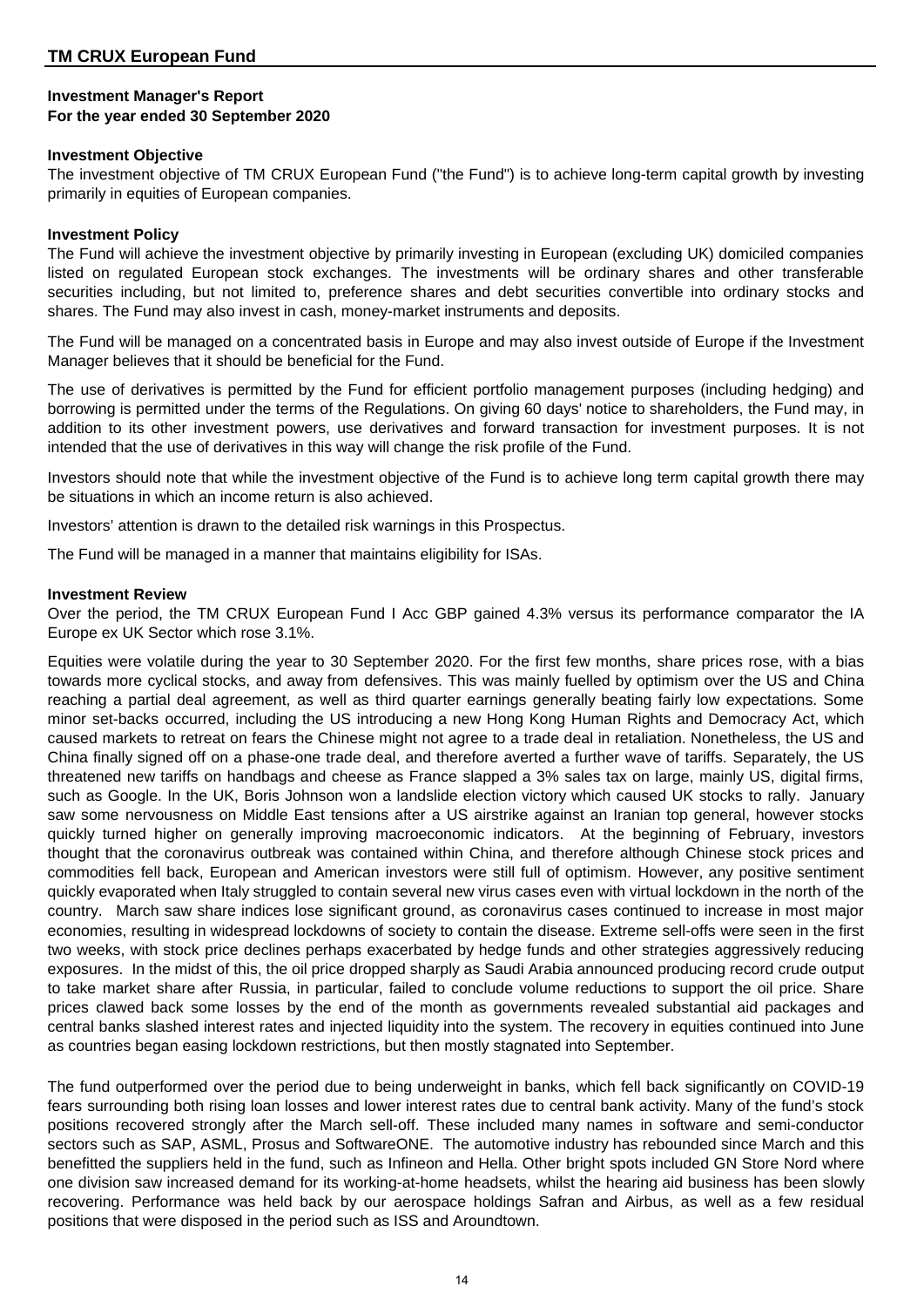## Investment Manager's Report

**For the year ended 30 September 2020**

**Investment Objective**

The investment objective of TM CRUX European Fund ("the Fund") is to achieve long-term capital growth by investing primarily in equities of European companies.

**Investment Policy**

The Fund will achieve the investment objective by primarily investing in European (excluding UK) domiciled companies listed on regulated European stock exchanges. The investments will be ordinary shares and other transferable securities including, but not limited to, preference shares and debt securities convertible into ordinary stocks and shares. The Fund may also invest in cash, money-market instruments and deposits.

The Fund will be managed on a concentrated basis in Europe and may also invest outside of Europe if the Investment Manager believes that it should be beneficial for the Fund.

The use of derivatives is permitted by the Fund for efficient portfolio management purposes (including hedging) and borrowing is permitted under the terms of the Regulations. On giving 60 days' notice to shareholders, the Fund may, in addition to its other investment powers, use derivatives and forward transaction for investment purposes. It is not intended that the use of derivatives in this way will change the risk profile of the Fund.

Investors should note that while the investment objective of the Fund is to achieve long term capital growth there may be situations in which an income return is also achieved.

Investors' attention is drawn to the detailed risk warnings in this Prospectus.

The Fund will be managed in a manner that maintains eligibility for ISAs.

**Investment Review**

Over the period, the TM CRUX European Fund I Acc GBP gained 4.3% versus its performance comparator the IA Europe ex UK Sector which rose 3.1%.

Equities were volatile during the year to 30 September 2020. For the first few months, share prices rose, with a bias towards more cyclical stocks, and away from defensives. This was mainly fuelled by optimism over the US and China reaching a partial deal agreement, as well as third quarter earnings generally beating fairly low expectations. Some minor set-backs occurred, including the US introducing a new Hong Kong Human Rights and Democracy Act, which caused markets to retreat on fears the Chinese might not agree to a trade deal in retaliation. Nonetheless, the US and China finally signed off on a phase-one trade deal, and therefore averted a further wave of tariffs. Separately, the US threatened new tariffs on handbags and cheese as France slapped a 3% sales tax on large, mainly US, digital firms, such as Google. In the UK, Boris Johnson won a landslide election victory which caused UK stocks to rally. January saw some nervousness on Middle East tensions after a US airstrike against an Iranian top general, however stocks quickly turned higher on generally improving macroeconomic indicators. At the beginning of February, investors thought that the coronavirus outbreak was contained within China, and therefore although Chinese stock prices and commodities fell back, European and American investors were still full of optimism. However, any positive sentiment quickly evaporated when Italy struggled to contain several new virus cases even with virtual lockdown in the north of the country. March saw share indices lose significant ground, as coronavirus cases continued to increase in most major economies, resulting in widespread lockdowns of society to contain the disease. Extreme sell-offs were seen in the first two weeks, with stock price declines perhaps exacerbated by hedge funds and other strategies aggressively reducing exposures. In the midst of this, the oil price dropped sharply as Saudi Arabia announced producing record crude output to take market share after Russia, in particular, failed to conclude volume reductions to support the oil price. Share prices clawed back some losses by the end of the month as governments revealed substantial aid packages and central banks slashed interest rates and injected liquidity into the system. The recovery in equities continued into June as countries began easing lockdown restrictions, but then mostly stagnated into September.

The fund outperformed over the period due to being underweight in banks, which fell back significantly on COVID-19 fears surrounding both rising loan losses and lower interest rates due to central bank activity. Many of the fund's stock positions recovered strongly after the March sell-off. These included many names in software and semi-conductor sectors such as SAP, ASML, Prosus and SoftwareONE. The automotive industry has rebounded since March and this benefitted the suppliers held in the fund, such as Infineon and Hella. Other bright spots included GN Store Nord where one division saw increased demand for its working-at-home headsets, whilst the hearing aid business has been slowly recovering. Performance was held back by our aerospace holdings Safran and Airbus, as well as a few residual positions that were disposed in the period such as ISS and Aroundtown.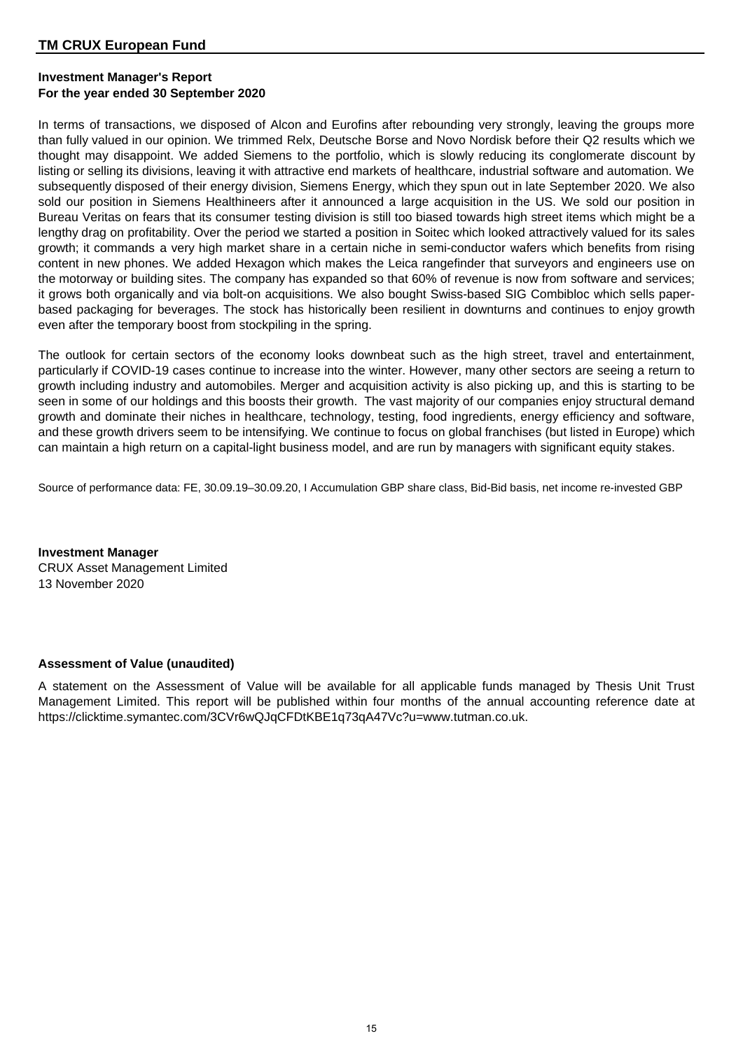## Investment Manager's Report
## For the year ended 30 September 2020

In terms of transactions, we disposed of Alcon and Eurofins after rebounding very strongly, leaving the groups more than fully valued in our opinion. We trimmed Relx, Deutsche Borse and Novo Nordisk before their Q2 results which we thought may disappoint. We added Siemens to the portfolio, which is slowly reducing its conglomerate discount by listing or selling its divisions, leaving it with attractive end markets of healthcare, industrial software and automation. We subsequently disposed of their energy division, Siemens Energy, which they spun out in late September 2020. We also sold our position in Siemens Healthineers after it announced a large acquisition in the US. We sold our position in Bureau Veritas on fears that its consumer testing division is still too biased towards high street items which might be a lengthy drag on profitability. Over the period we started a position in Soitec which looked attractively valued for its sales growth; it commands a very high market share in a certain niche in semi-conductor wafers which benefits from rising content in new phones. We added Hexagon which makes the Leica rangefinder that surveyors and engineers use on the motorway or building sites. The company has expanded so that 60% of revenue is now from software and services; it grows both organically and via bolt-on acquisitions. We also bought Swiss-based SIG Combibloc which sells paper-based packaging for beverages. The stock has historically been resilient in downturns and continues to enjoy growth even after the temporary boost from stockpiling in the spring.

The outlook for certain sectors of the economy looks downbeat such as the high street, travel and entertainment, particularly if COVID-19 cases continue to increase into the winter. However, many other sectors are seeing a return to growth including industry and automobiles. Merger and acquisition activity is also picking up, and this is starting to be seen in some of our holdings and this boosts their growth. The vast majority of our companies enjoy structural demand growth and dominate their niches in healthcare, technology, testing, food ingredients, energy efficiency and software, and these growth drivers seem to be intensifying. We continue to focus on global franchises (but listed in Europe) which can maintain a high return on a capital-light business model, and are run by managers with significant equity stakes.

Source of performance data: FE, 30.09.19–30.09.20, I Accumulation GBP share class, Bid-Bid basis, net income re-invested GBP

**Investment Manager**
CRUX Asset Management Limited
13 November 2020

### Assessment of Value (unaudited)

A statement on the Assessment of Value will be available for all applicable funds managed by Thesis Unit Trust Management Limited. This report will be published within four months of the annual accounting reference date at https://clicktime.symantec.com/3CVr6wQJqCFDtKBE1q73qA47Vc?u=www.tutman.co.uk.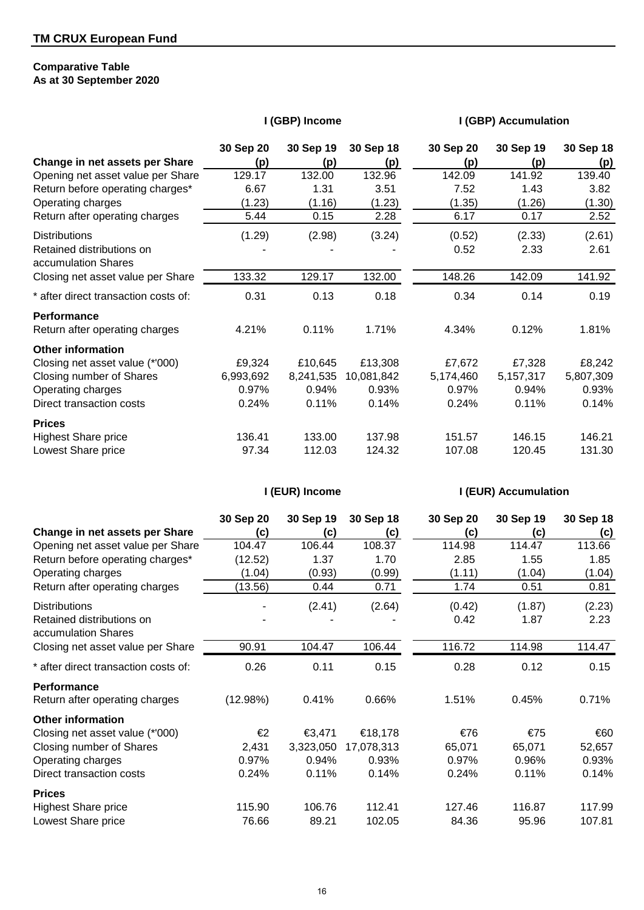**TM CRUX European Fund**

**Comparative Table**
**As at 30 September 2020**

| | I (GBP) Income | | | I (GBP) Accumulation | | |
|---|---|---|---|---|---|---|
| **Change in net assets per Share** | **30 Sep 20 (p)** | **30 Sep 19 (p)** | **30 Sep 18 (p)** | **30 Sep 20 (p)** | **30 Sep 19 (p)** | **30 Sep 18 (p)** |
| Opening net asset value per Share | 129.17 | 132.00 | 132.96 | 142.09 | 141.92 | 139.40 |
| Return before operating charges* | 6.67 | 1.31 | 3.51 | 7.52 | 1.43 | 3.82 |
| Operating charges | (1.23) | (1.16) | (1.23) | (1.35) | (1.26) | (1.30) |
| Return after operating charges | 5.44 | 0.15 | 2.28 | 6.17 | 0.17 | 2.52 |
| Distributions | (1.29) | (2.98) | (3.24) | (0.52) | (2.33) | (2.61) |
| Retained distributions on accumulation Shares | - | - | - | 0.52 | 2.33 | 2.61 |
| Closing net asset value per Share | 133.32 | 129.17 | 132.00 | 148.26 | 142.09 | 141.92 |
| * after direct transaction costs of: | 0.31 | 0.13 | 0.18 | 0.34 | 0.14 | 0.19 |
| **Performance** | | | | | | |
| Return after operating charges | 4.21% | 0.11% | 1.71% | 4.34% | 0.12% | 1.81% |
| **Other information** | | | | | | |
| Closing net asset value (*'000) | £9,324 | £10,645 | £13,308 | £7,672 | £7,328 | £8,242 |
| Closing number of Shares | 6,993,692 | 8,241,535 | 10,081,842 | 5,174,460 | 5,157,317 | 5,807,309 |
| Operating charges | 0.97% | 0.94% | 0.93% | 0.97% | 0.94% | 0.93% |
| Direct transaction costs | 0.24% | 0.11% | 0.14% | 0.24% | 0.11% | 0.14% |
| **Prices** | | | | | | |
| Highest Share price | 136.41 | 133.00 | 137.98 | 151.57 | 146.15 | 146.21 |
| Lowest Share price | 97.34 | 112.03 | 124.32 | 107.08 | 120.45 | 131.30 |

| | I (EUR) Income | | | I (EUR) Accumulation | | |
|---|---|---|---|---|---|---|
| **Change in net assets per Share** | **30 Sep 20 (c)** | **30 Sep 19 (c)** | **30 Sep 18 (c)** | **30 Sep 20 (c)** | **30 Sep 19 (c)** | **30 Sep 18 (c)** |
| Opening net asset value per Share | 104.47 | 106.44 | 108.37 | 114.98 | 114.47 | 113.66 |
| Return before operating charges* | (12.52) | 1.37 | 1.70 | 2.85 | 1.55 | 1.85 |
| Operating charges | (1.04) | (0.93) | (0.99) | (1.11) | (1.04) | (1.04) |
| Return after operating charges | (13.56) | 0.44 | 0.71 | 1.74 | 0.51 | 0.81 |
| Distributions | - | (2.41) | (2.64) | (0.42) | (1.87) | (2.23) |
| Retained distributions on accumulation Shares | - | - | - | 0.42 | 1.87 | 2.23 |
| Closing net asset value per Share | 90.91 | 104.47 | 106.44 | 116.72 | 114.98 | 114.47 |
| * after direct transaction costs of: | 0.26 | 0.11 | 0.15 | 0.28 | 0.12 | 0.15 |
| **Performance** | | | | | | |
| Return after operating charges | (12.98%) | 0.41% | 0.66% | 1.51% | 0.45% | 0.71% |
| **Other information** | | | | | | |
| Closing net asset value (*'000) | €2 | €3,471 | €18,178 | €76 | €75 | €60 |
| Closing number of Shares | 2,431 | 3,323,050 | 17,078,313 | 65,071 | 65,071 | 52,657 |
| Operating charges | 0.97% | 0.94% | 0.93% | 0.97% | 0.96% | 0.93% |
| Direct transaction costs | 0.24% | 0.11% | 0.14% | 0.24% | 0.11% | 0.14% |
| **Prices** | | | | | | |
| Highest Share price | 115.90 | 106.76 | 112.41 | 127.46 | 116.87 | 117.99 |
| Lowest Share price | 76.66 | 89.21 | 102.05 | 84.36 | 95.96 | 107.81 |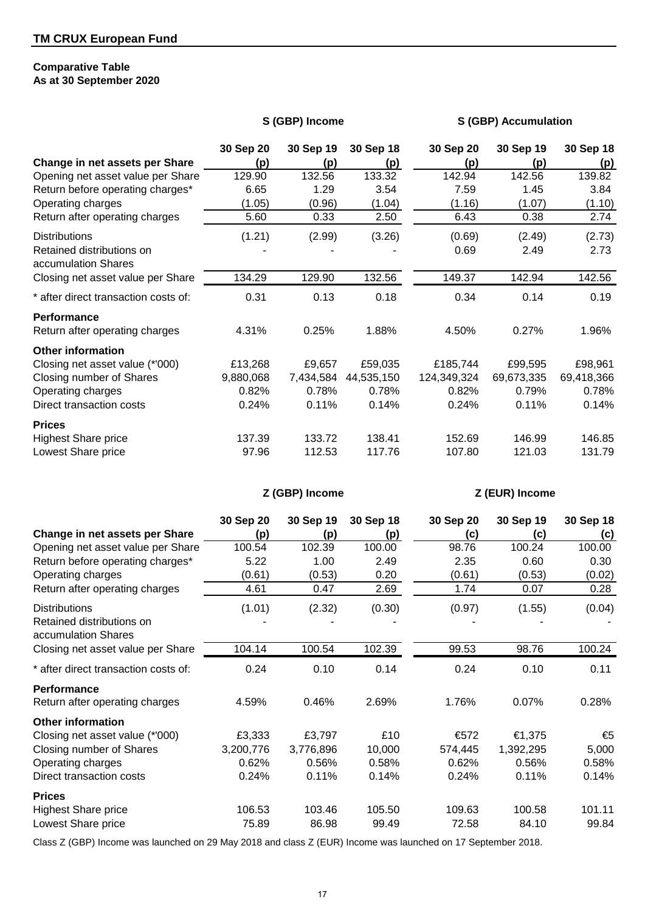**TM CRUX European Fund**

**Comparative Table**
**As at 30 September 2020**

| | S (GBP) Income | | | S (GBP) Accumulation | | |
|---|---|---|---|---|---|---|
| **Change in net assets per Share** | **30 Sep 20 (p)** | **30 Sep 19 (p)** | **30 Sep 18 (p)** | **30 Sep 20 (p)** | **30 Sep 19 (p)** | **30 Sep 18 (p)** |
| Opening net asset value per Share | 129.90 | 132.56 | 133.32 | 142.94 | 142.56 | 139.82 |
| Return before operating charges* | 6.65 | 1.29 | 3.54 | 7.59 | 1.45 | 3.84 |
| Operating charges | (1.05) | (0.96) | (1.04) | (1.16) | (1.07) | (1.10) |
| Return after operating charges | 5.60 | 0.33 | 2.50 | 6.43 | 0.38 | 2.74 |
| Distributions | (1.21) | (2.99) | (3.26) | (0.69) | (2.49) | (2.73) |
| Retained distributions on accumulation Shares | - | - | - | 0.69 | 2.49 | 2.73 |
| Closing net asset value per Share | 134.29 | 129.90 | 132.56 | 149.37 | 142.94 | 142.56 |
| * after direct transaction costs of: | 0.31 | 0.13 | 0.18 | 0.34 | 0.14 | 0.19 |
| **Performance** | | | | | | |
| Return after operating charges | 4.31% | 0.25% | 1.88% | 4.50% | 0.27% | 1.96% |
| **Other information** | | | | | | |
| Closing net asset value (*'000) | £13,268 | £9,657 | £59,035 | £185,744 | £99,595 | £98,961 |
| Closing number of Shares | 9,880,068 | 7,434,584 | 44,535,150 | 124,349,324 | 69,673,335 | 69,418,366 |
| Operating charges | 0.82% | 0.78% | 0.78% | 0.82% | 0.79% | 0.78% |
| Direct transaction costs | 0.24% | 0.11% | 0.14% | 0.24% | 0.11% | 0.14% |
| **Prices** | | | | | | |
| Highest Share price | 137.39 | 133.72 | 138.41 | 152.69 | 146.99 | 146.85 |
| Lowest Share price | 97.96 | 112.53 | 117.76 | 107.80 | 121.03 | 131.79 |

| | Z (GBP) Income | | | Z (EUR) Income | | |
|---|---|---|---|---|---|---|
| **Change in net assets per Share** | **30 Sep 20 (p)** | **30 Sep 19 (p)** | **30 Sep 18 (p)** | **30 Sep 20 (c)** | **30 Sep 19 (c)** | **30 Sep 18 (c)** |
| Opening net asset value per Share | 100.54 | 102.39 | 100.00 | 98.76 | 100.24 | 100.00 |
| Return before operating charges* | 5.22 | 1.00 | 2.49 | 2.35 | 0.60 | 0.30 |
| Operating charges | (0.61) | (0.53) | 0.20 | (0.61) | (0.53) | (0.02) |
| Return after operating charges | 4.61 | 0.47 | 2.69 | 1.74 | 0.07 | 0.28 |
| Distributions | (1.01) | (2.32) | (0.30) | (0.97) | (1.55) | (0.04) |
| Retained distributions on accumulation Shares | - | - | - | - | - | - |
| Closing net asset value per Share | 104.14 | 100.54 | 102.39 | 99.53 | 98.76 | 100.24 |
| * after direct transaction costs of: | 0.24 | 0.10 | 0.14 | 0.24 | 0.10 | 0.11 |
| **Performance** | | | | | | |
| Return after operating charges | 4.59% | 0.46% | 2.69% | 1.76% | 0.07% | 0.28% |
| **Other information** | | | | | | |
| Closing net asset value (*'000) | £3,333 | £3,797 | £10 | €572 | €1,375 | €5 |
| Closing number of Shares | 3,200,776 | 3,776,896 | 10,000 | 574,445 | 1,392,295 | 5,000 |
| Operating charges | 0.62% | 0.56% | 0.58% | 0.62% | 0.56% | 0.58% |
| Direct transaction costs | 0.24% | 0.11% | 0.14% | 0.24% | 0.11% | 0.14% |
| **Prices** | | | | | | |
| Highest Share price | 106.53 | 103.46 | 105.50 | 109.63 | 100.58 | 101.11 |
| Lowest Share price | 75.89 | 86.98 | 99.49 | 72.58 | 84.10 | 99.84 |

Class Z (GBP) Income was launched on 29 May 2018 and class Z (EUR) Income was launched on 17 September 2018.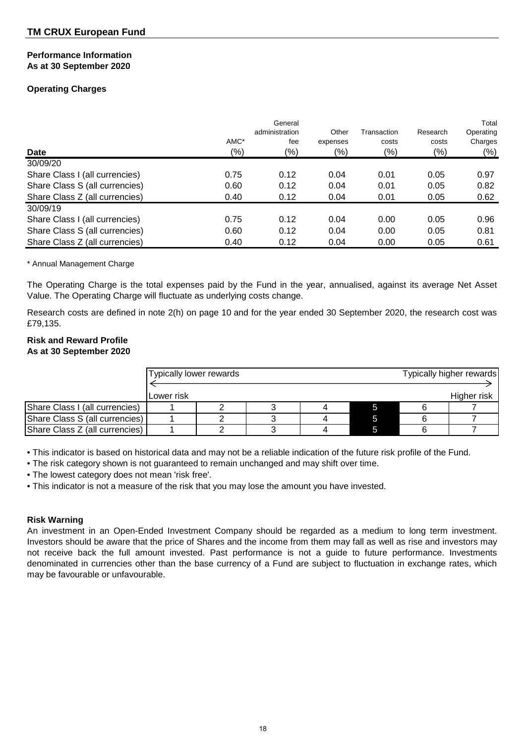## TM CRUX European Fund

### Performance Information
**As at 30 September 2020**

**Operating Charges**

| Date | AMC* (%) | General administration fee (%) | Other expenses (%) | Transaction costs (%) | Research costs (%) | Total Operating Charges (%) |
|---|---|---|---|---|---|---|
| 30/09/20 | | | | | | |
| Share Class I (all currencies) | 0.75 | 0.12 | 0.04 | 0.01 | 0.05 | 0.97 |
| Share Class S (all currencies) | 0.60 | 0.12 | 0.04 | 0.01 | 0.05 | 0.82 |
| Share Class Z (all currencies) | 0.40 | 0.12 | 0.04 | 0.01 | 0.05 | 0.62 |
| 30/09/19 | | | | | | |
| Share Class I (all currencies) | 0.75 | 0.12 | 0.04 | 0.00 | 0.05 | 0.96 |
| Share Class S (all currencies) | 0.60 | 0.12 | 0.04 | 0.00 | 0.05 | 0.81 |
| Share Class Z (all currencies) | 0.40 | 0.12 | 0.04 | 0.00 | 0.05 | 0.61 |

* Annual Management Charge

The Operating Charge is the total expenses paid by the Fund in the year, annualised, against its average Net Asset Value. The Operating Charge will fluctuate as underlying costs change.

Research costs are defined in note 2(h) on page 10 and for the year ended 30 September 2020, the research cost was £79,135.

### Risk and Reward Profile
**As at 30 September 2020**

| | Typically lower rewards / Lower risk | | | | | | Typically higher rewards / Higher risk |
|---|---|---|---|---|---|---|---|
| Share Class I (all currencies) | 1 | 2 | 3 | 4 | **5** | 6 | 7 |
| Share Class S (all currencies) | 1 | 2 | 3 | 4 | **5** | 6 | 7 |
| Share Class Z (all currencies) | 1 | 2 | 3 | 4 | **5** | 6 | 7 |

- This indicator is based on historical data and may not be a reliable indication of the future risk profile of the Fund.
- The risk category shown is not guaranteed to remain unchanged and may shift over time.
- The lowest category does not mean 'risk free'.
- This indicator is not a measure of the risk that you may lose the amount you have invested.

### Risk Warning

An investment in an Open-Ended Investment Company should be regarded as a medium to long term investment. Investors should be aware that the price of Shares and the income from them may fall as well as rise and investors may not receive back the full amount invested. Past performance is not a guide to future performance. Investments denominated in currencies other than the base currency of a Fund are subject to fluctuation in exchange rates, which may be favourable or unfavourable.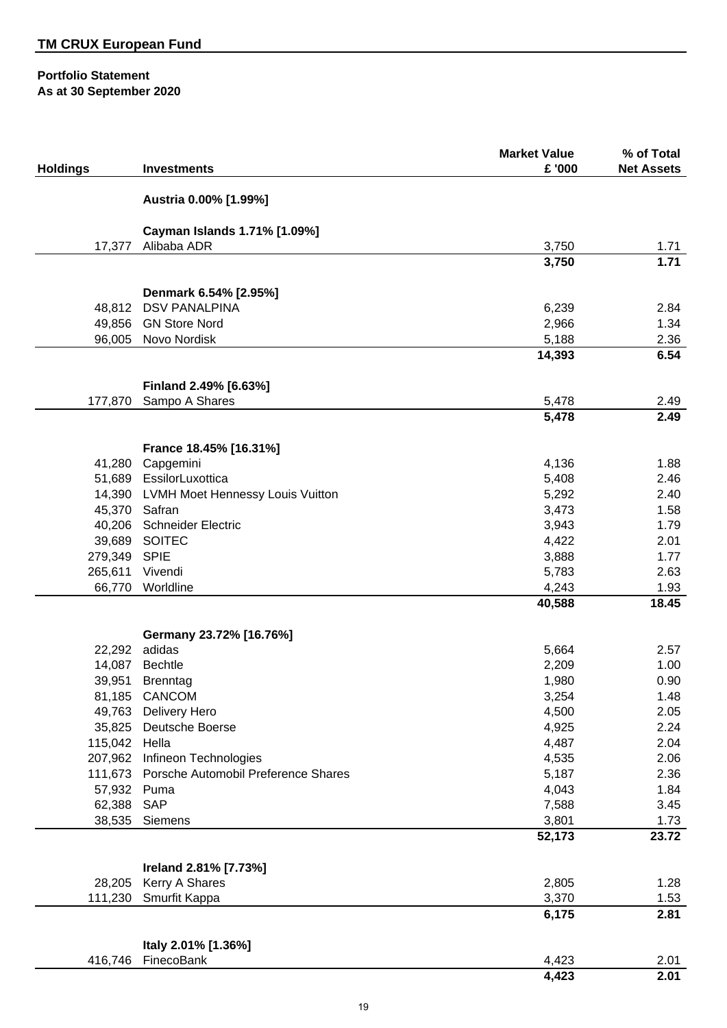## TM CRUX European Fund

**Portfolio Statement**
**As at 30 September 2020**

| Holdings | Investments | Market Value £ '000 | % of Total Net Assets |
|---|---|---|---|
| | **Austria 0.00% [1.99%]** | | |
| | **Cayman Islands 1.71% [1.09%]** | | |
| 17,377 | Alibaba ADR | 3,750 | 1.71 |
| | | **3,750** | **1.71** |
| | **Denmark 6.54% [2.95%]** | | |
| 48,812 | DSV PANALPINA | 6,239 | 2.84 |
| 49,856 | GN Store Nord | 2,966 | 1.34 |
| 96,005 | Novo Nordisk | 5,188 | 2.36 |
| | | **14,393** | **6.54** |
| | **Finland 2.49% [6.63%]** | | |
| 177,870 | Sampo A Shares | 5,478 | 2.49 |
| | | **5,478** | **2.49** |
| | **France 18.45% [16.31%]** | | |
| 41,280 | Capgemini | 4,136 | 1.88 |
| 51,689 | EssilorLuxottica | 5,408 | 2.46 |
| 14,390 | LVMH Moet Hennessy Louis Vuitton | 5,292 | 2.40 |
| 45,370 | Safran | 3,473 | 1.58 |
| 40,206 | Schneider Electric | 3,943 | 1.79 |
| 39,689 | SOITEC | 4,422 | 2.01 |
| 279,349 | SPIE | 3,888 | 1.77 |
| 265,611 | Vivendi | 5,783 | 2.63 |
| 66,770 | Worldline | 4,243 | 1.93 |
| | | **40,588** | **18.45** |
| | **Germany 23.72% [16.76%]** | | |
| 22,292 | adidas | 5,664 | 2.57 |
| 14,087 | Bechtle | 2,209 | 1.00 |
| 39,951 | Brenntag | 1,980 | 0.90 |
| 81,185 | CANCOM | 3,254 | 1.48 |
| 49,763 | Delivery Hero | 4,500 | 2.05 |
| 35,825 | Deutsche Boerse | 4,925 | 2.24 |
| 115,042 | Hella | 4,487 | 2.04 |
| 207,962 | Infineon Technologies | 4,535 | 2.06 |
| 111,673 | Porsche Automobil Preference Shares | 5,187 | 2.36 |
| 57,932 | Puma | 4,043 | 1.84 |
| 62,388 | SAP | 7,588 | 3.45 |
| 38,535 | Siemens | 3,801 | 1.73 |
| | | **52,173** | **23.72** |
| | **Ireland 2.81% [7.73%]** | | |
| 28,205 | Kerry A Shares | 2,805 | 1.28 |
| 111,230 | Smurfit Kappa | 3,370 | 1.53 |
| | | **6,175** | **2.81** |
| | **Italy 2.01% [1.36%]** | | |
| 416,746 | FinecoBank | 4,423 | 2.01 |
| | | **4,423** | **2.01** |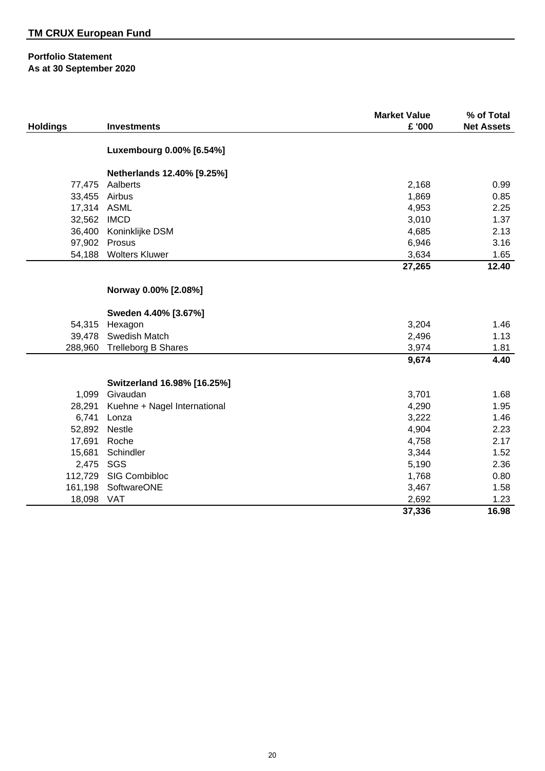## TM CRUX European Fund

**Portfolio Statement**
**As at 30 September 2020**

| Holdings | Investments | Market Value £ '000 | % of Total Net Assets |
|---|---|---|---|
| | **Luxembourg 0.00% [6.54%]** | | |
| | **Netherlands 12.40% [9.25%]** | | |
| 77,475 | Aalberts | 2,168 | 0.99 |
| 33,455 | Airbus | 1,869 | 0.85 |
| 17,314 | ASML | 4,953 | 2.25 |
| 32,562 | IMCD | 3,010 | 1.37 |
| 36,400 | Koninklijke DSM | 4,685 | 2.13 |
| 97,902 | Prosus | 6,946 | 3.16 |
| 54,188 | Wolters Kluwer | 3,634 | 1.65 |
| | | **27,265** | **12.40** |
| | **Norway 0.00% [2.08%]** | | |
| | **Sweden 4.40% [3.67%]** | | |
| 54,315 | Hexagon | 3,204 | 1.46 |
| 39,478 | Swedish Match | 2,496 | 1.13 |
| 288,960 | Trelleborg B Shares | 3,974 | 1.81 |
| | | **9,674** | **4.40** |
| | **Switzerland 16.98% [16.25%]** | | |
| 1,099 | Givaudan | 3,701 | 1.68 |
| 28,291 | Kuehne + Nagel International | 4,290 | 1.95 |
| 6,741 | Lonza | 3,222 | 1.46 |
| 52,892 | Nestle | 4,904 | 2.23 |
| 17,691 | Roche | 4,758 | 2.17 |
| 15,681 | Schindler | 3,344 | 1.52 |
| 2,475 | SGS | 5,190 | 2.36 |
| 112,729 | SIG Combibloc | 1,768 | 0.80 |
| 161,198 | SoftwareONE | 3,467 | 1.58 |
| 18,098 | VAT | 2,692 | 1.23 |
| | | **37,336** | **16.98** |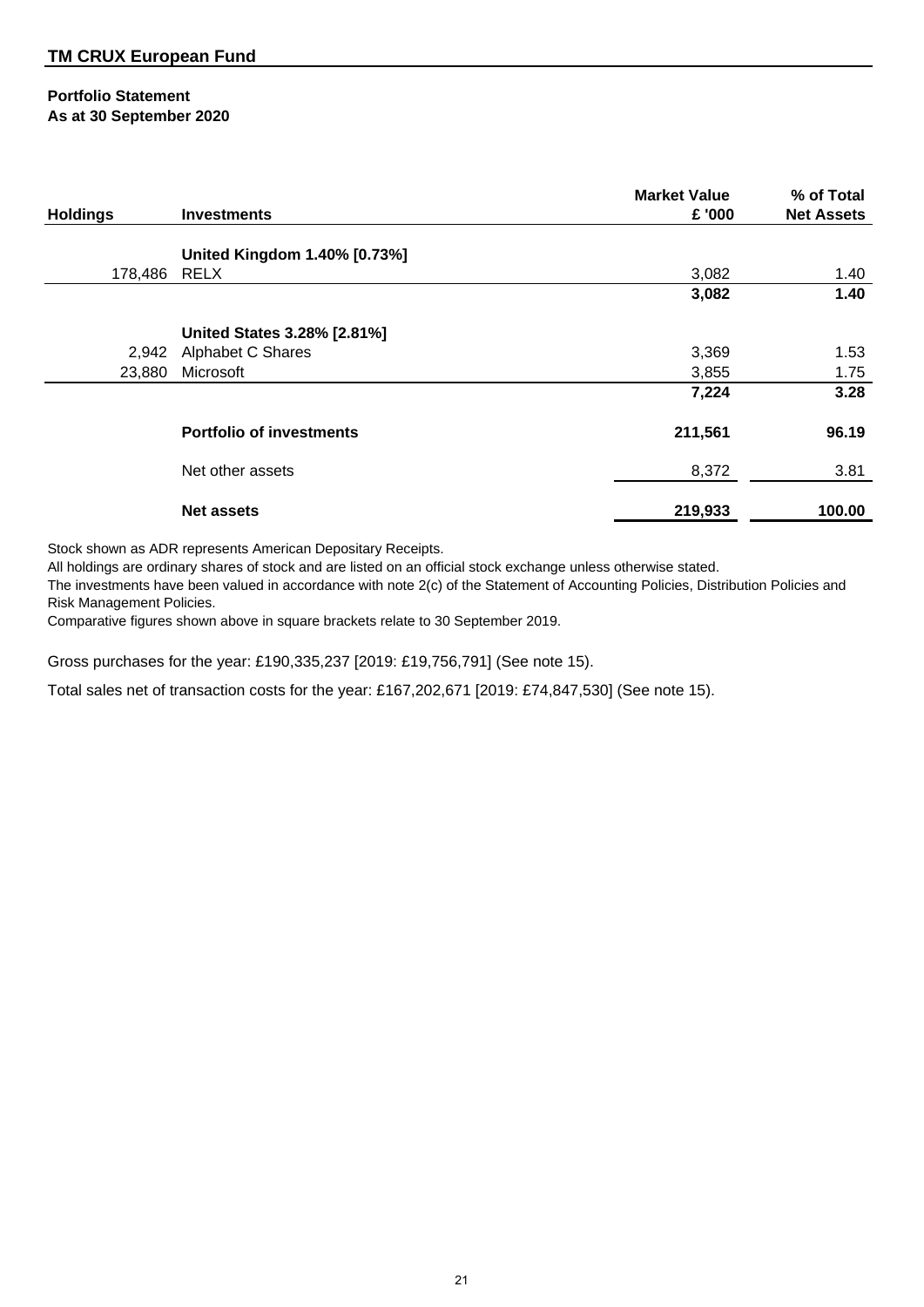## TM CRUX European Fund

**Portfolio Statement**
**As at 30 September 2020**

| Holdings | Investments | Market Value £ '000 | % of Total Net Assets |
|---|---|---|---|
| | **United Kingdom 1.40% [0.73%]** | | |
| 178,486 | RELX | 3,082 | 1.40 |
| | | **3,082** | **1.40** |
| | **United States 3.28% [2.81%]** | | |
| 2,942 | Alphabet C Shares | 3,369 | 1.53 |
| 23,880 | Microsoft | 3,855 | 1.75 |
| | | **7,224** | **3.28** |
| | **Portfolio of investments** | **211,561** | **96.19** |
| | Net other assets | 8,372 | 3.81 |
| | **Net assets** | **219,933** | **100.00** |

Stock shown as ADR represents American Depositary Receipts.

All holdings are ordinary shares of stock and are listed on an official stock exchange unless otherwise stated.

The investments have been valued in accordance with note 2(c) of the Statement of Accounting Policies, Distribution Policies and Risk Management Policies.

Comparative figures shown above in square brackets relate to 30 September 2019.

Gross purchases for the year: £190,335,237 [2019: £19,756,791] (See note 15).

Total sales net of transaction costs for the year: £167,202,671 [2019: £74,847,530] (See note 15).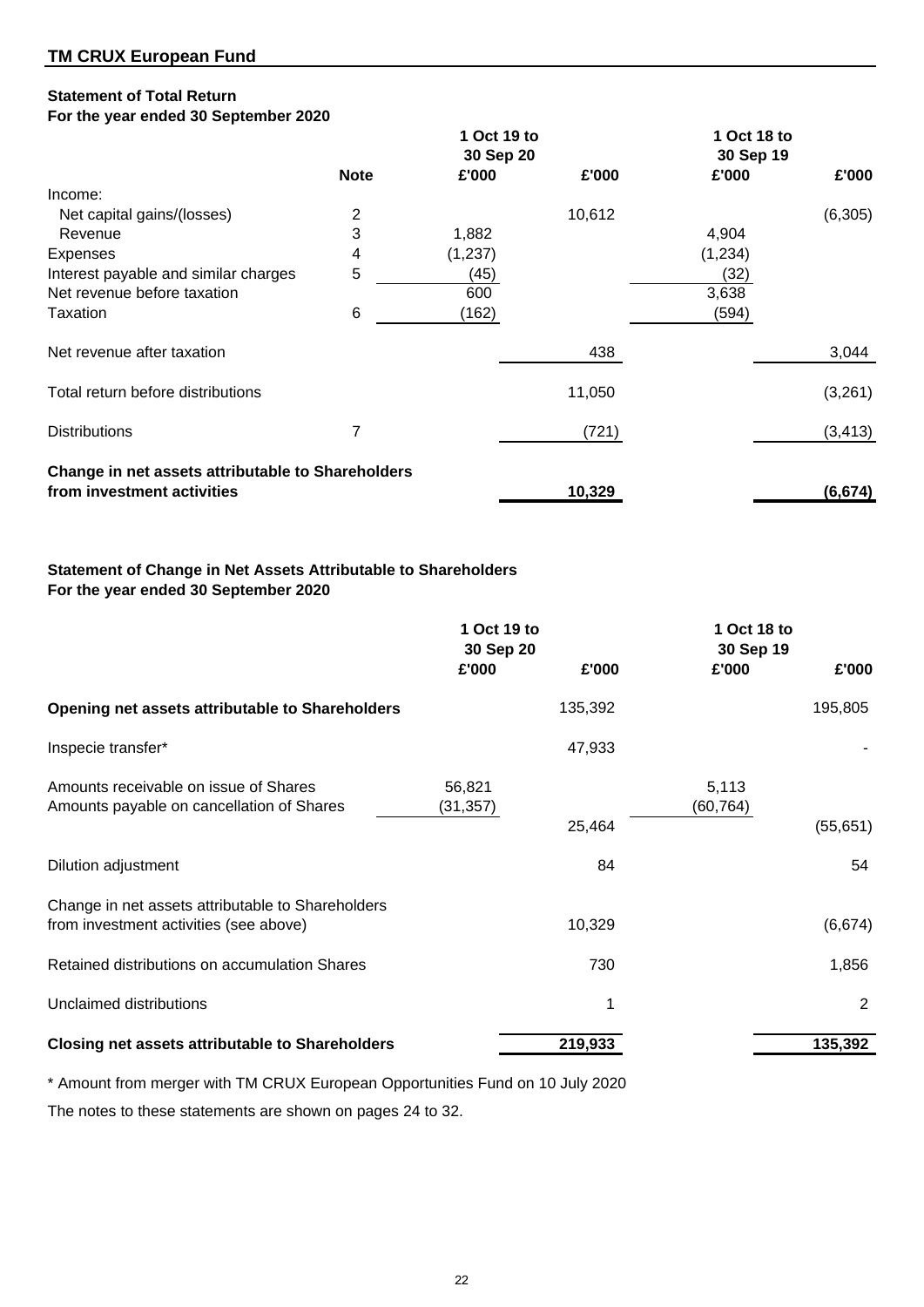## TM CRUX European Fund

### Statement of Total Return
**For the year ended 30 September 2020**

| | Note | 1 Oct 19 to 30 Sep 20 £'000 | £'000 | 1 Oct 18 to 30 Sep 19 £'000 | £'000 |
|---|---|---|---|---|---|
| Income: | | | | | |
| Net capital gains/(losses) | 2 | | 10,612 | | (6,305) |
| Revenue | 3 | 1,882 | | 4,904 | |
| Expenses | 4 | (1,237) | | (1,234) | |
| Interest payable and similar charges | 5 | (45) | | (32) | |
| Net revenue before taxation | | 600 | | 3,638 | |
| Taxation | 6 | (162) | | (594) | |
| Net revenue after taxation | | | 438 | | 3,044 |
| Total return before distributions | | | 11,050 | | (3,261) |
| Distributions | 7 | | (721) | | (3,413) |
| **Change in net assets attributable to Shareholders from investment activities** | | | **10,329** | | **(6,674)** |

### Statement of Change in Net Assets Attributable to Shareholders
**For the year ended 30 September 2020**

| | 1 Oct 19 to 30 Sep 20 £'000 | £'000 | 1 Oct 18 to 30 Sep 19 £'000 | £'000 |
|---|---|---|---|---|
| **Opening net assets attributable to Shareholders** | | 135,392 | | 195,805 |
| Inspecie transfer* | | 47,933 | | - |
| Amounts receivable on issue of Shares | 56,821 | | 5,113 | |
| Amounts payable on cancellation of Shares | (31,357) | | (60,764) | |
| | | 25,464 | | (55,651) |
| Dilution adjustment | | 84 | | 54 |
| Change in net assets attributable to Shareholders from investment activities (see above) | | 10,329 | | (6,674) |
| Retained distributions on accumulation Shares | | 730 | | 1,856 |
| Unclaimed distributions | | 1 | | 2 |
| **Closing net assets attributable to Shareholders** | | **219,933** | | **135,392** |

\* Amount from merger with TM CRUX European Opportunities Fund on 10 July 2020

The notes to these statements are shown on pages 24 to 32.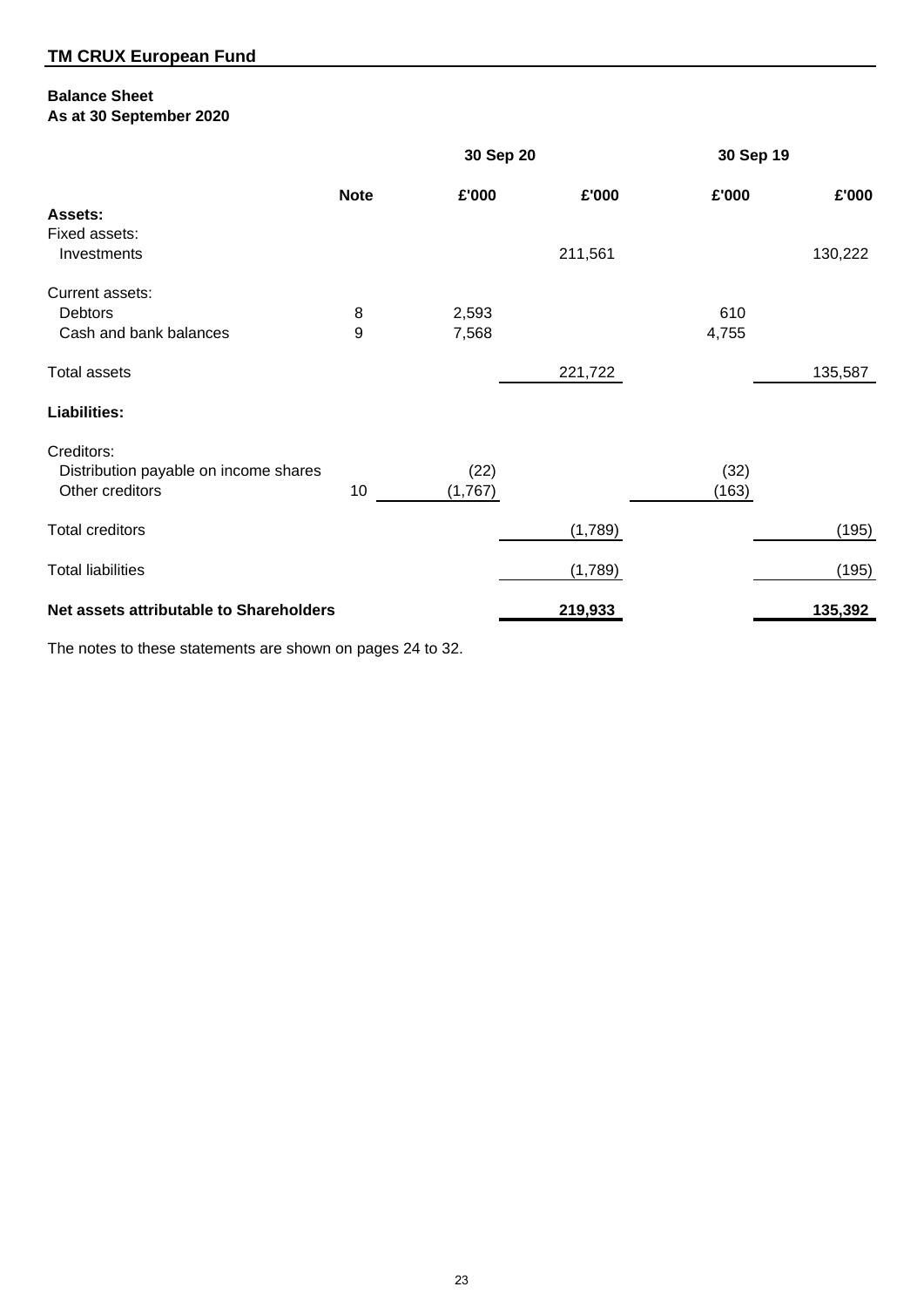## TM CRUX European Fund

### Balance Sheet
### As at 30 September 2020

| | Note | 30 Sep 20 £'000 | 30 Sep 20 £'000 | 30 Sep 19 £'000 | 30 Sep 19 £'000 |
|---|---|---|---|---|---|
| **Assets:** | | | | | |
| Fixed assets: | | | | | |
| Investments | | | 211,561 | | 130,222 |
| Current assets: | | | | | |
| Debtors | 8 | 2,593 | | 610 | |
| Cash and bank balances | 9 | 7,568 | | 4,755 | |
| Total assets | | | 221,722 | | 135,587 |
| **Liabilities:** | | | | | |
| Creditors: | | | | | |
| Distribution payable on income shares | | (22) | | (32) | |
| Other creditors | 10 | (1,767) | | (163) | |
| Total creditors | | | (1,789) | | (195) |
| Total liabilities | | | (1,789) | | (195) |
| **Net assets attributable to Shareholders** | | | **219,933** | | **135,392** |

The notes to these statements are shown on pages 24 to 32.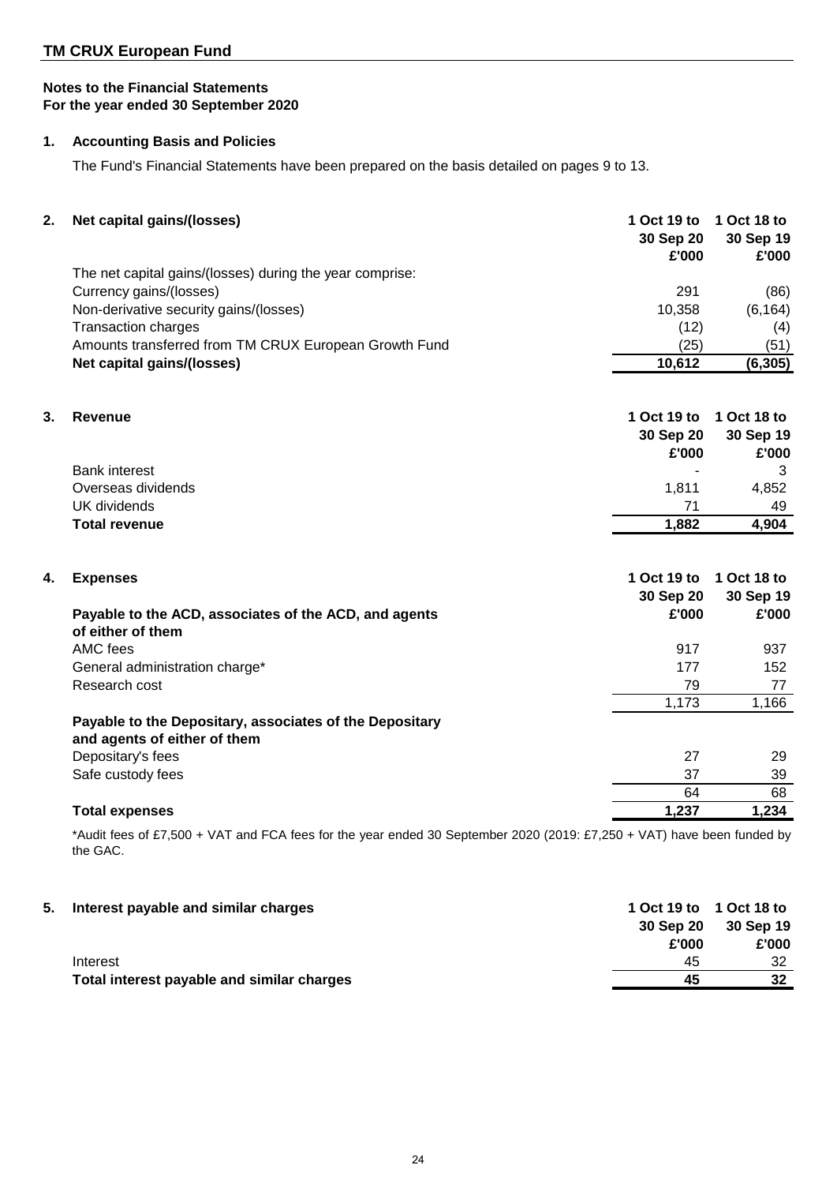## TM CRUX European Fund

**Notes to the Financial Statements**
**For the year ended 30 September 2020**

### 1. Accounting Basis and Policies

The Fund's Financial Statements have been prepared on the basis detailed on pages 9 to 13.

### 2. Net capital gains/(losses)

| | 1 Oct 19 to 30 Sep 20 £'000 | 1 Oct 18 to 30 Sep 19 £'000 |
|---|---|---|
| The net capital gains/(losses) during the year comprise: | | |
| Currency gains/(losses) | 291 | (86) |
| Non-derivative security gains/(losses) | 10,358 | (6,164) |
| Transaction charges | (12) | (4) |
| Amounts transferred from TM CRUX European Growth Fund | (25) | (51) |
| **Net capital gains/(losses)** | **10,612** | **(6,305)** |

### 3. Revenue

| | 1 Oct 19 to 30 Sep 20 £'000 | 1 Oct 18 to 30 Sep 19 £'000 |
|---|---|---|
| Bank interest | - | 3 |
| Overseas dividends | 1,811 | 4,852 |
| UK dividends | 71 | 49 |
| **Total revenue** | **1,882** | **4,904** |

### 4. Expenses

| | 1 Oct 19 to 30 Sep 20 £'000 | 1 Oct 18 to 30 Sep 19 £'000 |
|---|---|---|
| **Payable to the ACD, associates of the ACD, and agents of either of them** | | |
| AMC fees | 917 | 937 |
| General administration charge* | 177 | 152 |
| Research cost | 79 | 77 |
| | 1,173 | 1,166 |
| **Payable to the Depositary, associates of the Depositary and agents of either of them** | | |
| Depositary's fees | 27 | 29 |
| Safe custody fees | 37 | 39 |
| | 64 | 68 |
| **Total expenses** | **1,237** | **1,234** |

*Audit fees of £7,500 + VAT and FCA fees for the year ended 30 September 2020 (2019: £7,250 + VAT) have been funded by the GAC.

### 5. Interest payable and similar charges

| | 1 Oct 19 to 30 Sep 20 £'000 | 1 Oct 18 to 30 Sep 19 £'000 |
|---|---|---|
| Interest | 45 | 32 |
| **Total interest payable and similar charges** | **45** | **32** |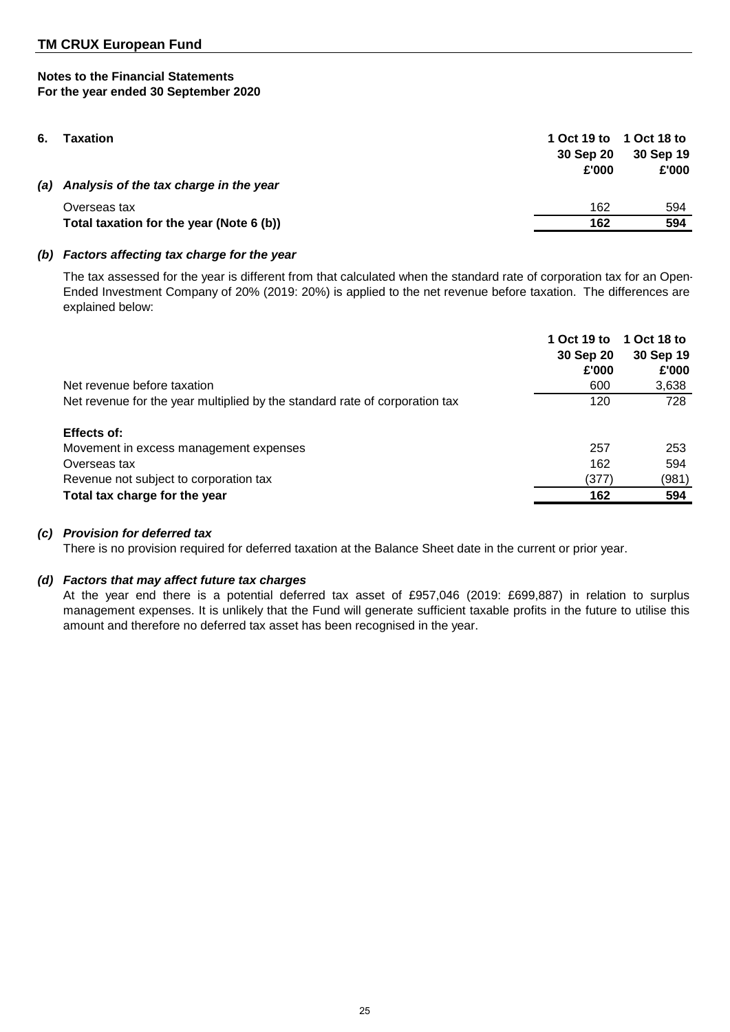## TM CRUX European Fund

**Notes to the Financial Statements**
**For the year ended 30 September 2020**

### 6. Taxation

| | 1 Oct 19 to 30 Sep 20 £'000 | 1 Oct 18 to 30 Sep 19 £'000 |
|---|---|---|
| ***(a) Analysis of the tax charge in the year*** | | |
| Overseas tax | 162 | 594 |
| **Total taxation for the year (Note 6 (b))** | **162** | **594** |

***(b) Factors affecting tax charge for the year***

The tax assessed for the year is different from that calculated when the standard rate of corporation tax for an Open-Ended Investment Company of 20% (2019: 20%) is applied to the net revenue before taxation. The differences are explained below:

| | 1 Oct 19 to 30 Sep 20 £'000 | 1 Oct 18 to 30 Sep 19 £'000 |
|---|---|---|
| Net revenue before taxation | 600 | 3,638 |
| Net revenue for the year multiplied by the standard rate of corporation tax | 120 | 728 |
| **Effects of:** | | |
| Movement in excess management expenses | 257 | 253 |
| Overseas tax | 162 | 594 |
| Revenue not subject to corporation tax | (377) | (981) |
| **Total tax charge for the year** | **162** | **594** |

***(c) Provision for deferred tax***

There is no provision required for deferred taxation at the Balance Sheet date in the current or prior year.

***(d) Factors that may affect future tax charges***

At the year end there is a potential deferred tax asset of £957,046 (2019: £699,887) in relation to surplus management expenses. It is unlikely that the Fund will generate sufficient taxable profits in the future to utilise this amount and therefore no deferred tax asset has been recognised in the year.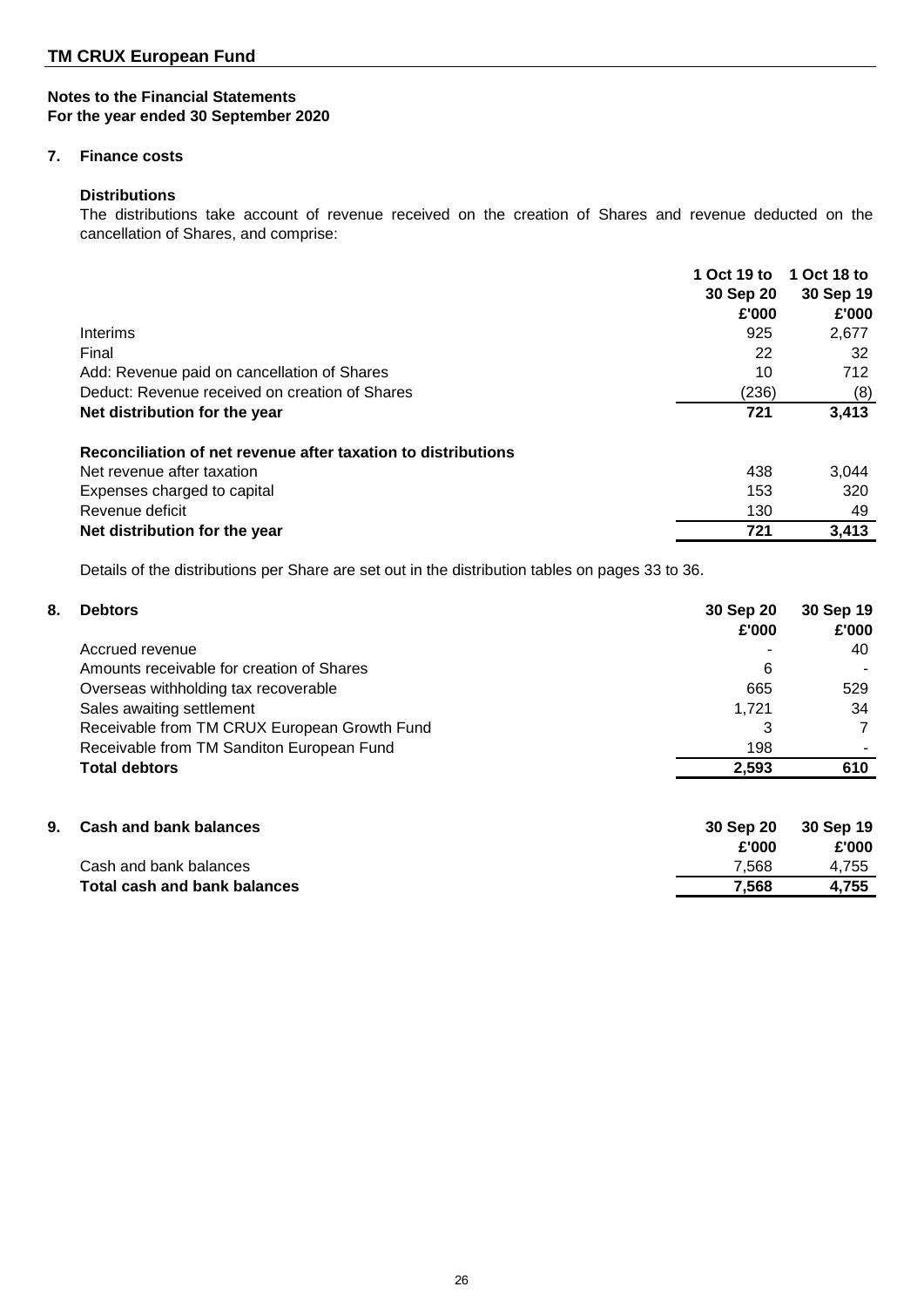## TM CRUX European Fund

### Notes to the Financial Statements
### For the year ended 30 September 2020

### 7. Finance costs

**Distributions**

The distributions take account of revenue received on the creation of Shares and revenue deducted on the cancellation of Shares, and comprise:

| | 1 Oct 19 to 30 Sep 20 £'000 | 1 Oct 18 to 30 Sep 19 £'000 |
|---|---|---|
| Interims | 925 | 2,677 |
| Final | 22 | 32 |
| Add: Revenue paid on cancellation of Shares | 10 | 712 |
| Deduct: Revenue received on creation of Shares | (236) | (8) |
| **Net distribution for the year** | **721** | **3,413** |
| **Reconciliation of net revenue after taxation to distributions** | | |
| Net revenue after taxation | 438 | 3,044 |
| Expenses charged to capital | 153 | 320 |
| Revenue deficit | 130 | 49 |
| **Net distribution for the year** | **721** | **3,413** |

Details of the distributions per Share are set out in the distribution tables on pages 33 to 36.

### 8. Debtors

| | 30 Sep 20 £'000 | 30 Sep 19 £'000 |
|---|---|---|
| Accrued revenue | - | 40 |
| Amounts receivable for creation of Shares | 6 | - |
| Overseas withholding tax recoverable | 665 | 529 |
| Sales awaiting settlement | 1,721 | 34 |
| Receivable from TM CRUX European Growth Fund | 3 | 7 |
| Receivable from TM Sanditon European Fund | 198 | - |
| **Total debtors** | **2,593** | **610** |

### 9. Cash and bank balances

| | 30 Sep 20 £'000 | 30 Sep 19 £'000 |
|---|---|---|
| Cash and bank balances | 7,568 | 4,755 |
| **Total cash and bank balances** | **7,568** | **4,755** |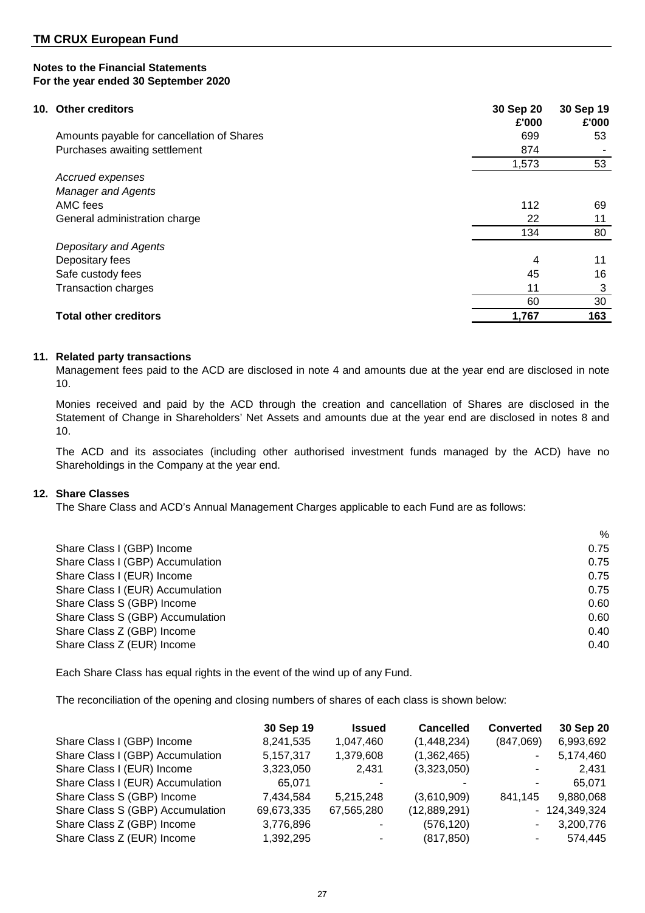**TM CRUX European Fund**

**Notes to the Financial Statements**
**For the year ended 30 September 2020**

## 10. Other creditors

| | 30 Sep 20 £'000 | 30 Sep 19 £'000 |
|---|---|---|
| Amounts payable for cancellation of Shares | 699 | 53 |
| Purchases awaiting settlement | 874 | - |
| | 1,573 | 53 |
| *Accrued expenses* | | |
| *Manager and Agents* | | |
| AMC fees | 112 | 69 |
| General administration charge | 22 | 11 |
| | 134 | 80 |
| *Depositary and Agents* | | |
| Depositary fees | 4 | 11 |
| Safe custody fees | 45 | 16 |
| Transaction charges | 11 | 3 |
| | 60 | 30 |
| **Total other creditors** | **1,767** | **163** |

## 11. Related party transactions

Management fees paid to the ACD are disclosed in note 4 and amounts due at the year end are disclosed in note 10.

Monies received and paid by the ACD through the creation and cancellation of Shares are disclosed in the Statement of Change in Shareholders' Net Assets and amounts due at the year end are disclosed in notes 8 and 10.

The ACD and its associates (including other authorised investment funds managed by the ACD) have no Shareholdings in the Company at the year end.

## 12. Share Classes

The Share Class and ACD's Annual Management Charges applicable to each Fund are as follows:

| | % |
|---|---|
| Share Class I (GBP) Income | 0.75 |
| Share Class I (GBP) Accumulation | 0.75 |
| Share Class I (EUR) Income | 0.75 |
| Share Class I (EUR) Accumulation | 0.75 |
| Share Class S (GBP) Income | 0.60 |
| Share Class S (GBP) Accumulation | 0.60 |
| Share Class Z (GBP) Income | 0.40 |
| Share Class Z (EUR) Income | 0.40 |

Each Share Class has equal rights in the event of the wind up of any Fund.

The reconciliation of the opening and closing numbers of shares of each class is shown below:

| | 30 Sep 19 | Issued | Cancelled | Converted | 30 Sep 20 |
|---|---|---|---|---|---|
| Share Class I (GBP) Income | 8,241,535 | 1,047,460 | (1,448,234) | (847,069) | 6,993,692 |
| Share Class I (GBP) Accumulation | 5,157,317 | 1,379,608 | (1,362,465) | - | 5,174,460 |
| Share Class I (EUR) Income | 3,323,050 | 2,431 | (3,323,050) | - | 2,431 |
| Share Class I (EUR) Accumulation | 65,071 | - | - | - | 65,071 |
| Share Class S (GBP) Income | 7,434,584 | 5,215,248 | (3,610,909) | 841,145 | 9,880,068 |
| Share Class S (GBP) Accumulation | 69,673,335 | 67,565,280 | (12,889,291) | - | 124,349,324 |
| Share Class Z (GBP) Income | 3,776,896 | - | (576,120) | - | 3,200,776 |
| Share Class Z (EUR) Income | 1,392,295 | - | (817,850) | - | 574,445 |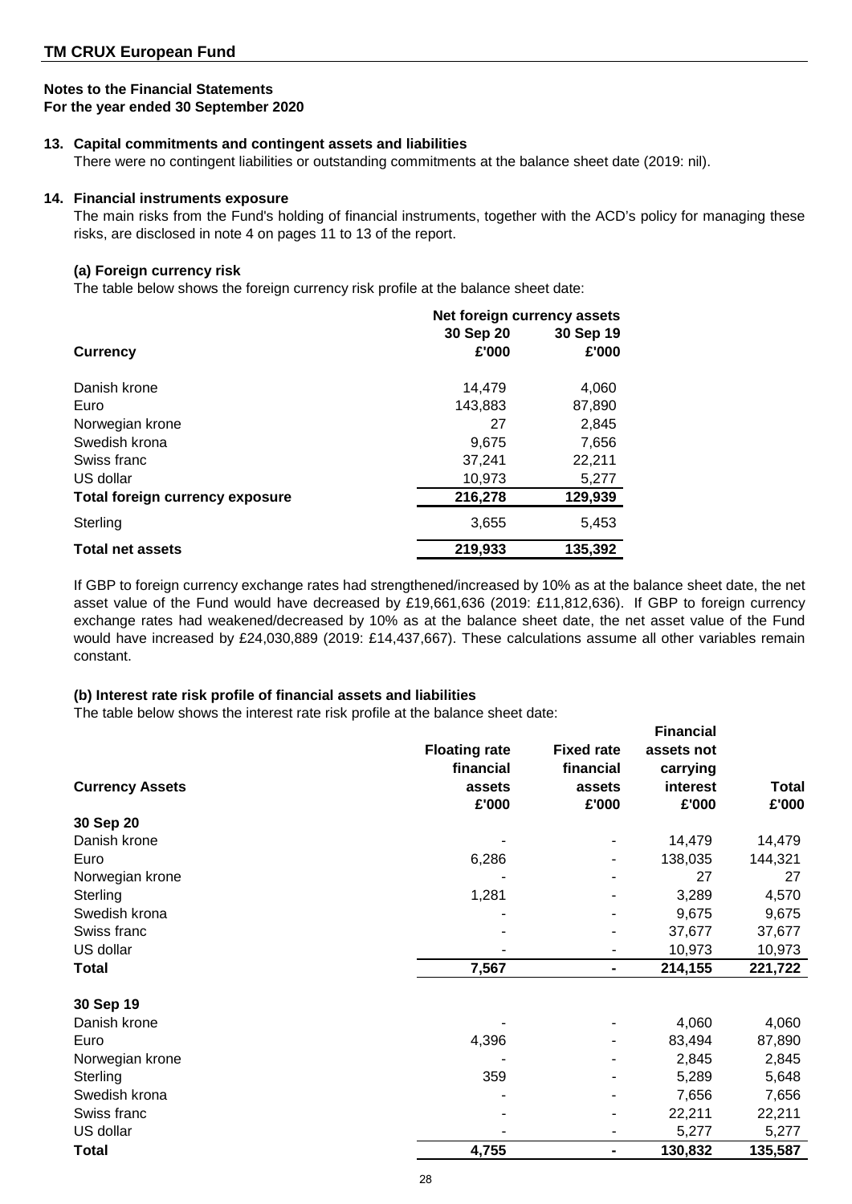**TM CRUX European Fund**

**Notes to the Financial Statements**
**For the year ended 30 September 2020**

**13. Capital commitments and contingent assets and liabilities**

There were no contingent liabilities or outstanding commitments at the balance sheet date (2019: nil).

**14. Financial instruments exposure**

The main risks from the Fund's holding of financial instruments, together with the ACD's policy for managing these risks, are disclosed in note 4 on pages 11 to 13 of the report.

**(a) Foreign currency risk**

The table below shows the foreign currency risk profile at the balance sheet date:

| | Net foreign currency assets | |
|---|---|---|
| **Currency** | **30 Sep 20 £'000** | **30 Sep 19 £'000** |
| Danish krone | 14,479 | 4,060 |
| Euro | 143,883 | 87,890 |
| Norwegian krone | 27 | 2,845 |
| Swedish krona | 9,675 | 7,656 |
| Swiss franc | 37,241 | 22,211 |
| US dollar | 10,973 | 5,277 |
| **Total foreign currency exposure** | **216,278** | **129,939** |
| Sterling | 3,655 | 5,453 |
| **Total net assets** | **219,933** | **135,392** |

If GBP to foreign currency exchange rates had strengthened/increased by 10% as at the balance sheet date, the net asset value of the Fund would have decreased by £19,661,636 (2019: £11,812,636). If GBP to foreign currency exchange rates had weakened/decreased by 10% as at the balance sheet date, the net asset value of the Fund would have increased by £24,030,889 (2019: £14,437,667). These calculations assume all other variables remain constant.

**(b) Interest rate risk profile of financial assets and liabilities**

The table below shows the interest rate risk profile at the balance sheet date:

| **Currency Assets** | **Floating rate financial assets £'000** | **Fixed rate financial assets £'000** | **Financial assets not carrying interest £'000** | **Total £'000** |
|---|---|---|---|---|
| **30 Sep 20** | | | | |
| Danish krone | - | - | 14,479 | 14,479 |
| Euro | 6,286 | - | 138,035 | 144,321 |
| Norwegian krone | - | - | 27 | 27 |
| Sterling | 1,281 | - | 3,289 | 4,570 |
| Swedish krona | - | - | 9,675 | 9,675 |
| Swiss franc | - | - | 37,677 | 37,677 |
| US dollar | - | - | 10,973 | 10,973 |
| **Total** | **7,567** | **-** | **214,155** | **221,722** |
| **30 Sep 19** | | | | |
| Danish krone | - | - | 4,060 | 4,060 |
| Euro | 4,396 | - | 83,494 | 87,890 |
| Norwegian krone | - | - | 2,845 | 2,845 |
| Sterling | 359 | - | 5,289 | 5,648 |
| Swedish krona | - | - | 7,656 | 7,656 |
| Swiss franc | - | - | 22,211 | 22,211 |
| US dollar | - | - | 5,277 | 5,277 |
| **Total** | **4,755** | **-** | **130,832** | **135,587** |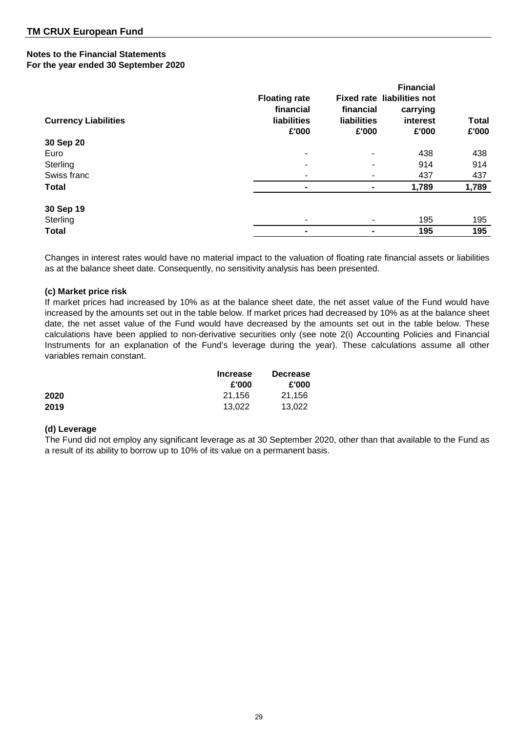## TM CRUX European Fund

### Notes to the Financial Statements
### For the year ended 30 September 2020

| Currency Liabilities | Floating rate financial liabilities £'000 | Fixed rate financial liabilities £'000 | Financial liabilities not carrying interest £'000 | Total £'000 |
|---|---|---|---|---|
| **30 Sep 20** | | | | |
| Euro | - | - | 438 | 438 |
| Sterling | - | - | 914 | 914 |
| Swiss franc | - | - | 437 | 437 |
| **Total** | **-** | **-** | **1,789** | **1,789** |
| | | | | |
| **30 Sep 19** | | | | |
| Sterling | - | - | 195 | 195 |
| **Total** | **-** | **-** | **195** | **195** |

Changes in interest rates would have no material impact to the valuation of floating rate financial assets or liabilities as at the balance sheet date. Consequently, no sensitivity analysis has been presented.

**(c) Market price risk**

If market prices had increased by 10% as at the balance sheet date, the net asset value of the Fund would have increased by the amounts set out in the table below. If market prices had decreased by 10% as at the balance sheet date, the net asset value of the Fund would have decreased by the amounts set out in the table below. These calculations have been applied to non-derivative securities only (see note 2(i) Accounting Policies and Financial Instruments for an explanation of the Fund's leverage during the year). These calculations assume all other variables remain constant.

| | Increase £'000 | Decrease £'000 |
|---|---|---|
| **2020** | 21,156 | 21,156 |
| **2019** | 13,022 | 13,022 |

**(d) Leverage**

The Fund did not employ any significant leverage as at 30 September 2020, other than that available to the Fund as a result of its ability to borrow up to 10% of its value on a permanent basis.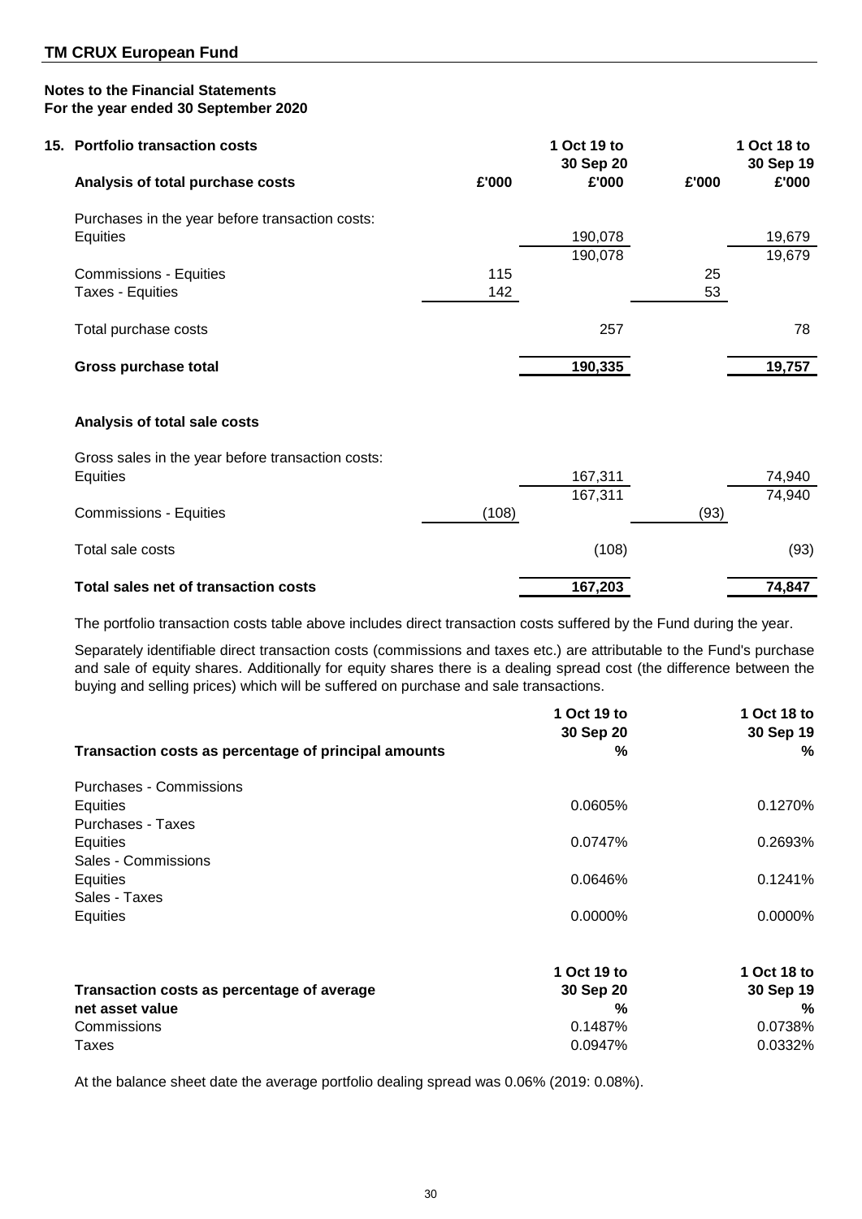## TM CRUX European Fund

**Notes to the Financial Statements**
**For the year ended 30 September 2020**

### 15. Portfolio transaction costs

| **Analysis of total purchase costs** | £'000 | 1 Oct 19 to 30 Sep 20 £'000 | £'000 | 1 Oct 18 to 30 Sep 19 £'000 |
|---|---|---|---|---|
| Purchases in the year before transaction costs: | | | | |
| Equities | | 190,078 | | 19,679 |
| | | 190,078 | | 19,679 |
| Commissions - Equities | 115 | | 25 | |
| Taxes - Equities | 142 | | 53 | |
| Total purchase costs | | 257 | | 78 |
| **Gross purchase total** | | **190,335** | | **19,757** |

| **Analysis of total sale costs** | £'000 | 1 Oct 19 to 30 Sep 20 £'000 | £'000 | 1 Oct 18 to 30 Sep 19 £'000 |
|---|---|---|---|---|
| Gross sales in the year before transaction costs: | | | | |
| Equities | | 167,311 | | 74,940 |
| | | 167,311 | | 74,940 |
| Commissions - Equities | (108) | | (93) | |
| Total sale costs | | (108) | | (93) |
| **Total sales net of transaction costs** | | **167,203** | | **74,847** |

The portfolio transaction costs table above includes direct transaction costs suffered by the Fund during the year.

Separately identifiable direct transaction costs (commissions and taxes etc.) are attributable to the Fund's purchase and sale of equity shares. Additionally for equity shares there is a dealing spread cost (the difference between the buying and selling prices) which will be suffered on purchase and sale transactions.

| **Transaction costs as percentage of principal amounts** | 1 Oct 19 to 30 Sep 20 % | 1 Oct 18 to 30 Sep 19 % |
|---|---|---|
| Purchases - Commissions | | |
| Equities | 0.0605% | 0.1270% |
| Purchases - Taxes | | |
| Equities | 0.0747% | 0.2693% |
| Sales - Commissions | | |
| Equities | 0.0646% | 0.1241% |
| Sales - Taxes | | |
| Equities | 0.0000% | 0.0000% |

| **Transaction costs as percentage of average net asset value** | 1 Oct 19 to 30 Sep 20 % | 1 Oct 18 to 30 Sep 19 % |
|---|---|---|
| Commissions | 0.1487% | 0.0738% |
| Taxes | 0.0947% | 0.0332% |

At the balance sheet date the average portfolio dealing spread was 0.06% (2019: 0.08%).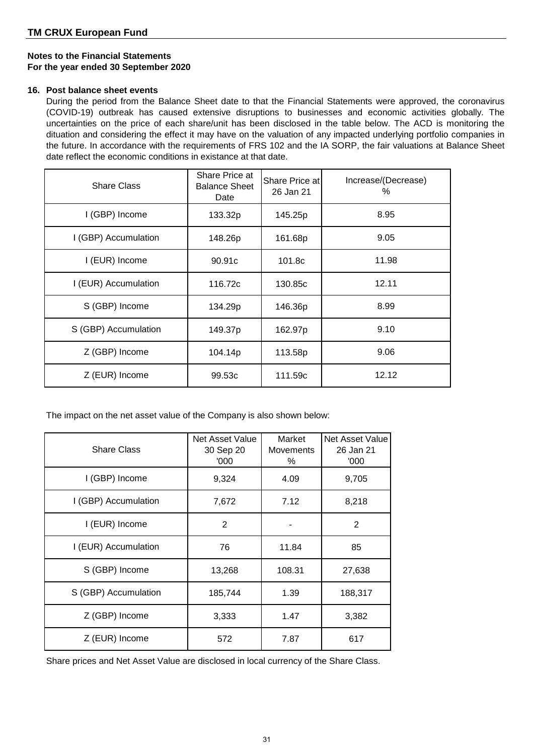## TM CRUX European Fund

**Notes to the Financial Statements**
**For the year ended 30 September 2020**

**16. Post balance sheet events**

During the period from the Balance Sheet date to that the Financial Statements were approved, the coronavirus (COVID-19) outbreak has caused extensive disruptions to businesses and economic activities globally. The uncertainties on the price of each share/unit has been disclosed in the table below. The ACD is monitoring the dituation and considering the effect it may have on the valuation of any impacted underlying portfolio companies in the future. In accordance with the requirements of FRS 102 and the IA SORP, the fair valuations at Balance Sheet date reflect the economic conditions in existance at that date.

| Share Class | Share Price at Balance Sheet Date | Share Price at 26 Jan 21 | Increase/(Decrease) % |
|---|---|---|---|
| I (GBP) Income | 133.32p | 145.25p | 8.95 |
| I (GBP) Accumulation | 148.26p | 161.68p | 9.05 |
| I (EUR) Income | 90.91c | 101.8c | 11.98 |
| I (EUR) Accumulation | 116.72c | 130.85c | 12.11 |
| S (GBP) Income | 134.29p | 146.36p | 8.99 |
| S (GBP) Accumulation | 149.37p | 162.97p | 9.10 |
| Z (GBP) Income | 104.14p | 113.58p | 9.06 |
| Z (EUR) Income | 99.53c | 111.59c | 12.12 |

The impact on the net asset value of the Company is also shown below:

| Share Class | Net Asset Value 30 Sep 20 '000 | Market Movements % | Net Asset Value 26 Jan 21 '000 |
|---|---|---|---|
| I (GBP) Income | 9,324 | 4.09 | 9,705 |
| I (GBP) Accumulation | 7,672 | 7.12 | 8,218 |
| I (EUR) Income | 2 | - | 2 |
| I (EUR) Accumulation | 76 | 11.84 | 85 |
| S (GBP) Income | 13,268 | 108.31 | 27,638 |
| S (GBP) Accumulation | 185,744 | 1.39 | 188,317 |
| Z (GBP) Income | 3,333 | 1.47 | 3,382 |
| Z (EUR) Income | 572 | 7.87 | 617 |

Share prices and Net Asset Value are disclosed in local currency of the Share Class.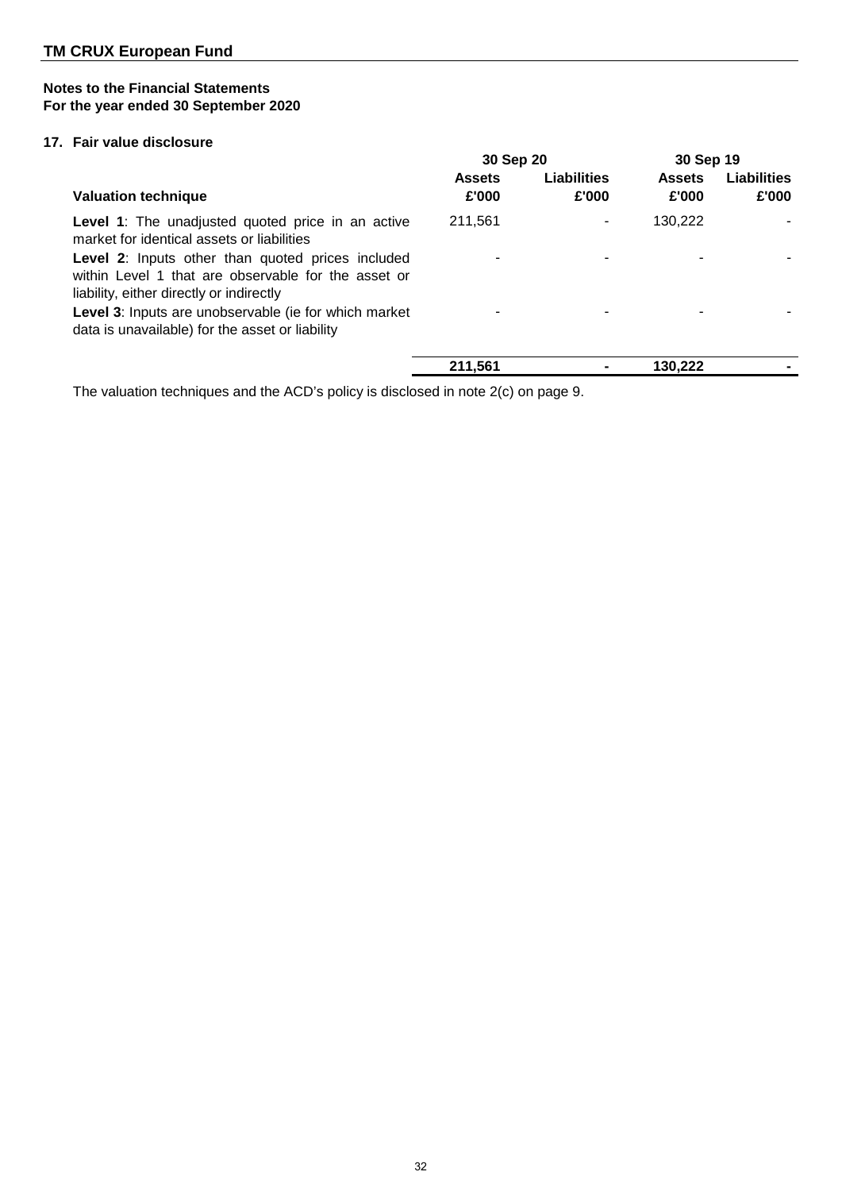## TM CRUX European Fund

### Notes to the Financial Statements
### For the year ended 30 September 2020

### 17. Fair value disclosure

| | 30 Sep 20 | | 30 Sep 19 | |
|---|---|---|---|---|
| **Valuation technique** | **Assets £'000** | **Liabilities £'000** | **Assets £'000** | **Liabilities £'000** |
| **Level 1**: The unadjusted quoted price in an active market for identical assets or liabilities | 211,561 | - | 130,222 | - |
| **Level 2**: Inputs other than quoted prices included within Level 1 that are observable for the asset or liability, either directly or indirectly | - | - | - | - |
| **Level 3**: Inputs are unobservable (ie for which market data is unavailable) for the asset or liability | - | - | - | - |
| | **211,561** | **-** | **130,222** | **-** |

The valuation techniques and the ACD's policy is disclosed in note 2(c) on page 9.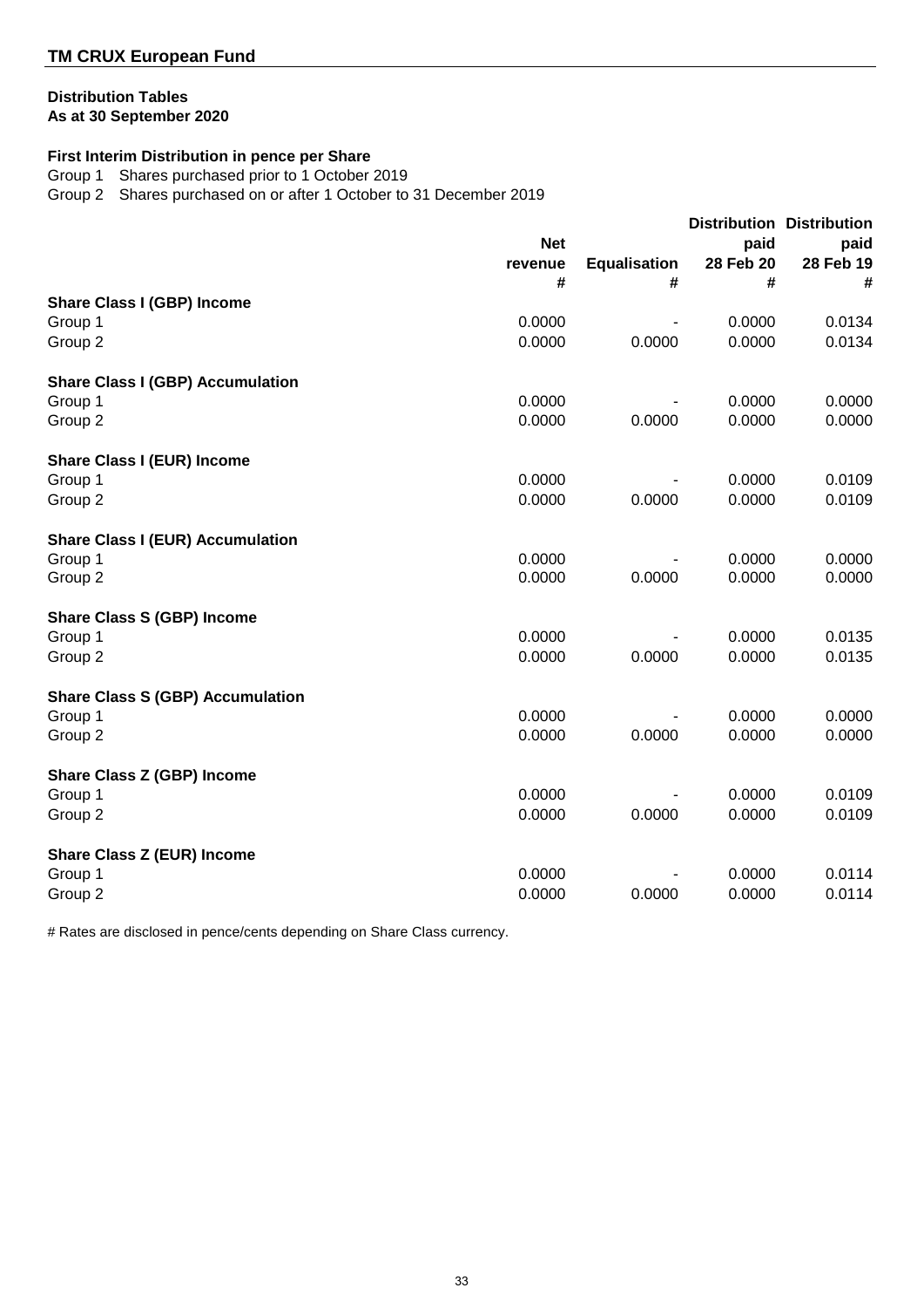## TM CRUX European Fund

**Distribution Tables**
**As at 30 September 2020**

**First Interim Distribution in pence per Share**

Group 1 Shares purchased prior to 1 October 2019
Group 2 Shares purchased on or after 1 October to 31 December 2019

| | Net revenue # | Equalisation # | Distribution paid 28 Feb 20 # | Distribution paid 28 Feb 19 # |
|---|---|---|---|---|
| **Share Class I (GBP) Income** | | | | |
| Group 1 | 0.0000 | - | 0.0000 | 0.0134 |
| Group 2 | 0.0000 | 0.0000 | 0.0000 | 0.0134 |
| **Share Class I (GBP) Accumulation** | | | | |
| Group 1 | 0.0000 | - | 0.0000 | 0.0000 |
| Group 2 | 0.0000 | 0.0000 | 0.0000 | 0.0000 |
| **Share Class I (EUR) Income** | | | | |
| Group 1 | 0.0000 | - | 0.0000 | 0.0109 |
| Group 2 | 0.0000 | 0.0000 | 0.0000 | 0.0109 |
| **Share Class I (EUR) Accumulation** | | | | |
| Group 1 | 0.0000 | - | 0.0000 | 0.0000 |
| Group 2 | 0.0000 | 0.0000 | 0.0000 | 0.0000 |
| **Share Class S (GBP) Income** | | | | |
| Group 1 | 0.0000 | - | 0.0000 | 0.0135 |
| Group 2 | 0.0000 | 0.0000 | 0.0000 | 0.0135 |
| **Share Class S (GBP) Accumulation** | | | | |
| Group 1 | 0.0000 | - | 0.0000 | 0.0000 |
| Group 2 | 0.0000 | 0.0000 | 0.0000 | 0.0000 |
| **Share Class Z (GBP) Income** | | | | |
| Group 1 | 0.0000 | - | 0.0000 | 0.0109 |
| Group 2 | 0.0000 | 0.0000 | 0.0000 | 0.0109 |
| **Share Class Z (EUR) Income** | | | | |
| Group 1 | 0.0000 | - | 0.0000 | 0.0114 |
| Group 2 | 0.0000 | 0.0000 | 0.0000 | 0.0114 |

# Rates are disclosed in pence/cents depending on Share Class currency.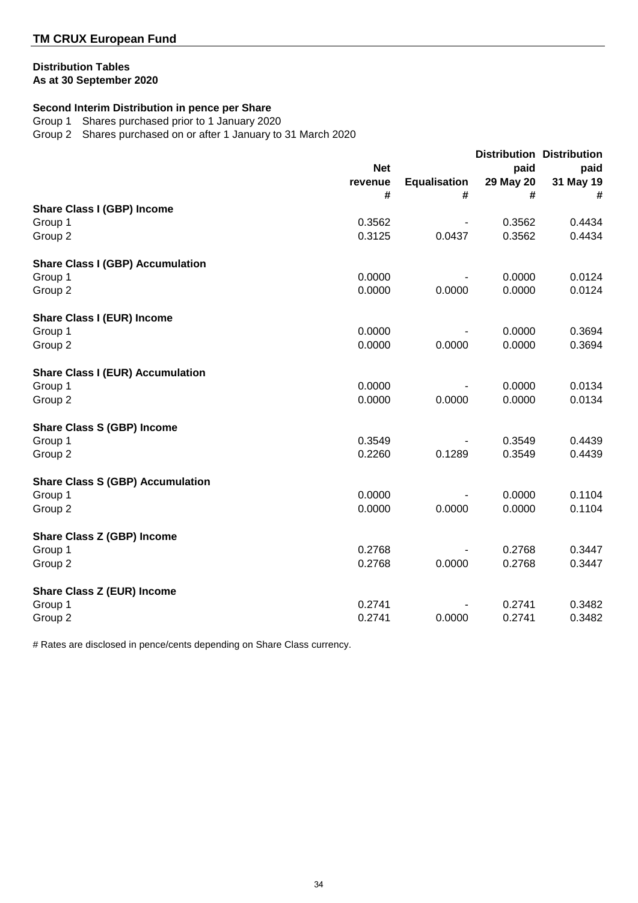## TM CRUX European Fund

### Distribution Tables
### As at 30 September 2020

**Second Interim Distribution in pence per Share**

Group 1 Shares purchased prior to 1 January 2020

Group 2 Shares purchased on or after 1 January to 31 March 2020

| | Net revenue # | Equalisation # | Distribution paid 29 May 20 # | Distribution paid 31 May 19 # |
|---|---|---|---|---|
| **Share Class I (GBP) Income** | | | | |
| Group 1 | 0.3562 | - | 0.3562 | 0.4434 |
| Group 2 | 0.3125 | 0.0437 | 0.3562 | 0.4434 |
| **Share Class I (GBP) Accumulation** | | | | |
| Group 1 | 0.0000 | - | 0.0000 | 0.0124 |
| Group 2 | 0.0000 | 0.0000 | 0.0000 | 0.0124 |
| **Share Class I (EUR) Income** | | | | |
| Group 1 | 0.0000 | - | 0.0000 | 0.3694 |
| Group 2 | 0.0000 | 0.0000 | 0.0000 | 0.3694 |
| **Share Class I (EUR) Accumulation** | | | | |
| Group 1 | 0.0000 | - | 0.0000 | 0.0134 |
| Group 2 | 0.0000 | 0.0000 | 0.0000 | 0.0134 |
| **Share Class S (GBP) Income** | | | | |
| Group 1 | 0.3549 | - | 0.3549 | 0.4439 |
| Group 2 | 0.2260 | 0.1289 | 0.3549 | 0.4439 |
| **Share Class S (GBP) Accumulation** | | | | |
| Group 1 | 0.0000 | - | 0.0000 | 0.1104 |
| Group 2 | 0.0000 | 0.0000 | 0.0000 | 0.1104 |
| **Share Class Z (GBP) Income** | | | | |
| Group 1 | 0.2768 | - | 0.2768 | 0.3447 |
| Group 2 | 0.2768 | 0.0000 | 0.2768 | 0.3447 |
| **Share Class Z (EUR) Income** | | | | |
| Group 1 | 0.2741 | - | 0.2741 | 0.3482 |
| Group 2 | 0.2741 | 0.0000 | 0.2741 | 0.3482 |

# Rates are disclosed in pence/cents depending on Share Class currency.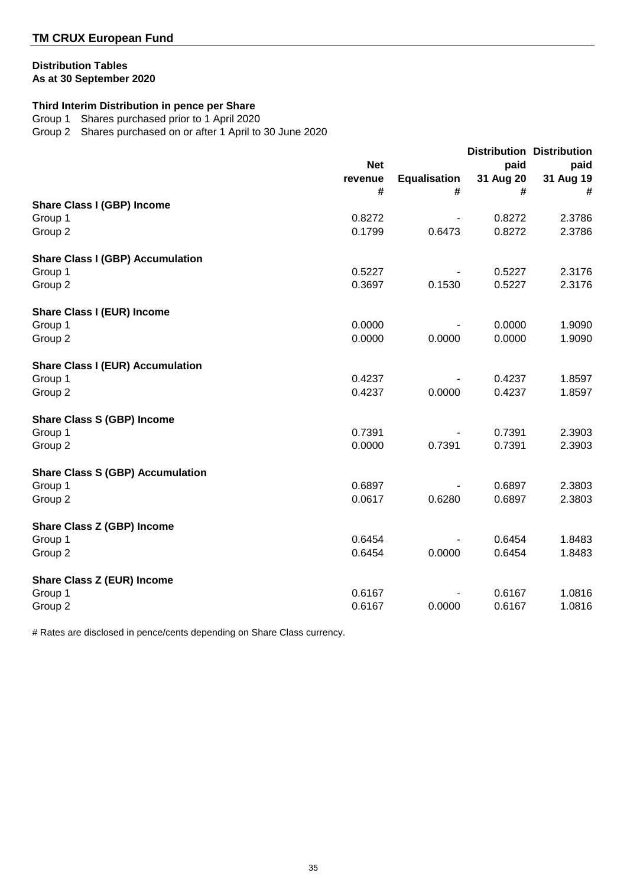# TM CRUX European Fund

## Distribution Tables
### As at 30 September 2020

**Third Interim Distribution in pence per Share**

Group 1 Shares purchased prior to 1 April 2020
Group 2 Shares purchased on or after 1 April to 30 June 2020

| | Net revenue # | Equalisation # | Distribution paid 31 Aug 20 # | Distribution paid 31 Aug 19 # |
|---|---|---|---|---|
| **Share Class I (GBP) Income** | | | | |
| Group 1 | 0.8272 | - | 0.8272 | 2.3786 |
| Group 2 | 0.1799 | 0.6473 | 0.8272 | 2.3786 |
| **Share Class I (GBP) Accumulation** | | | | |
| Group 1 | 0.5227 | - | 0.5227 | 2.3176 |
| Group 2 | 0.3697 | 0.1530 | 0.5227 | 2.3176 |
| **Share Class I (EUR) Income** | | | | |
| Group 1 | 0.0000 | - | 0.0000 | 1.9090 |
| Group 2 | 0.0000 | 0.0000 | 0.0000 | 1.9090 |
| **Share Class I (EUR) Accumulation** | | | | |
| Group 1 | 0.4237 | - | 0.4237 | 1.8597 |
| Group 2 | 0.4237 | 0.0000 | 0.4237 | 1.8597 |
| **Share Class S (GBP) Income** | | | | |
| Group 1 | 0.7391 | - | 0.7391 | 2.3903 |
| Group 2 | 0.0000 | 0.7391 | 0.7391 | 2.3903 |
| **Share Class S (GBP) Accumulation** | | | | |
| Group 1 | 0.6897 | - | 0.6897 | 2.3803 |
| Group 2 | 0.0617 | 0.6280 | 0.6897 | 2.3803 |
| **Share Class Z (GBP) Income** | | | | |
| Group 1 | 0.6454 | - | 0.6454 | 1.8483 |
| Group 2 | 0.6454 | 0.0000 | 0.6454 | 1.8483 |
| **Share Class Z (EUR) Income** | | | | |
| Group 1 | 0.6167 | - | 0.6167 | 1.0816 |
| Group 2 | 0.6167 | 0.0000 | 0.6167 | 1.0816 |

# Rates are disclosed in pence/cents depending on Share Class currency.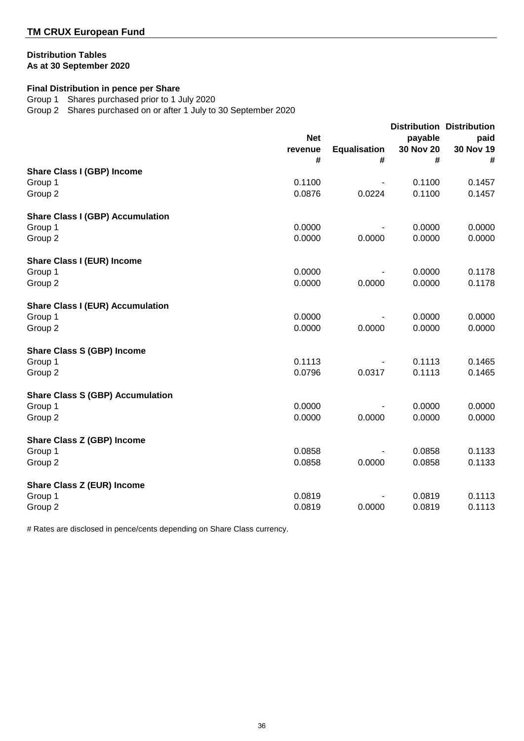**TM CRUX European Fund**

**Distribution Tables**
**As at 30 September 2020**

**Final Distribution in pence per Share**

Group 1 Shares purchased prior to 1 July 2020
Group 2 Shares purchased on or after 1 July to 30 September 2020

| | Net revenue # | Equalisation # | Distribution payable 30 Nov 20 # | Distribution paid 30 Nov 19 # |
|---|---|---|---|---|
| **Share Class I (GBP) Income** | | | | |
| Group 1 | 0.1100 | - | 0.1100 | 0.1457 |
| Group 2 | 0.0876 | 0.0224 | 0.1100 | 0.1457 |
| **Share Class I (GBP) Accumulation** | | | | |
| Group 1 | 0.0000 | - | 0.0000 | 0.0000 |
| Group 2 | 0.0000 | 0.0000 | 0.0000 | 0.0000 |
| **Share Class I (EUR) Income** | | | | |
| Group 1 | 0.0000 | - | 0.0000 | 0.1178 |
| Group 2 | 0.0000 | 0.0000 | 0.0000 | 0.1178 |
| **Share Class I (EUR) Accumulation** | | | | |
| Group 1 | 0.0000 | - | 0.0000 | 0.0000 |
| Group 2 | 0.0000 | 0.0000 | 0.0000 | 0.0000 |
| **Share Class S (GBP) Income** | | | | |
| Group 1 | 0.1113 | - | 0.1113 | 0.1465 |
| Group 2 | 0.0796 | 0.0317 | 0.1113 | 0.1465 |
| **Share Class S (GBP) Accumulation** | | | | |
| Group 1 | 0.0000 | - | 0.0000 | 0.0000 |
| Group 2 | 0.0000 | 0.0000 | 0.0000 | 0.0000 |
| **Share Class Z (GBP) Income** | | | | |
| Group 1 | 0.0858 | - | 0.0858 | 0.1133 |
| Group 2 | 0.0858 | 0.0000 | 0.0858 | 0.1133 |
| **Share Class Z (EUR) Income** | | | | |
| Group 1 | 0.0819 | - | 0.0819 | 0.1113 |
| Group 2 | 0.0819 | 0.0000 | 0.0819 | 0.1113 |

# Rates are disclosed in pence/cents depending on Share Class currency.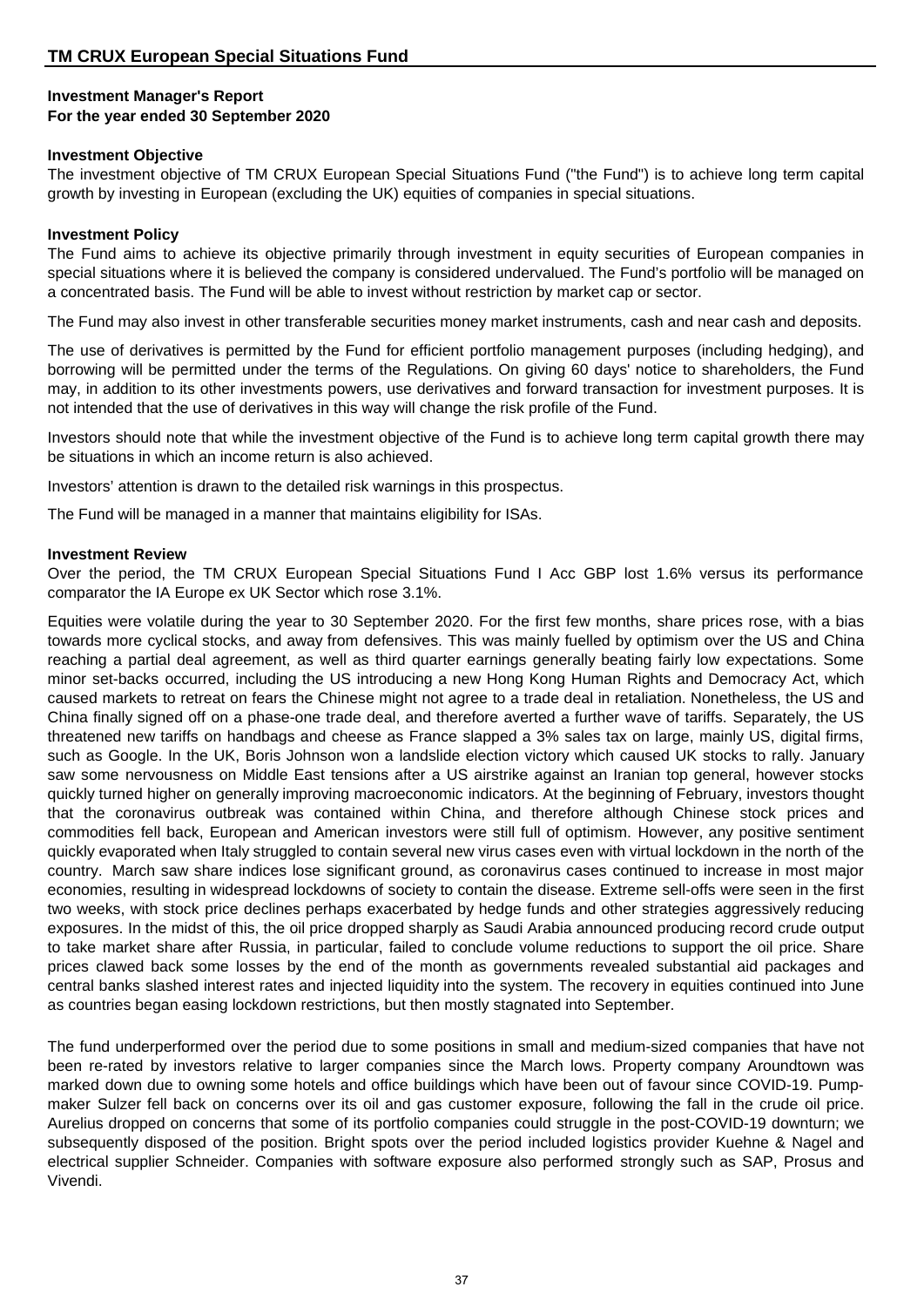# TM CRUX European Special Situations Fund

## Investment Manager's Report
### For the year ended 30 September 2020

**Investment Objective**

The investment objective of TM CRUX European Special Situations Fund ("the Fund") is to achieve long term capital growth by investing in European (excluding the UK) equities of companies in special situations.

**Investment Policy**

The Fund aims to achieve its objective primarily through investment in equity securities of European companies in special situations where it is believed the company is considered undervalued. The Fund's portfolio will be managed on a concentrated basis. The Fund will be able to invest without restriction by market cap or sector.

The Fund may also invest in other transferable securities money market instruments, cash and near cash and deposits.

The use of derivatives is permitted by the Fund for efficient portfolio management purposes (including hedging), and borrowing will be permitted under the terms of the Regulations. On giving 60 days' notice to shareholders, the Fund may, in addition to its other investments powers, use derivatives and forward transaction for investment purposes. It is not intended that the use of derivatives in this way will change the risk profile of the Fund.

Investors should note that while the investment objective of the Fund is to achieve long term capital growth there may be situations in which an income return is also achieved.

Investors' attention is drawn to the detailed risk warnings in this prospectus.

The Fund will be managed in a manner that maintains eligibility for ISAs.

**Investment Review**

Over the period, the TM CRUX European Special Situations Fund I Acc GBP lost 1.6% versus its performance comparator the IA Europe ex UK Sector which rose 3.1%.

Equities were volatile during the year to 30 September 2020. For the first few months, share prices rose, with a bias towards more cyclical stocks, and away from defensives. This was mainly fuelled by optimism over the US and China reaching a partial deal agreement, as well as third quarter earnings generally beating fairly low expectations. Some minor set-backs occurred, including the US introducing a new Hong Kong Human Rights and Democracy Act, which caused markets to retreat on fears the Chinese might not agree to a trade deal in retaliation. Nonetheless, the US and China finally signed off on a phase-one trade deal, and therefore averted a further wave of tariffs. Separately, the US threatened new tariffs on handbags and cheese as France slapped a 3% sales tax on large, mainly US, digital firms, such as Google. In the UK, Boris Johnson won a landslide election victory which caused UK stocks to rally. January saw some nervousness on Middle East tensions after a US airstrike against an Iranian top general, however stocks quickly turned higher on generally improving macroeconomic indicators. At the beginning of February, investors thought that the coronavirus outbreak was contained within China, and therefore although Chinese stock prices and commodities fell back, European and American investors were still full of optimism. However, any positive sentiment quickly evaporated when Italy struggled to contain several new virus cases even with virtual lockdown in the north of the country. March saw share indices lose significant ground, as coronavirus cases continued to increase in most major economies, resulting in widespread lockdowns of society to contain the disease. Extreme sell-offs were seen in the first two weeks, with stock price declines perhaps exacerbated by hedge funds and other strategies aggressively reducing exposures. In the midst of this, the oil price dropped sharply as Saudi Arabia announced producing record crude output to take market share after Russia, in particular, failed to conclude volume reductions to support the oil price. Share prices clawed back some losses by the end of the month as governments revealed substantial aid packages and central banks slashed interest rates and injected liquidity into the system. The recovery in equities continued into June as countries began easing lockdown restrictions, but then mostly stagnated into September.

The fund underperformed over the period due to some positions in small and medium-sized companies that have not been re-rated by investors relative to larger companies since the March lows. Property company Aroundtown was marked down due to owning some hotels and office buildings which have been out of favour since COVID-19. Pump-maker Sulzer fell back on concerns over its oil and gas customer exposure, following the fall in the crude oil price. Aurelius dropped on concerns that some of its portfolio companies could struggle in the post-COVID-19 downturn; we subsequently disposed of the position. Bright spots over the period included logistics provider Kuehne & Nagel and electrical supplier Schneider. Companies with software exposure also performed strongly such as SAP, Prosus and Vivendi.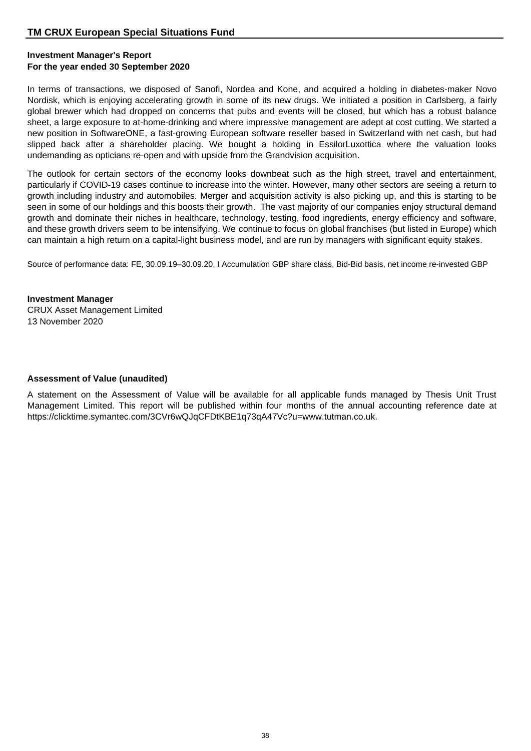## Investment Manager's Report
### For the year ended 30 September 2020

In terms of transactions, we disposed of Sanofi, Nordea and Kone, and acquired a holding in diabetes-maker Novo Nordisk, which is enjoying accelerating growth in some of its new drugs. We initiated a position in Carlsberg, a fairly global brewer which had dropped on concerns that pubs and events will be closed, but which has a robust balance sheet, a large exposure to at-home-drinking and where impressive management are adept at cost cutting. We started a new position in SoftwareONE, a fast-growing European software reseller based in Switzerland with net cash, but had slipped back after a shareholder placing. We bought a holding in EssilorLuxottica where the valuation looks undemanding as opticians re-open and with upside from the Grandvision acquisition.

The outlook for certain sectors of the economy looks downbeat such as the high street, travel and entertainment, particularly if COVID-19 cases continue to increase into the winter. However, many other sectors are seeing a return to growth including industry and automobiles. Merger and acquisition activity is also picking up, and this is starting to be seen in some of our holdings and this boosts their growth. The vast majority of our companies enjoy structural demand growth and dominate their niches in healthcare, technology, testing, food ingredients, energy efficiency and software, and these growth drivers seem to be intensifying. We continue to focus on global franchises (but listed in Europe) which can maintain a high return on a capital-light business model, and are run by managers with significant equity stakes.

Source of performance data: FE, 30.09.19–30.09.20, I Accumulation GBP share class, Bid-Bid basis, net income re-invested GBP

**Investment Manager**
CRUX Asset Management Limited
13 November 2020

### Assessment of Value (unaudited)

A statement on the Assessment of Value will be available for all applicable funds managed by Thesis Unit Trust Management Limited. This report will be published within four months of the annual accounting reference date at https://clicktime.symantec.com/3CVr6wQJqCFDtKBE1q73qA47Vc?u=www.tutman.co.uk.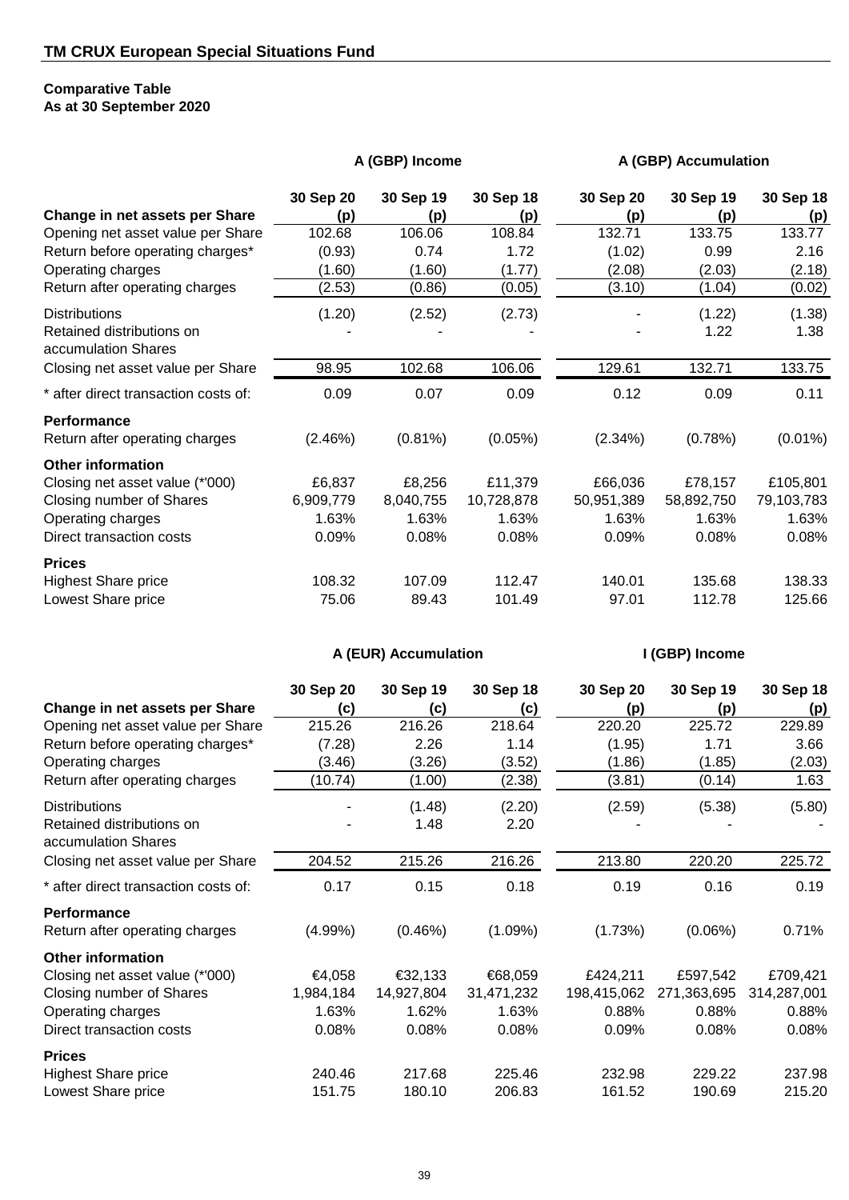## TM CRUX European Special Situations Fund

**Comparative Table**
**As at 30 September 2020**

| | A (GBP) Income | | | A (GBP) Accumulation | | |
|---|---|---|---|---|---|---|
| **Change in net assets per Share** | **30 Sep 20 (p)** | **30 Sep 19 (p)** | **30 Sep 18 (p)** | **30 Sep 20 (p)** | **30 Sep 19 (p)** | **30 Sep 18 (p)** |
| Opening net asset value per Share | 102.68 | 106.06 | 108.84 | 132.71 | 133.75 | 133.77 |
| Return before operating charges* | (0.93) | 0.74 | 1.72 | (1.02) | 0.99 | 2.16 |
| Operating charges | (1.60) | (1.60) | (1.77) | (2.08) | (2.03) | (2.18) |
| Return after operating charges | (2.53) | (0.86) | (0.05) | (3.10) | (1.04) | (0.02) |
| Distributions | (1.20) | (2.52) | (2.73) | - | (1.22) | (1.38) |
| Retained distributions on accumulation Shares | - | - | - | - | 1.22 | 1.38 |
| Closing net asset value per Share | 98.95 | 102.68 | 106.06 | 129.61 | 132.71 | 133.75 |
| * after direct transaction costs of: | 0.09 | 0.07 | 0.09 | 0.12 | 0.09 | 0.11 |
| **Performance** | | | | | | |
| Return after operating charges | (2.46%) | (0.81%) | (0.05%) | (2.34%) | (0.78%) | (0.01%) |
| **Other information** | | | | | | |
| Closing net asset value (*'000) | £6,837 | £8,256 | £11,379 | £66,036 | £78,157 | £105,801 |
| Closing number of Shares | 6,909,779 | 8,040,755 | 10,728,878 | 50,951,389 | 58,892,750 | 79,103,783 |
| Operating charges | 1.63% | 1.63% | 1.63% | 1.63% | 1.63% | 1.63% |
| Direct transaction costs | 0.09% | 0.08% | 0.08% | 0.09% | 0.08% | 0.08% |
| **Prices** | | | | | | |
| Highest Share price | 108.32 | 107.09 | 112.47 | 140.01 | 135.68 | 138.33 |
| Lowest Share price | 75.06 | 89.43 | 101.49 | 97.01 | 112.78 | 125.66 |

| | A (EUR) Accumulation | | | I (GBP) Income | | |
|---|---|---|---|---|---|---|
| **Change in net assets per Share** | **30 Sep 20 (c)** | **30 Sep 19 (c)** | **30 Sep 18 (c)** | **30 Sep 20 (p)** | **30 Sep 19 (p)** | **30 Sep 18 (p)** |
| Opening net asset value per Share | 215.26 | 216.26 | 218.64 | 220.20 | 225.72 | 229.89 |
| Return before operating charges* | (7.28) | 2.26 | 1.14 | (1.95) | 1.71 | 3.66 |
| Operating charges | (3.46) | (3.26) | (3.52) | (1.86) | (1.85) | (2.03) |
| Return after operating charges | (10.74) | (1.00) | (2.38) | (3.81) | (0.14) | 1.63 |
| Distributions | - | (1.48) | (2.20) | (2.59) | (5.38) | (5.80) |
| Retained distributions on accumulation Shares | - | 1.48 | 2.20 | - | - | - |
| Closing net asset value per Share | 204.52 | 215.26 | 216.26 | 213.80 | 220.20 | 225.72 |
| * after direct transaction costs of: | 0.17 | 0.15 | 0.18 | 0.19 | 0.16 | 0.19 |
| **Performance** | | | | | | |
| Return after operating charges | (4.99%) | (0.46%) | (1.09%) | (1.73%) | (0.06%) | 0.71% |
| **Other information** | | | | | | |
| Closing net asset value (*'000) | €4,058 | €32,133 | €68,059 | £424,211 | £597,542 | £709,421 |
| Closing number of Shares | 1,984,184 | 14,927,804 | 31,471,232 | 198,415,062 | 271,363,695 | 314,287,001 |
| Operating charges | 1.63% | 1.62% | 1.63% | 0.88% | 0.88% | 0.88% |
| Direct transaction costs | 0.08% | 0.08% | 0.08% | 0.09% | 0.08% | 0.08% |
| **Prices** | | | | | | |
| Highest Share price | 240.46 | 217.68 | 225.46 | 232.98 | 229.22 | 237.98 |
| Lowest Share price | 151.75 | 180.10 | 206.83 | 161.52 | 190.69 | 215.20 |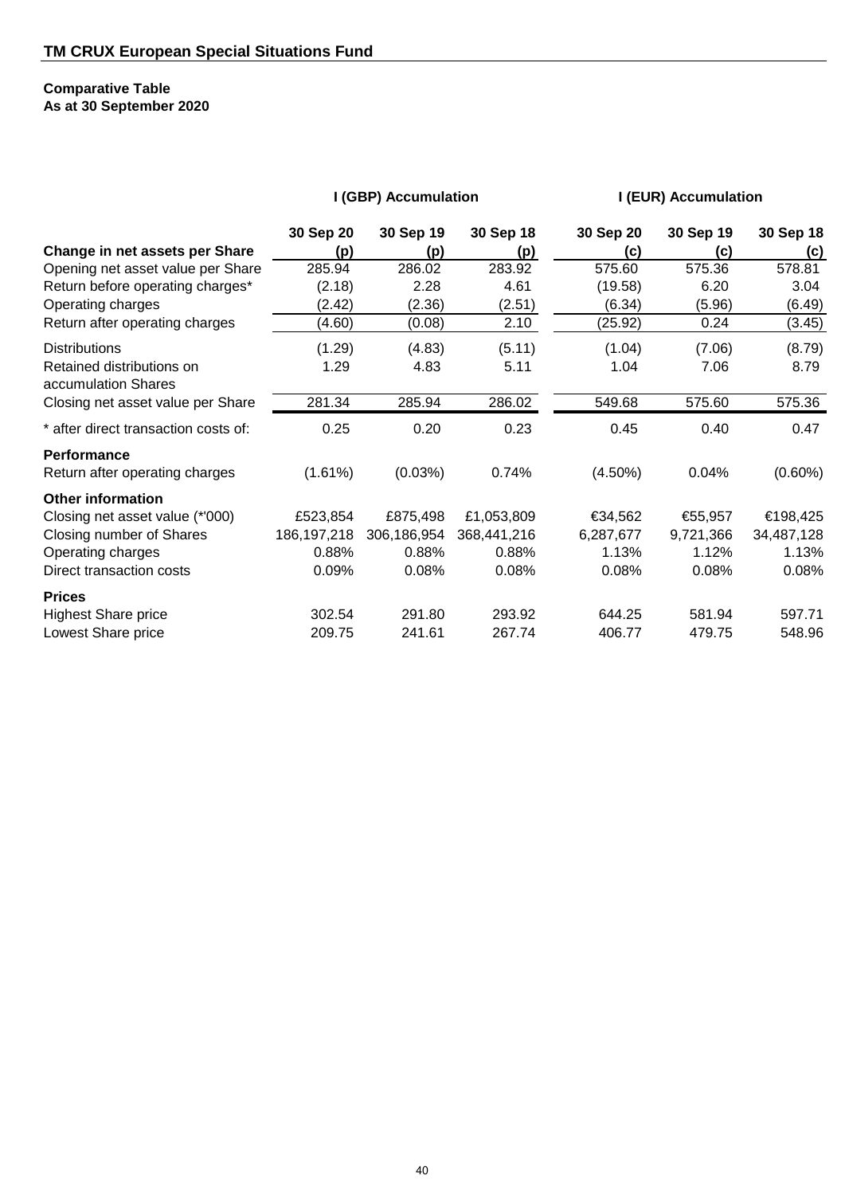## TM CRUX European Special Situations Fund

**Comparative Table**
**As at 30 September 2020**

| | I (GBP) Accumulation | | | I (EUR) Accumulation | | |
|---|---|---|---|---|---|---|
| **Change in net assets per Share** | **30 Sep 20 (p)** | **30 Sep 19 (p)** | **30 Sep 18 (p)** | **30 Sep 20 (c)** | **30 Sep 19 (c)** | **30 Sep 18 (c)** |
| Opening net asset value per Share | 285.94 | 286.02 | 283.92 | 575.60 | 575.36 | 578.81 |
| Return before operating charges* | (2.18) | 2.28 | 4.61 | (19.58) | 6.20 | 3.04 |
| Operating charges | (2.42) | (2.36) | (2.51) | (6.34) | (5.96) | (6.49) |
| Return after operating charges | (4.60) | (0.08) | 2.10 | (25.92) | 0.24 | (3.45) |
| Distributions | (1.29) | (4.83) | (5.11) | (1.04) | (7.06) | (8.79) |
| Retained distributions on accumulation Shares | 1.29 | 4.83 | 5.11 | 1.04 | 7.06 | 8.79 |
| Closing net asset value per Share | 281.34 | 285.94 | 286.02 | 549.68 | 575.60 | 575.36 |
| * after direct transaction costs of: | 0.25 | 0.20 | 0.23 | 0.45 | 0.40 | 0.47 |
| **Performance** | | | | | | |
| Return after operating charges | (1.61%) | (0.03%) | 0.74% | (4.50%) | 0.04% | (0.60%) |
| **Other information** | | | | | | |
| Closing net asset value (*'000) | £523,854 | £875,498 | £1,053,809 | €34,562 | €55,957 | €198,425 |
| Closing number of Shares | 186,197,218 | 306,186,954 | 368,441,216 | 6,287,677 | 9,721,366 | 34,487,128 |
| Operating charges | 0.88% | 0.88% | 0.88% | 1.13% | 1.12% | 1.13% |
| Direct transaction costs | 0.09% | 0.08% | 0.08% | 0.08% | 0.08% | 0.08% |
| **Prices** | | | | | | |
| Highest Share price | 302.54 | 291.80 | 293.92 | 644.25 | 581.94 | 597.71 |
| Lowest Share price | 209.75 | 241.61 | 267.74 | 406.77 | 479.75 | 548.96 |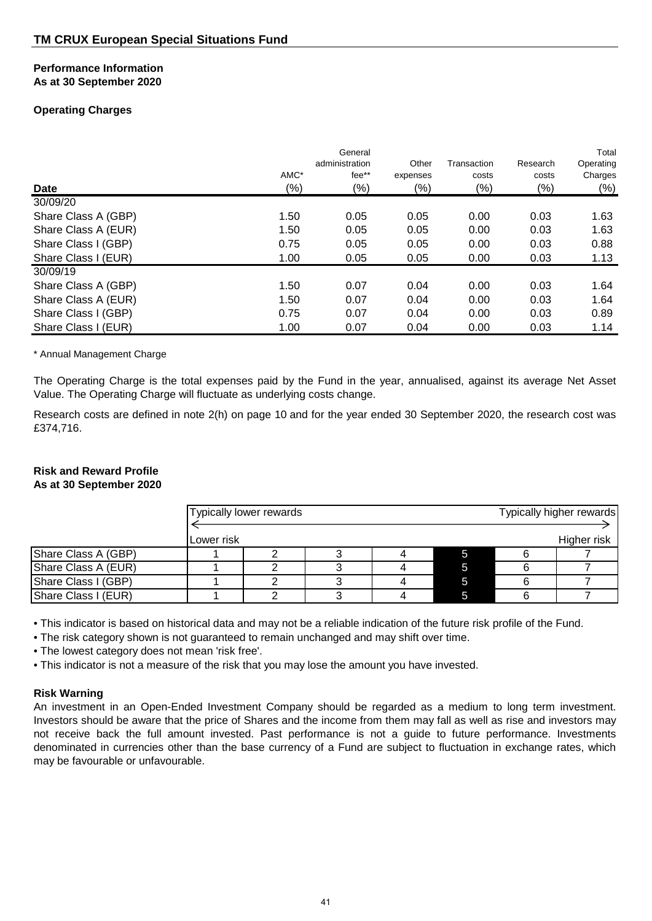## TM CRUX European Special Situations Fund

**Performance Information**
**As at 30 September 2020**

**Operating Charges**

| Date | AMC* (%) | General administration fee** (%) | Other expenses (%) | Transaction costs (%) | Research costs (%) | Total Operating Charges (%) |
|---|---|---|---|---|---|---|
| 30/09/20 | | | | | | |
| Share Class A (GBP) | 1.50 | 0.05 | 0.05 | 0.00 | 0.03 | 1.63 |
| Share Class A (EUR) | 1.50 | 0.05 | 0.05 | 0.00 | 0.03 | 1.63 |
| Share Class I (GBP) | 0.75 | 0.05 | 0.05 | 0.00 | 0.03 | 0.88 |
| Share Class I (EUR) | 1.00 | 0.05 | 0.05 | 0.00 | 0.03 | 1.13 |
| 30/09/19 | | | | | | |
| Share Class A (GBP) | 1.50 | 0.07 | 0.04 | 0.00 | 0.03 | 1.64 |
| Share Class A (EUR) | 1.50 | 0.07 | 0.04 | 0.00 | 0.03 | 1.64 |
| Share Class I (GBP) | 0.75 | 0.07 | 0.04 | 0.00 | 0.03 | 0.89 |
| Share Class I (EUR) | 1.00 | 0.07 | 0.04 | 0.00 | 0.03 | 1.14 |

\* Annual Management Charge

The Operating Charge is the total expenses paid by the Fund in the year, annualised, against its average Net Asset Value. The Operating Charge will fluctuate as underlying costs change.

Research costs are defined in note 2(h) on page 10 and for the year ended 30 September 2020, the research cost was £374,716.

**Risk and Reward Profile**
**As at 30 September 2020**

| | Typically lower rewards ← Lower risk | | | | | | Typically higher rewards → Higher risk |
|---|---|---|---|---|---|---|---|
| Share Class A (GBP) | 1 | 2 | 3 | 4 | **5** | 6 | 7 |
| Share Class A (EUR) | 1 | 2 | 3 | 4 | **5** | 6 | 7 |
| Share Class I (GBP) | 1 | 2 | 3 | 4 | **5** | 6 | 7 |
| Share Class I (EUR) | 1 | 2 | 3 | 4 | **5** | 6 | 7 |

- This indicator is based on historical data and may not be a reliable indication of the future risk profile of the Fund.
- The risk category shown is not guaranteed to remain unchanged and may shift over time.
- The lowest category does not mean 'risk free'.
- This indicator is not a measure of the risk that you may lose the amount you have invested.

**Risk Warning**

An investment in an Open-Ended Investment Company should be regarded as a medium to long term investment. Investors should be aware that the price of Shares and the income from them may fall as well as rise and investors may not receive back the full amount invested. Past performance is not a guide to future performance. Investments denominated in currencies other than the base currency of a Fund are subject to fluctuation in exchange rates, which may be favourable or unfavourable.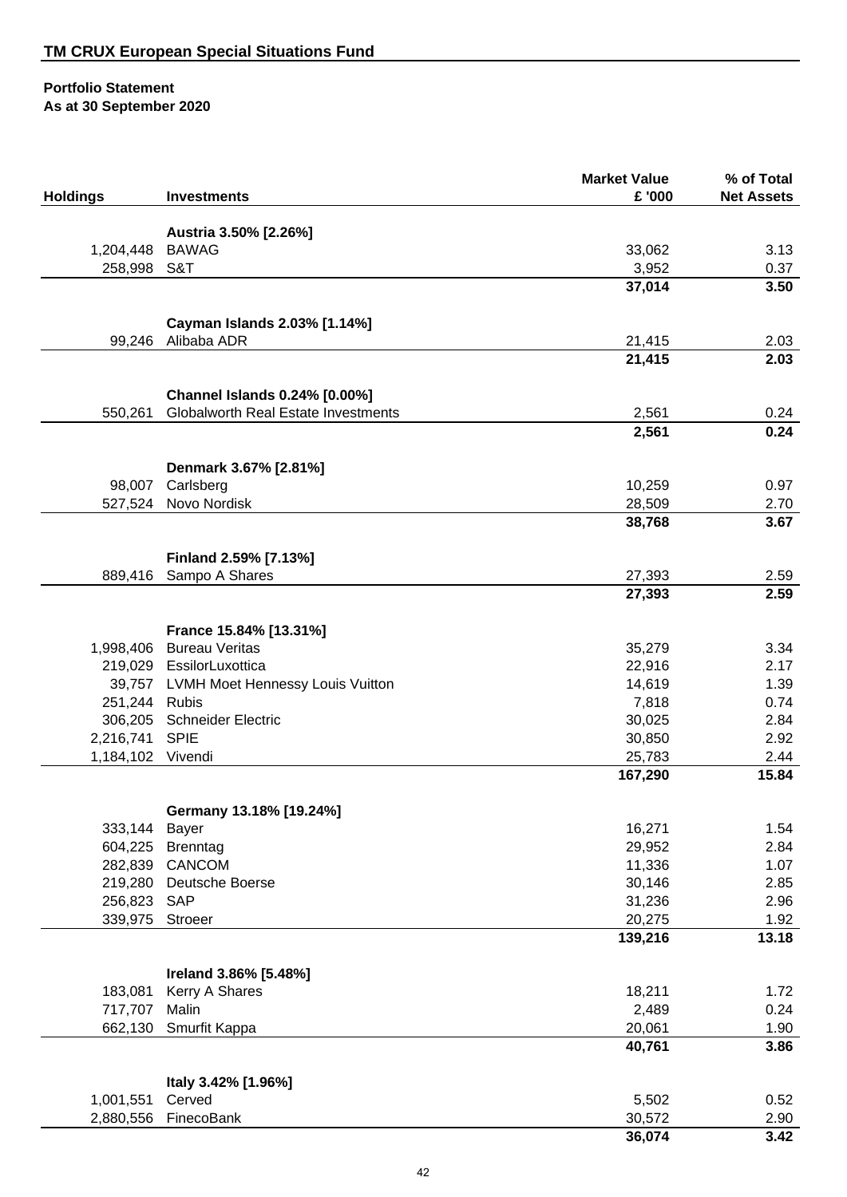## TM CRUX European Special Situations Fund

**Portfolio Statement**
**As at 30 September 2020**

| Holdings | Investments | Market Value £ '000 | % of Total Net Assets |
|---|---|---|---|
| | **Austria 3.50% [2.26%]** | | |
| 1,204,448 | BAWAG | 33,062 | 3.13 |
| 258,998 | S&T | 3,952 | 0.37 |
| | | **37,014** | **3.50** |
| | **Cayman Islands 2.03% [1.14%]** | | |
| 99,246 | Alibaba ADR | 21,415 | 2.03 |
| | | **21,415** | **2.03** |
| | **Channel Islands 0.24% [0.00%]** | | |
| 550,261 | Globalworth Real Estate Investments | 2,561 | 0.24 |
| | | **2,561** | **0.24** |
| | **Denmark 3.67% [2.81%]** | | |
| 98,007 | Carlsberg | 10,259 | 0.97 |
| 527,524 | Novo Nordisk | 28,509 | 2.70 |
| | | **38,768** | **3.67** |
| | **Finland 2.59% [7.13%]** | | |
| 889,416 | Sampo A Shares | 27,393 | 2.59 |
| | | **27,393** | **2.59** |
| | **France 15.84% [13.31%]** | | |
| 1,998,406 | Bureau Veritas | 35,279 | 3.34 |
| 219,029 | EssilorLuxottica | 22,916 | 2.17 |
| 39,757 | LVMH Moet Hennessy Louis Vuitton | 14,619 | 1.39 |
| 251,244 | Rubis | 7,818 | 0.74 |
| 306,205 | Schneider Electric | 30,025 | 2.84 |
| 2,216,741 | SPIE | 30,850 | 2.92 |
| 1,184,102 | Vivendi | 25,783 | 2.44 |
| | | **167,290** | **15.84** |
| | **Germany 13.18% [19.24%]** | | |
| 333,144 | Bayer | 16,271 | 1.54 |
| 604,225 | Brenntag | 29,952 | 2.84 |
| 282,839 | CANCOM | 11,336 | 1.07 |
| 219,280 | Deutsche Boerse | 30,146 | 2.85 |
| 256,823 | SAP | 31,236 | 2.96 |
| 339,975 | Stroeer | 20,275 | 1.92 |
| | | **139,216** | **13.18** |
| | **Ireland 3.86% [5.48%]** | | |
| 183,081 | Kerry A Shares | 18,211 | 1.72 |
| 717,707 | Malin | 2,489 | 0.24 |
| 662,130 | Smurfit Kappa | 20,061 | 1.90 |
| | | **40,761** | **3.86** |
| | **Italy 3.42% [1.96%]** | | |
| 1,001,551 | Cerved | 5,502 | 0.52 |
| 2,880,556 | FinecoBank | 30,572 | 2.90 |
| | | **36,074** | **3.42** |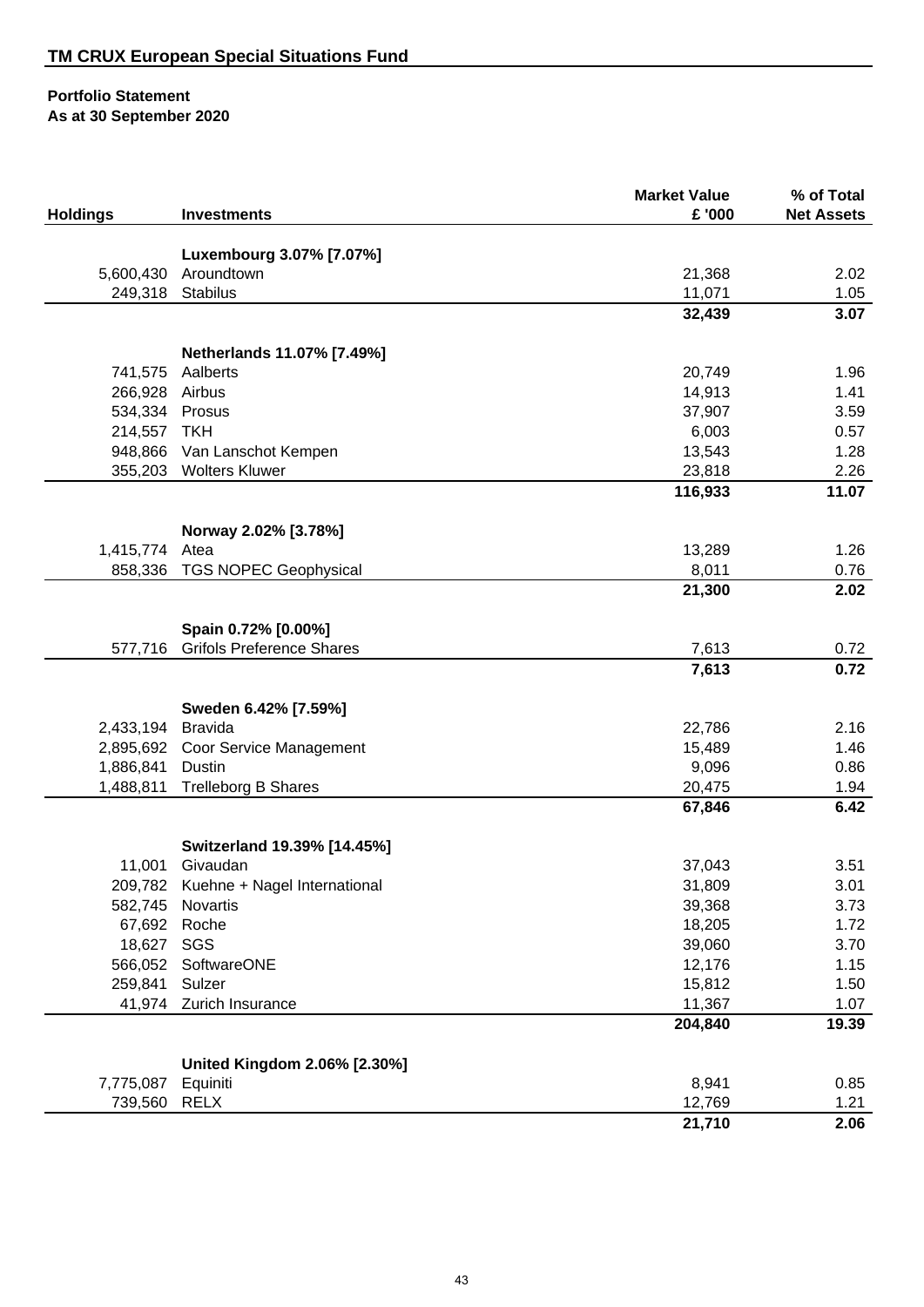## TM CRUX European Special Situations Fund

**Portfolio Statement**
**As at 30 September 2020**

| Holdings | Investments | Market Value £ '000 | % of Total Net Assets |
|---|---|---|---|
| | **Luxembourg 3.07% [7.07%]** | | |
| 5,600,430 | Aroundtown | 21,368 | 2.02 |
| 249,318 | Stabilus | 11,071 | 1.05 |
| | | **32,439** | **3.07** |
| | **Netherlands 11.07% [7.49%]** | | |
| 741,575 | Aalberts | 20,749 | 1.96 |
| 266,928 | Airbus | 14,913 | 1.41 |
| 534,334 | Prosus | 37,907 | 3.59 |
| 214,557 | TKH | 6,003 | 0.57 |
| 948,866 | Van Lanschot Kempen | 13,543 | 1.28 |
| 355,203 | Wolters Kluwer | 23,818 | 2.26 |
| | | **116,933** | **11.07** |
| | **Norway 2.02% [3.78%]** | | |
| 1,415,774 | Atea | 13,289 | 1.26 |
| 858,336 | TGS NOPEC Geophysical | 8,011 | 0.76 |
| | | **21,300** | **2.02** |
| | **Spain 0.72% [0.00%]** | | |
| 577,716 | Grifols Preference Shares | 7,613 | 0.72 |
| | | **7,613** | **0.72** |
| | **Sweden 6.42% [7.59%]** | | |
| 2,433,194 | Bravida | 22,786 | 2.16 |
| 2,895,692 | Coor Service Management | 15,489 | 1.46 |
| 1,886,841 | Dustin | 9,096 | 0.86 |
| 1,488,811 | Trelleborg B Shares | 20,475 | 1.94 |
| | | **67,846** | **6.42** |
| | **Switzerland 19.39% [14.45%]** | | |
| 11,001 | Givaudan | 37,043 | 3.51 |
| 209,782 | Kuehne + Nagel International | 31,809 | 3.01 |
| 582,745 | Novartis | 39,368 | 3.73 |
| 67,692 | Roche | 18,205 | 1.72 |
| 18,627 | SGS | 39,060 | 3.70 |
| 566,052 | SoftwareONE | 12,176 | 1.15 |
| 259,841 | Sulzer | 15,812 | 1.50 |
| 41,974 | Zurich Insurance | 11,367 | 1.07 |
| | | **204,840** | **19.39** |
| | **United Kingdom 2.06% [2.30%]** | | |
| 7,775,087 | Equiniti | 8,941 | 0.85 |
| 739,560 | RELX | 12,769 | 1.21 |
| | | **21,710** | **2.06** |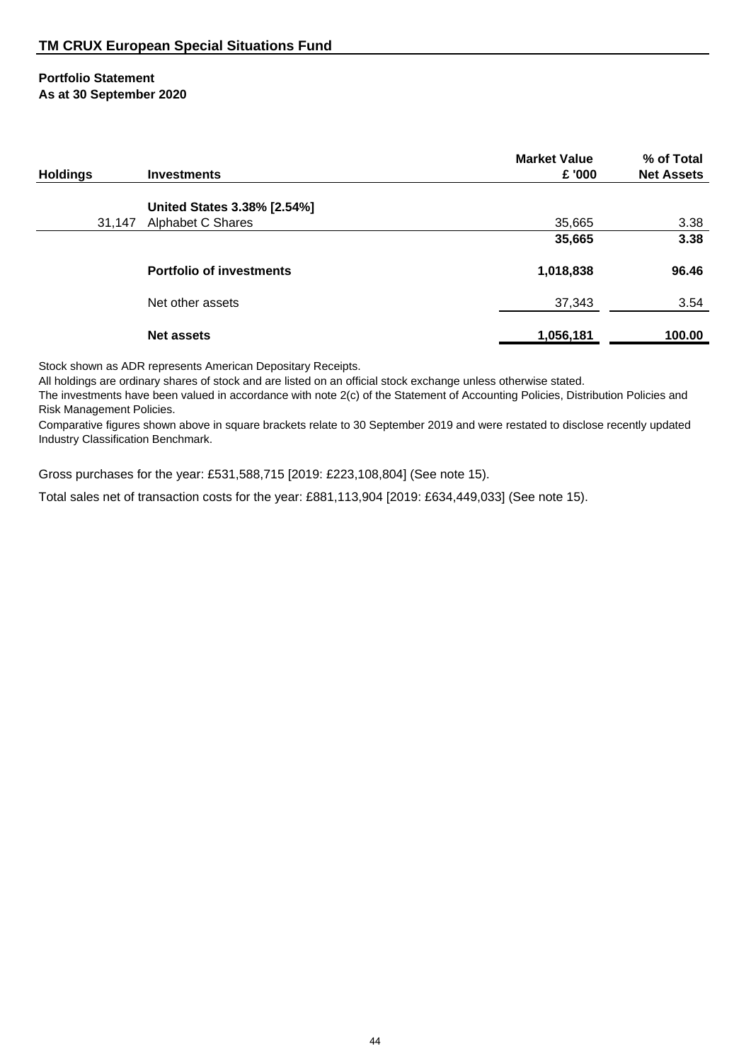## TM CRUX European Special Situations Fund

### Portfolio Statement
**As at 30 September 2020**

| Holdings | Investments | Market Value £ '000 | % of Total Net Assets |
|---|---|---|---|
| | **United States 3.38% [2.54%]** | | |
| 31,147 | Alphabet C Shares | 35,665 | 3.38 |
| | | **35,665** | **3.38** |
| | **Portfolio of investments** | **1,018,838** | **96.46** |
| | Net other assets | 37,343 | 3.54 |
| | **Net assets** | **1,056,181** | **100.00** |

Stock shown as ADR represents American Depositary Receipts.

All holdings are ordinary shares of stock and are listed on an official stock exchange unless otherwise stated.

The investments have been valued in accordance with note 2(c) of the Statement of Accounting Policies, Distribution Policies and Risk Management Policies.

Comparative figures shown above in square brackets relate to 30 September 2019 and were restated to disclose recently updated Industry Classification Benchmark.

Gross purchases for the year: £531,588,715 [2019: £223,108,804] (See note 15).

Total sales net of transaction costs for the year: £881,113,904 [2019: £634,449,033] (See note 15).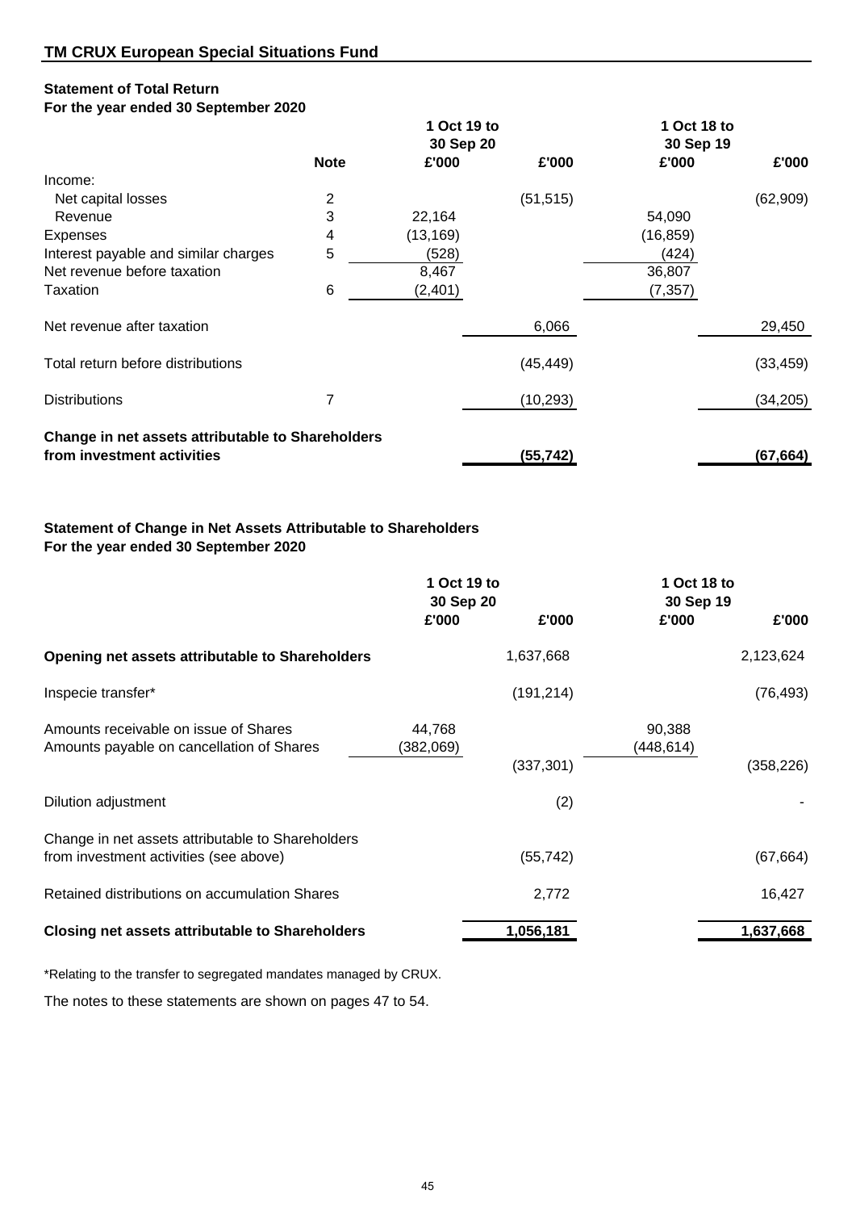## TM CRUX European Special Situations Fund

### Statement of Total Return
**For the year ended 30 September 2020**

| | Note | 1 Oct 19 to 30 Sep 20 £'000 | £'000 | 1 Oct 18 to 30 Sep 19 £'000 | £'000 |
|---|---|---|---|---|---|
| Income: | | | | | |
| Net capital losses | 2 | | (51,515) | | (62,909) |
| Revenue | 3 | 22,164 | | 54,090 | |
| Expenses | 4 | (13,169) | | (16,859) | |
| Interest payable and similar charges | 5 | (528) | | (424) | |
| Net revenue before taxation | | 8,467 | | 36,807 | |
| Taxation | 6 | (2,401) | | (7,357) | |
| Net revenue after taxation | | | 6,066 | | 29,450 |
| Total return before distributions | | | (45,449) | | (33,459) |
| Distributions | 7 | | (10,293) | | (34,205) |
| **Change in net assets attributable to Shareholders from investment activities** | | | **(55,742)** | | **(67,664)** |

### Statement of Change in Net Assets Attributable to Shareholders
**For the year ended 30 September 2020**

| | 1 Oct 19 to 30 Sep 20 £'000 | £'000 | 1 Oct 18 to 30 Sep 19 £'000 | £'000 |
|---|---|---|---|---|
| **Opening net assets attributable to Shareholders** | | 1,637,668 | | 2,123,624 |
| Inspecie transfer* | | (191,214) | | (76,493) |
| Amounts receivable on issue of Shares | 44,768 | | 90,388 | |
| Amounts payable on cancellation of Shares | (382,069) | | (448,614) | |
| | | (337,301) | | (358,226) |
| Dilution adjustment | | (2) | | - |
| Change in net assets attributable to Shareholders from investment activities (see above) | | (55,742) | | (67,664) |
| Retained distributions on accumulation Shares | | 2,772 | | 16,427 |
| **Closing net assets attributable to Shareholders** | | **1,056,181** | | **1,637,668** |

*Relating to the transfer to segregated mandates managed by CRUX.

The notes to these statements are shown on pages 47 to 54.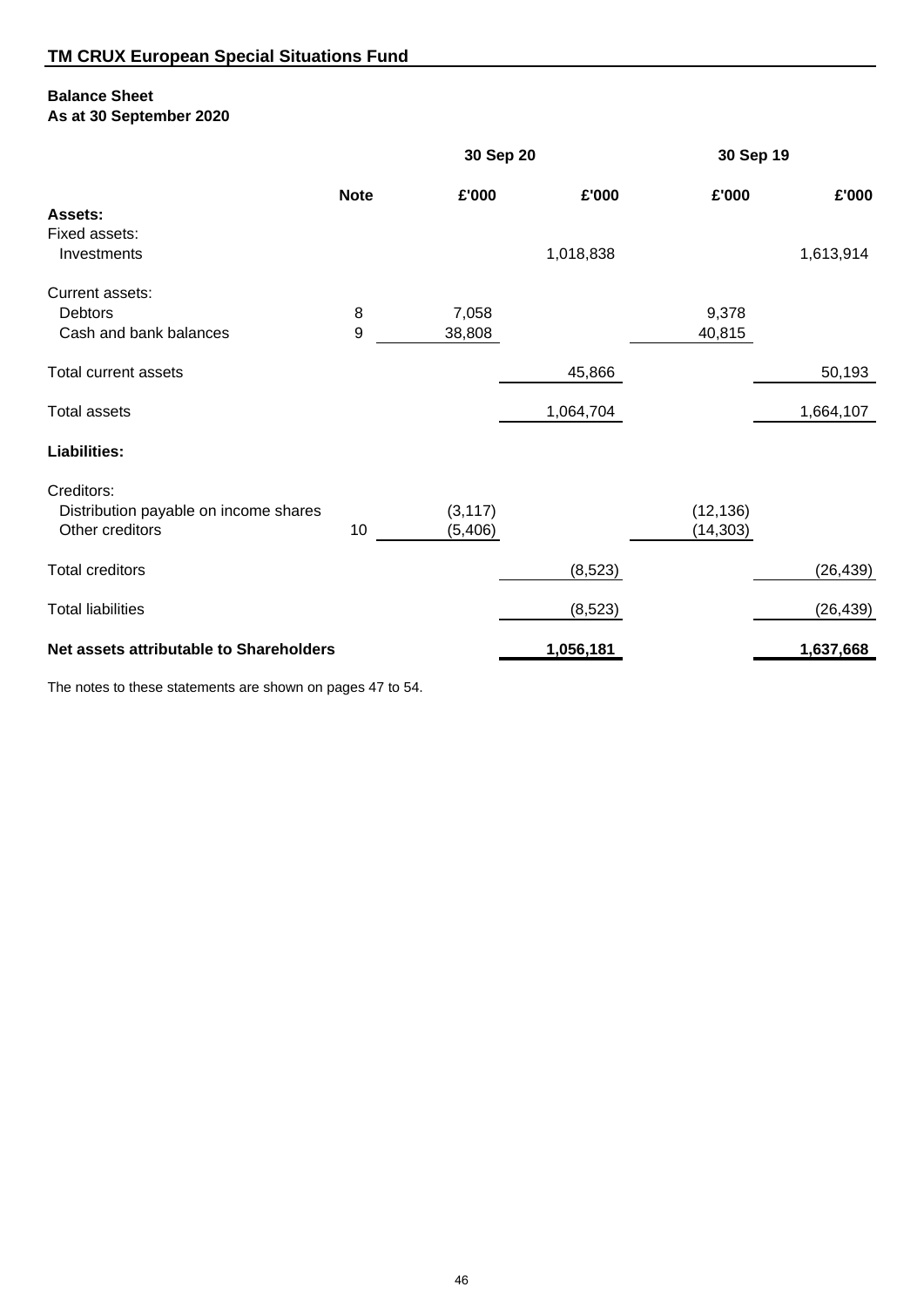## TM CRUX European Special Situations Fund

### Balance Sheet
### As at 30 September 2020

| | Note | 30 Sep 20 | | 30 Sep 19 | |
|---|---|---|---|---|---|
| | | £'000 | £'000 | £'000 | £'000 |
| **Assets:** | | | | | |
| Fixed assets: | | | | | |
| Investments | | | 1,018,838 | | 1,613,914 |
| Current assets: | | | | | |
| Debtors | 8 | 7,058 | | 9,378 | |
| Cash and bank balances | 9 | 38,808 | | 40,815 | |
| Total current assets | | | 45,866 | | 50,193 |
| Total assets | | | 1,064,704 | | 1,664,107 |
| **Liabilities:** | | | | | |
| Creditors: | | | | | |
| Distribution payable on income shares | | (3,117) | | (12,136) | |
| Other creditors | 10 | (5,406) | | (14,303) | |
| Total creditors | | | (8,523) | | (26,439) |
| Total liabilities | | | (8,523) | | (26,439) |
| **Net assets attributable to Shareholders** | | | **1,056,181** | | **1,637,668** |

The notes to these statements are shown on pages 47 to 54.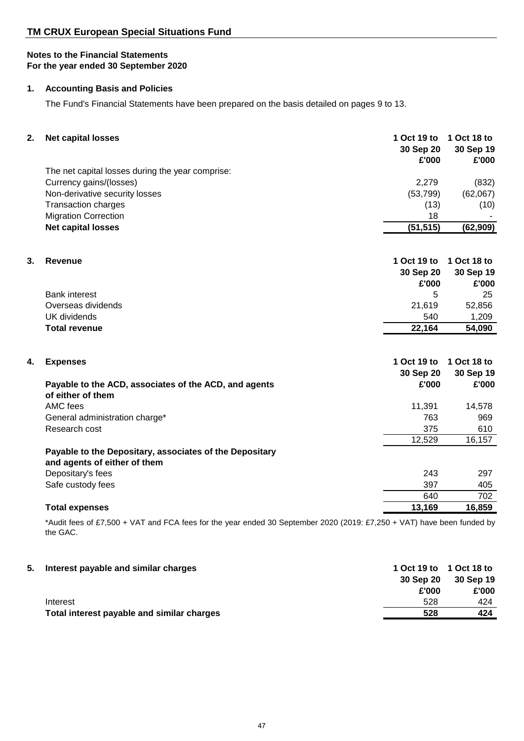## TM CRUX European Special Situations Fund

### Notes to the Financial Statements
### For the year ended 30 September 2020

### 1. Accounting Basis and Policies

The Fund's Financial Statements have been prepared on the basis detailed on pages 9 to 13.

### 2. Net capital losses

| | 1 Oct 19 to 30 Sep 20 £'000 | 1 Oct 18 to 30 Sep 19 £'000 |
|---|---|---|
| The net capital losses during the year comprise: | | |
| Currency gains/(losses) | 2,279 | (832) |
| Non-derivative security losses | (53,799) | (62,067) |
| Transaction charges | (13) | (10) |
| Migration Correction | 18 | - |
| **Net capital losses** | **(51,515)** | **(62,909)** |

### 3. Revenue

| | 1 Oct 19 to 30 Sep 20 £'000 | 1 Oct 18 to 30 Sep 19 £'000 |
|---|---|---|
| Bank interest | 5 | 25 |
| Overseas dividends | 21,619 | 52,856 |
| UK dividends | 540 | 1,209 |
| **Total revenue** | **22,164** | **54,090** |

### 4. Expenses

| | 1 Oct 19 to 30 Sep 20 £'000 | 1 Oct 18 to 30 Sep 19 £'000 |
|---|---|---|
| **Payable to the ACD, associates of the ACD, and agents of either of them** | | |
| AMC fees | 11,391 | 14,578 |
| General administration charge* | 763 | 969 |
| Research cost | 375 | 610 |
| | 12,529 | 16,157 |
| **Payable to the Depositary, associates of the Depositary and agents of either of them** | | |
| Depositary's fees | 243 | 297 |
| Safe custody fees | 397 | 405 |
| | 640 | 702 |
| **Total expenses** | **13,169** | **16,859** |

*Audit fees of £7,500 + VAT and FCA fees for the year ended 30 September 2020 (2019: £7,250 + VAT) have been funded by the GAC.

### 5. Interest payable and similar charges

| | 1 Oct 19 to 30 Sep 20 £'000 | 1 Oct 18 to 30 Sep 19 £'000 |
|---|---|---|
| Interest | 528 | 424 |
| **Total interest payable and similar charges** | **528** | **424** |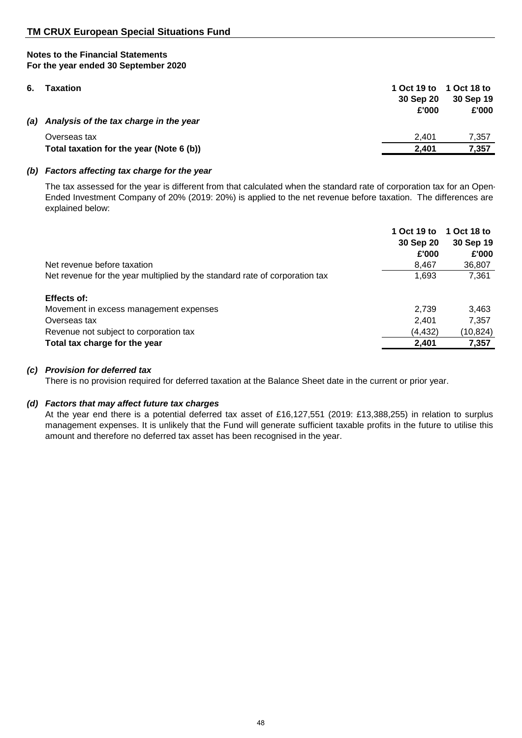## TM CRUX European Special Situations Fund

**Notes to the Financial Statements**
**For the year ended 30 September 2020**

### 6. Taxation

| | 1 Oct 19 to 30 Sep 20 £'000 | 1 Oct 18 to 30 Sep 19 £'000 |
|---|---|---|
| ***(a) Analysis of the tax charge in the year*** | | |
| Overseas tax | 2,401 | 7,357 |
| **Total taxation for the year (Note 6 (b))** | **2,401** | **7,357** |

***(b) Factors affecting tax charge for the year***

The tax assessed for the year is different from that calculated when the standard rate of corporation tax for an Open-Ended Investment Company of 20% (2019: 20%) is applied to the net revenue before taxation. The differences are explained below:

| | 1 Oct 19 to 30 Sep 20 £'000 | 1 Oct 18 to 30 Sep 19 £'000 |
|---|---|---|
| Net revenue before taxation | 8,467 | 36,807 |
| Net revenue for the year multiplied by the standard rate of corporation tax | 1,693 | 7,361 |
| **Effects of:** | | |
| Movement in excess management expenses | 2,739 | 3,463 |
| Overseas tax | 2,401 | 7,357 |
| Revenue not subject to corporation tax | (4,432) | (10,824) |
| **Total tax charge for the year** | **2,401** | **7,357** |

***(c) Provision for deferred tax***

There is no provision required for deferred taxation at the Balance Sheet date in the current or prior year.

***(d) Factors that may affect future tax charges***

At the year end there is a potential deferred tax asset of £16,127,551 (2019: £13,388,255) in relation to surplus management expenses. It is unlikely that the Fund will generate sufficient taxable profits in the future to utilise this amount and therefore no deferred tax asset has been recognised in the year.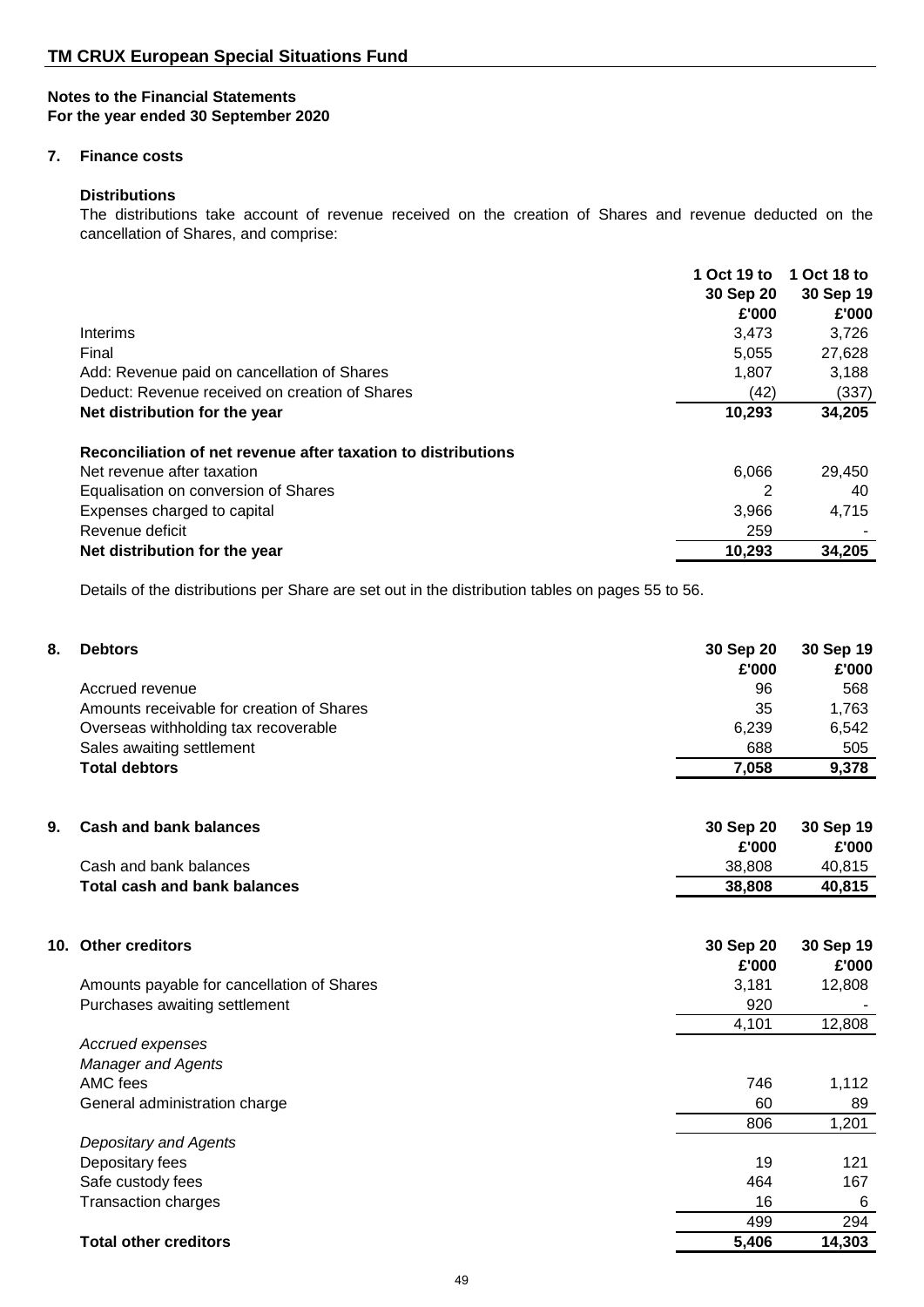# TM CRUX European Special Situations Fund

## Notes to the Financial Statements
## For the year ended 30 September 2020

### 7. Finance costs

**Distributions**

The distributions take account of revenue received on the creation of Shares and revenue deducted on the cancellation of Shares, and comprise:

| | 1 Oct 19 to 30 Sep 20 £'000 | 1 Oct 18 to 30 Sep 19 £'000 |
|---|---|---|
| Interims | 3,473 | 3,726 |
| Final | 5,055 | 27,628 |
| Add: Revenue paid on cancellation of Shares | 1,807 | 3,188 |
| Deduct: Revenue received on creation of Shares | (42) | (337) |
| **Net distribution for the year** | **10,293** | **34,205** |
| | | |
| **Reconciliation of net revenue after taxation to distributions** | | |
| Net revenue after taxation | 6,066 | 29,450 |
| Equalisation on conversion of Shares | 2 | 40 |
| Expenses charged to capital | 3,966 | 4,715 |
| Revenue deficit | 259 | - |
| **Net distribution for the year** | **10,293** | **34,205** |

Details of the distributions per Share are set out in the distribution tables on pages 55 to 56.

### 8. Debtors

| | 30 Sep 20 £'000 | 30 Sep 19 £'000 |
|---|---|---|
| Accrued revenue | 96 | 568 |
| Amounts receivable for creation of Shares | 35 | 1,763 |
| Overseas withholding tax recoverable | 6,239 | 6,542 |
| Sales awaiting settlement | 688 | 505 |
| **Total debtors** | **7,058** | **9,378** |

### 9. Cash and bank balances

| | 30 Sep 20 £'000 | 30 Sep 19 £'000 |
|---|---|---|
| Cash and bank balances | 38,808 | 40,815 |
| **Total cash and bank balances** | **38,808** | **40,815** |

### 10. Other creditors

| | 30 Sep 20 £'000 | 30 Sep 19 £'000 |
|---|---|---|
| Amounts payable for cancellation of Shares | 3,181 | 12,808 |
| Purchases awaiting settlement | 920 | - |
| | 4,101 | 12,808 |
| *Accrued expenses* | | |
| *Manager and Agents* | | |
| AMC fees | 746 | 1,112 |
| General administration charge | 60 | 89 |
| | 806 | 1,201 |
| *Depositary and Agents* | | |
| Depositary fees | 19 | 121 |
| Safe custody fees | 464 | 167 |
| Transaction charges | 16 | 6 |
| | 499 | 294 |
| **Total other creditors** | **5,406** | **14,303** |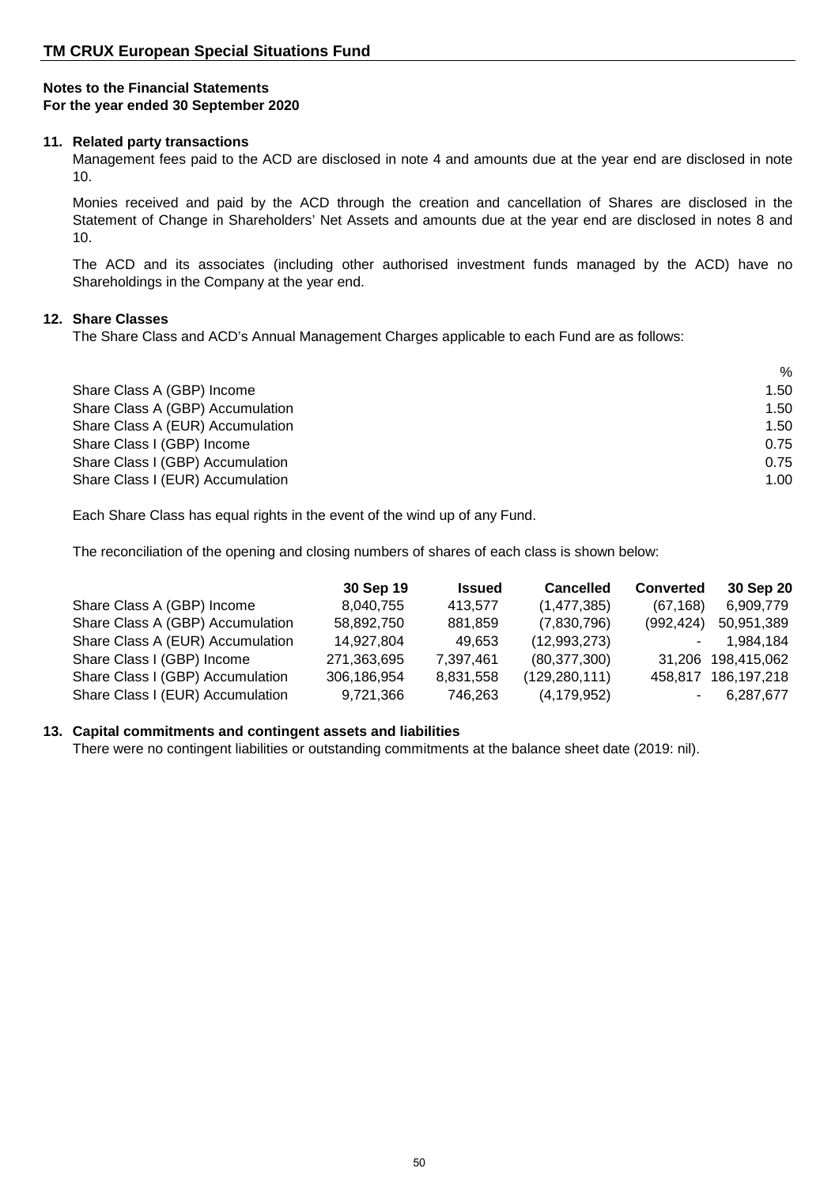**TM CRUX European Special Situations Fund**

**Notes to the Financial Statements**
**For the year ended 30 September 2020**

**11. Related party transactions**

Management fees paid to the ACD are disclosed in note 4 and amounts due at the year end are disclosed in note 10.

Monies received and paid by the ACD through the creation and cancellation of Shares are disclosed in the Statement of Change in Shareholders' Net Assets and amounts due at the year end are disclosed in notes 8 and 10.

The ACD and its associates (including other authorised investment funds managed by the ACD) have no Shareholdings in the Company at the year end.

**12. Share Classes**

The Share Class and ACD's Annual Management Charges applicable to each Fund are as follows:

| | % |
|---|---|
| Share Class A (GBP) Income | 1.50 |
| Share Class A (GBP) Accumulation | 1.50 |
| Share Class A (EUR) Accumulation | 1.50 |
| Share Class I (GBP) Income | 0.75 |
| Share Class I (GBP) Accumulation | 0.75 |
| Share Class I (EUR) Accumulation | 1.00 |

Each Share Class has equal rights in the event of the wind up of any Fund.

The reconciliation of the opening and closing numbers of shares of each class is shown below:

| | 30 Sep 19 | Issued | Cancelled | Converted | 30 Sep 20 |
|---|---|---|---|---|---|
| Share Class A (GBP) Income | 8,040,755 | 413,577 | (1,477,385) | (67,168) | 6,909,779 |
| Share Class A (GBP) Accumulation | 58,892,750 | 881,859 | (7,830,796) | (992,424) | 50,951,389 |
| Share Class A (EUR) Accumulation | 14,927,804 | 49,653 | (12,993,273) | - | 1,984,184 |
| Share Class I (GBP) Income | 271,363,695 | 7,397,461 | (80,377,300) | 31,206 | 198,415,062 |
| Share Class I (GBP) Accumulation | 306,186,954 | 8,831,558 | (129,280,111) | 458,817 | 186,197,218 |
| Share Class I (EUR) Accumulation | 9,721,366 | 746,263 | (4,179,952) | - | 6,287,677 |

**13. Capital commitments and contingent assets and liabilities**

There were no contingent liabilities or outstanding commitments at the balance sheet date (2019: nil).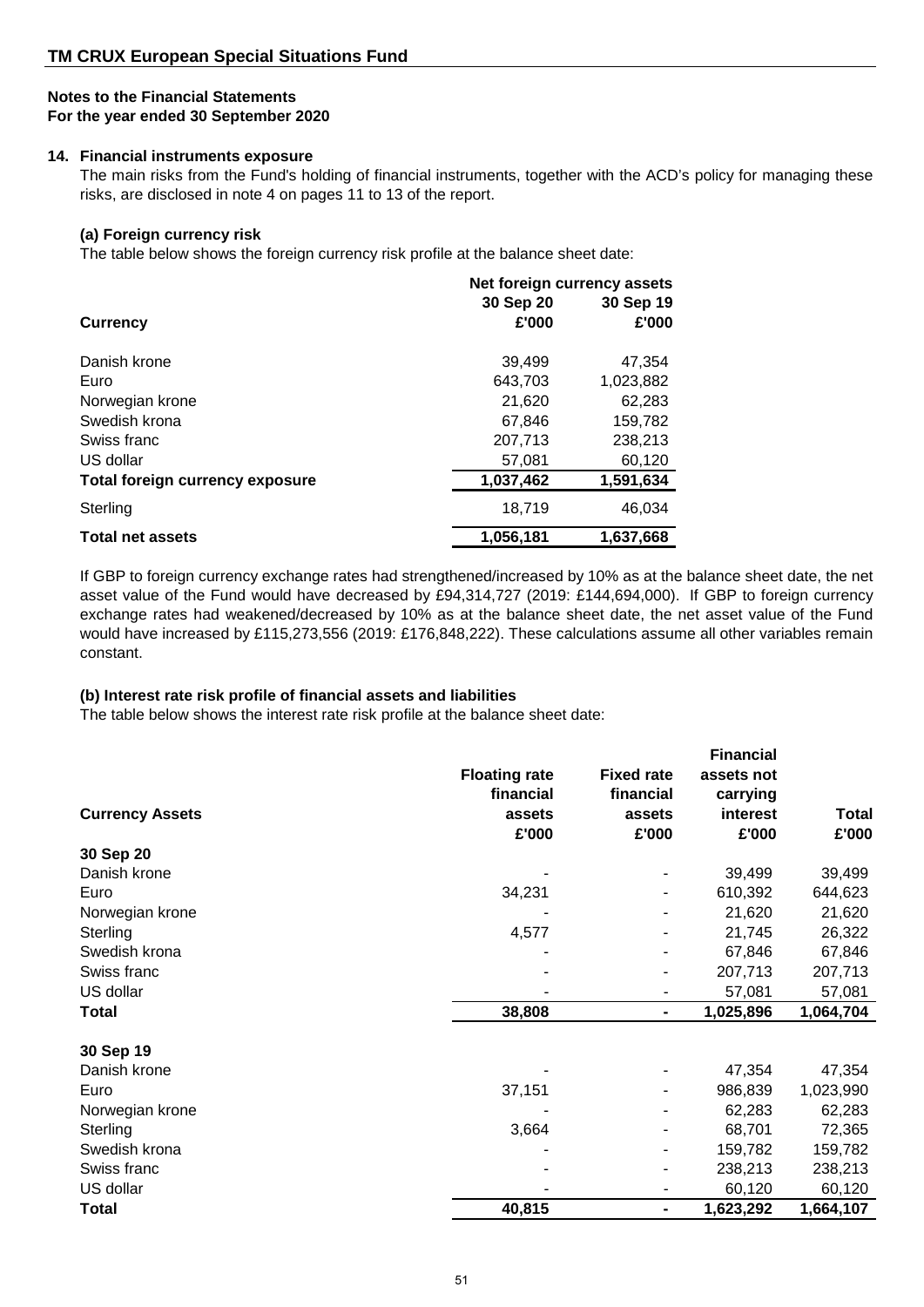## TM CRUX European Special Situations Fund

**Notes to the Financial Statements**
**For the year ended 30 September 2020**

### 14. Financial instruments exposure

The main risks from the Fund's holding of financial instruments, together with the ACD's policy for managing these risks, are disclosed in note 4 on pages 11 to 13 of the report.

#### (a) Foreign currency risk

The table below shows the foreign currency risk profile at the balance sheet date:

| Currency | Net foreign currency assets | |
|---|---|---|
| | 30 Sep 20 £'000 | 30 Sep 19 £'000 |
| Danish krone | 39,499 | 47,354 |
| Euro | 643,703 | 1,023,882 |
| Norwegian krone | 21,620 | 62,283 |
| Swedish krona | 67,846 | 159,782 |
| Swiss franc | 207,713 | 238,213 |
| US dollar | 57,081 | 60,120 |
| **Total foreign currency exposure** | **1,037,462** | **1,591,634** |
| Sterling | 18,719 | 46,034 |
| **Total net assets** | **1,056,181** | **1,637,668** |

If GBP to foreign currency exchange rates had strengthened/increased by 10% as at the balance sheet date, the net asset value of the Fund would have decreased by £94,314,727 (2019: £144,694,000). If GBP to foreign currency exchange rates had weakened/decreased by 10% as at the balance sheet date, the net asset value of the Fund would have increased by £115,273,556 (2019: £176,848,222). These calculations assume all other variables remain constant.

#### (b) Interest rate risk profile of financial assets and liabilities

The table below shows the interest rate risk profile at the balance sheet date:

| Currency Assets | Floating rate financial assets £'000 | Fixed rate financial assets £'000 | Financial assets not carrying interest £'000 | Total £'000 |
|---|---|---|---|---|
| **30 Sep 20** | | | | |
| Danish krone | - | - | 39,499 | 39,499 |
| Euro | 34,231 | - | 610,392 | 644,623 |
| Norwegian krone | - | - | 21,620 | 21,620 |
| Sterling | 4,577 | - | 21,745 | 26,322 |
| Swedish krona | - | - | 67,846 | 67,846 |
| Swiss franc | - | - | 207,713 | 207,713 |
| US dollar | - | - | 57,081 | 57,081 |
| **Total** | **38,808** | **-** | **1,025,896** | **1,064,704** |
| **30 Sep 19** | | | | |
| Danish krone | - | - | 47,354 | 47,354 |
| Euro | 37,151 | - | 986,839 | 1,023,990 |
| Norwegian krone | - | - | 62,283 | 62,283 |
| Sterling | 3,664 | - | 68,701 | 72,365 |
| Swedish krona | - | - | 159,782 | 159,782 |
| Swiss franc | - | - | 238,213 | 238,213 |
| US dollar | - | - | 60,120 | 60,120 |
| **Total** | **40,815** | **-** | **1,623,292** | **1,664,107** |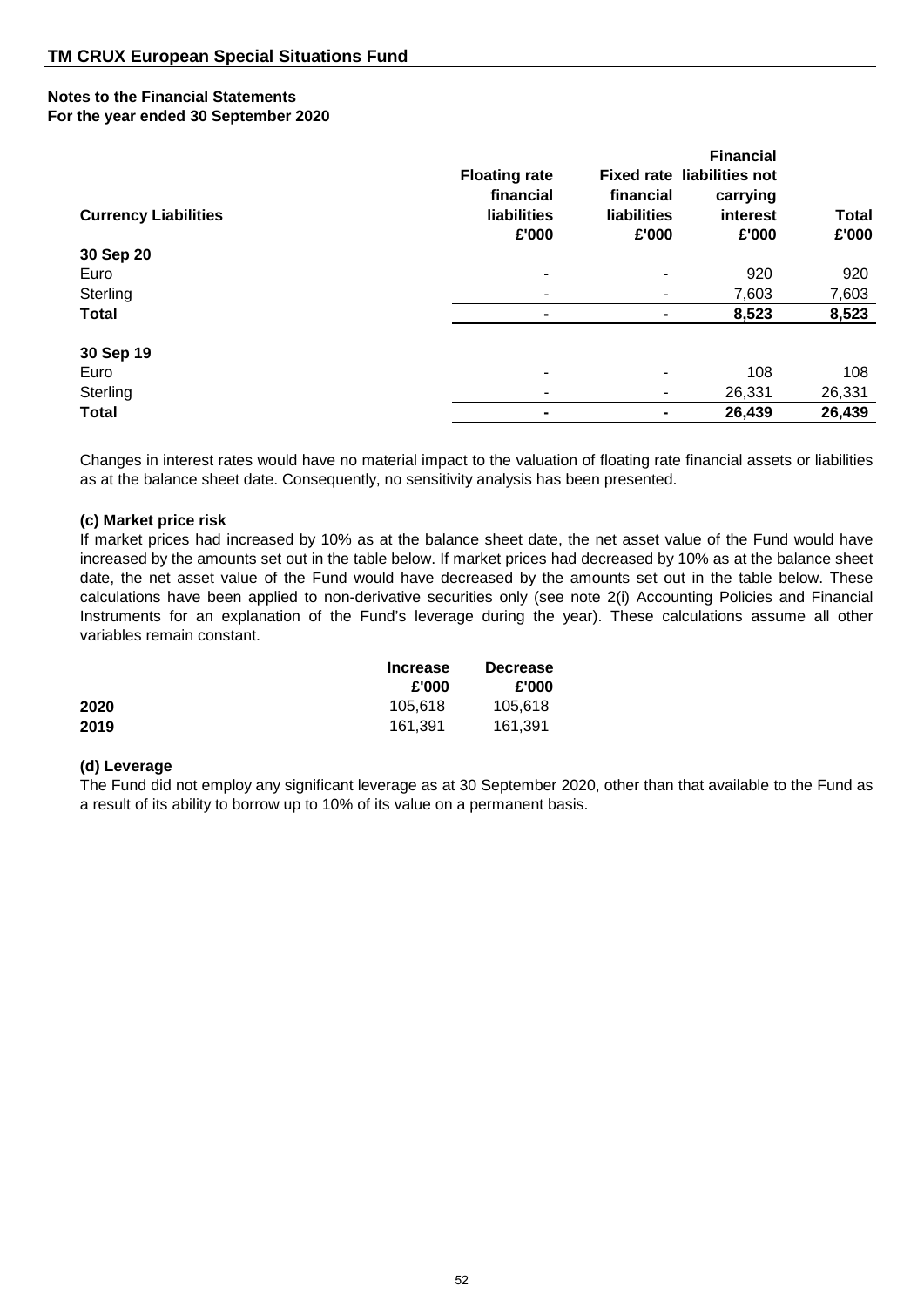## TM CRUX European Special Situations Fund

**Notes to the Financial Statements**
**For the year ended 30 September 2020**

| Currency Liabilities | Floating rate financial liabilities £'000 | Fixed rate financial liabilities £'000 | Financial liabilities not carrying interest £'000 | Total £'000 |
|---|---|---|---|---|
| **30 Sep 20** | | | | |
| Euro | - | - | 920 | 920 |
| Sterling | - | - | 7,603 | 7,603 |
| **Total** | **-** | **-** | **8,523** | **8,523** |
| **30 Sep 19** | | | | |
| Euro | - | - | 108 | 108 |
| Sterling | - | - | 26,331 | 26,331 |
| **Total** | **-** | **-** | **26,439** | **26,439** |

Changes in interest rates would have no material impact to the valuation of floating rate financial assets or liabilities as at the balance sheet date. Consequently, no sensitivity analysis has been presented.

**(c) Market price risk**

If market prices had increased by 10% as at the balance sheet date, the net asset value of the Fund would have increased by the amounts set out in the table below. If market prices had decreased by 10% as at the balance sheet date, the net asset value of the Fund would have decreased by the amounts set out in the table below. These calculations have been applied to non-derivative securities only (see note 2(i) Accounting Policies and Financial Instruments for an explanation of the Fund's leverage during the year). These calculations assume all other variables remain constant.

| | Increase £'000 | Decrease £'000 |
|---|---|---|
| **2020** | 105,618 | 105,618 |
| **2019** | 161,391 | 161,391 |

**(d) Leverage**

The Fund did not employ any significant leverage as at 30 September 2020, other than that available to the Fund as a result of its ability to borrow up to 10% of its value on a permanent basis.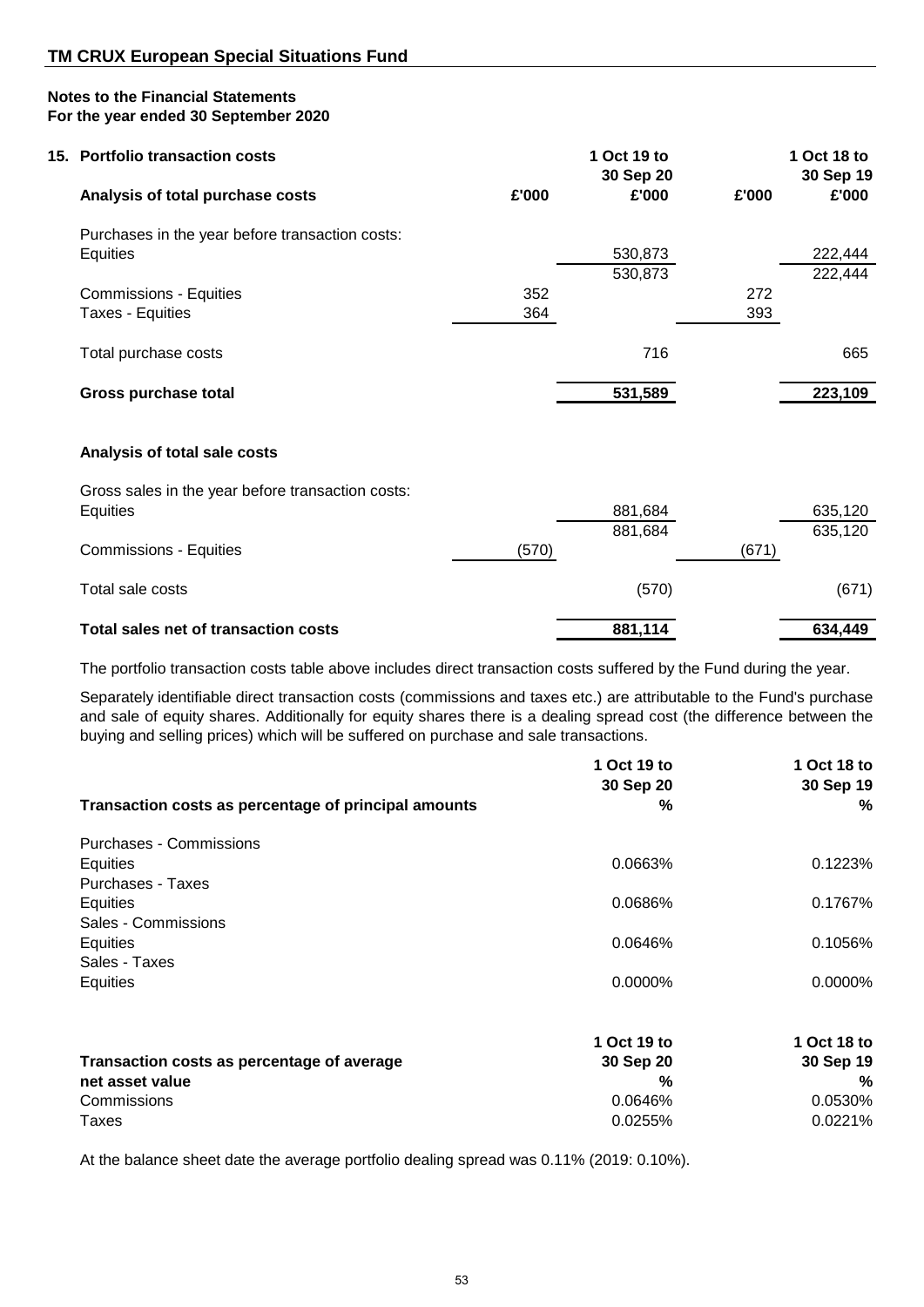## TM CRUX European Special Situations Fund

**Notes to the Financial Statements**
**For the year ended 30 September 2020**

### 15. Portfolio transaction costs

| **Analysis of total purchase costs** | £'000 | 1 Oct 19 to 30 Sep 20 £'000 | £'000 | 1 Oct 18 to 30 Sep 19 £'000 |
|---|---|---|---|---|
| Purchases in the year before transaction costs: | | | | |
| Equities | | 530,873 | | 222,444 |
| | | 530,873 | | 222,444 |
| Commissions - Equities | 352 | | 272 | |
| Taxes - Equities | 364 | | 393 | |
| Total purchase costs | | 716 | | 665 |
| **Gross purchase total** | | **531,589** | | **223,109** |

| **Analysis of total sale costs** | £'000 | 1 Oct 19 to 30 Sep 20 £'000 | £'000 | 1 Oct 18 to 30 Sep 19 £'000 |
|---|---|---|---|---|
| Gross sales in the year before transaction costs: | | | | |
| Equities | | 881,684 | | 635,120 |
| | | 881,684 | | 635,120 |
| Commissions - Equities | (570) | | (671) | |
| Total sale costs | | (570) | | (671) |
| **Total sales net of transaction costs** | | **881,114** | | **634,449** |

The portfolio transaction costs table above includes direct transaction costs suffered by the Fund during the year.

Separately identifiable direct transaction costs (commissions and taxes etc.) are attributable to the Fund's purchase and sale of equity shares. Additionally for equity shares there is a dealing spread cost (the difference between the buying and selling prices) which will be suffered on purchase and sale transactions.

| **Transaction costs as percentage of principal amounts** | 1 Oct 19 to 30 Sep 20 % | 1 Oct 18 to 30 Sep 19 % |
|---|---|---|
| Purchases - Commissions | | |
| Equities | 0.0663% | 0.1223% |
| Purchases - Taxes | | |
| Equities | 0.0686% | 0.1767% |
| Sales - Commissions | | |
| Equities | 0.0646% | 0.1056% |
| Sales - Taxes | | |
| Equities | 0.0000% | 0.0000% |

| **Transaction costs as percentage of average net asset value** | 1 Oct 19 to 30 Sep 20 % | 1 Oct 18 to 30 Sep 19 % |
|---|---|---|
| Commissions | 0.0646% | 0.0530% |
| Taxes | 0.0255% | 0.0221% |

At the balance sheet date the average portfolio dealing spread was 0.11% (2019: 0.10%).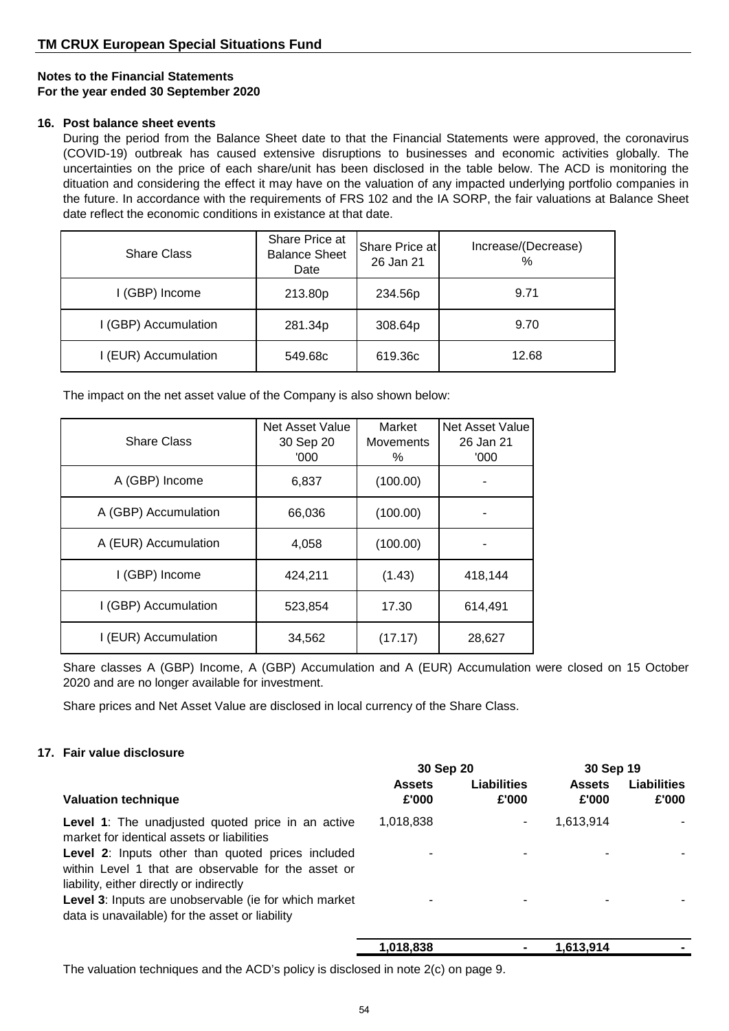**Notes to the Financial Statements**
**For the year ended 30 September 2020**

### 16. Post balance sheet events

During the period from the Balance Sheet date to that the Financial Statements were approved, the coronavirus (COVID-19) outbreak has caused extensive disruptions to businesses and economic activities globally. The uncertainties on the price of each share/unit has been disclosed in the table below. The ACD is monitoring the dituation and considering the effect it may have on the valuation of any impacted underlying portfolio companies in the future. In accordance with the requirements of FRS 102 and the IA SORP, the fair valuations at Balance Sheet date reflect the economic conditions in existance at that date.

| Share Class | Share Price at Balance Sheet Date | Share Price at 26 Jan 21 | Increase/(Decrease) % |
|---|---|---|---|
| I (GBP) Income | 213.80p | 234.56p | 9.71 |
| I (GBP) Accumulation | 281.34p | 308.64p | 9.70 |
| I (EUR) Accumulation | 549.68c | 619.36c | 12.68 |

The impact on the net asset value of the Company is also shown below:

| Share Class | Net Asset Value 30 Sep 20 '000 | Market Movements % | Net Asset Value 26 Jan 21 '000 |
|---|---|---|---|
| A (GBP) Income | 6,837 | (100.00) | - |
| A (GBP) Accumulation | 66,036 | (100.00) | - |
| A (EUR) Accumulation | 4,058 | (100.00) | - |
| I (GBP) Income | 424,211 | (1.43) | 418,144 |
| I (GBP) Accumulation | 523,854 | 17.30 | 614,491 |
| I (EUR) Accumulation | 34,562 | (17.17) | 28,627 |

Share classes A (GBP) Income, A (GBP) Accumulation and A (EUR) Accumulation were closed on 15 October 2020 and are no longer available for investment.

Share prices and Net Asset Value are disclosed in local currency of the Share Class.

### 17. Fair value disclosure

| | 30 Sep 20 | | 30 Sep 19 | |
|---|---|---|---|---|
| **Valuation technique** | **Assets £'000** | **Liabilities £'000** | **Assets £'000** | **Liabilities £'000** |
| **Level 1**: The unadjusted quoted price in an active market for identical assets or liabilities | 1,018,838 | - | 1,613,914 | - |
| **Level 2**: Inputs other than quoted prices included within Level 1 that are observable for the asset or liability, either directly or indirectly | - | - | - | - |
| **Level 3**: Inputs are unobservable (ie for which market data is unavailable) for the asset or liability | - | - | - | - |
| | **1,018,838** | **-** | **1,613,914** | **-** |

The valuation techniques and the ACD's policy is disclosed in note 2(c) on page 9.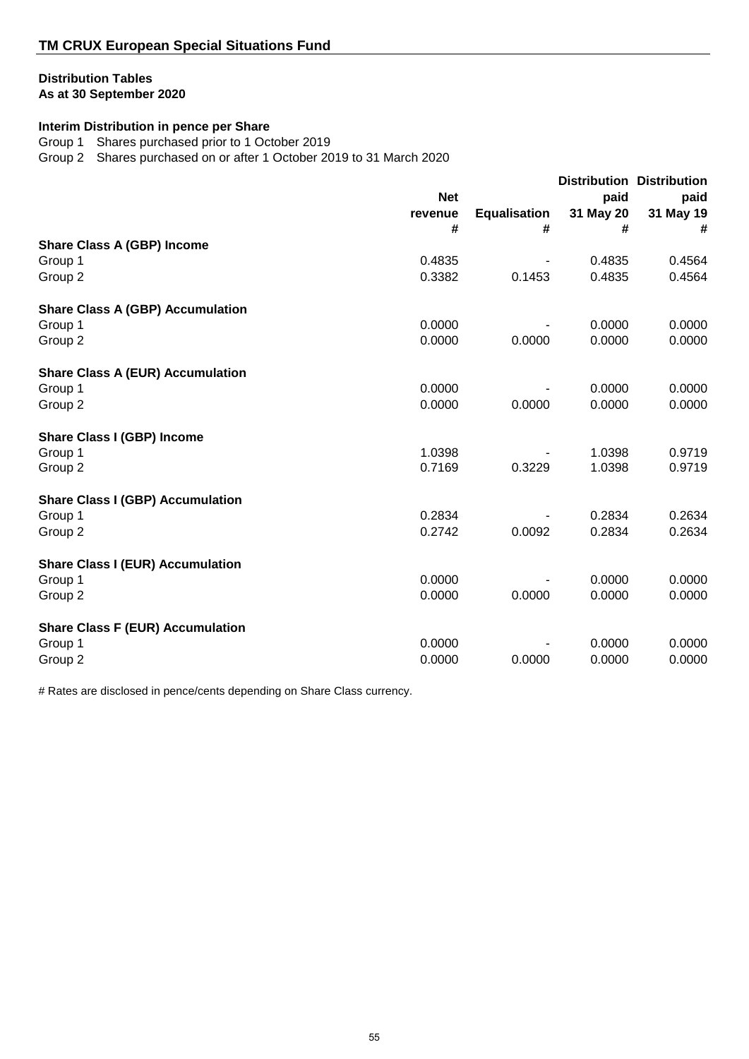## TM CRUX European Special Situations Fund

**Distribution Tables**
**As at 30 September 2020**

**Interim Distribution in pence per Share**

Group 1 Shares purchased prior to 1 October 2019
Group 2 Shares purchased on or after 1 October 2019 to 31 March 2020

| | Net revenue # | Equalisation # | Distribution paid 31 May 20 # | Distribution paid 31 May 19 # |
|---|---|---|---|---|
| **Share Class A (GBP) Income** | | | | |
| Group 1 | 0.4835 | - | 0.4835 | 0.4564 |
| Group 2 | 0.3382 | 0.1453 | 0.4835 | 0.4564 |
| **Share Class A (GBP) Accumulation** | | | | |
| Group 1 | 0.0000 | - | 0.0000 | 0.0000 |
| Group 2 | 0.0000 | 0.0000 | 0.0000 | 0.0000 |
| **Share Class A (EUR) Accumulation** | | | | |
| Group 1 | 0.0000 | - | 0.0000 | 0.0000 |
| Group 2 | 0.0000 | 0.0000 | 0.0000 | 0.0000 |
| **Share Class I (GBP) Income** | | | | |
| Group 1 | 1.0398 | - | 1.0398 | 0.9719 |
| Group 2 | 0.7169 | 0.3229 | 1.0398 | 0.9719 |
| **Share Class I (GBP) Accumulation** | | | | |
| Group 1 | 0.2834 | - | 0.2834 | 0.2634 |
| Group 2 | 0.2742 | 0.0092 | 0.2834 | 0.2634 |
| **Share Class I (EUR) Accumulation** | | | | |
| Group 1 | 0.0000 | - | 0.0000 | 0.0000 |
| Group 2 | 0.0000 | 0.0000 | 0.0000 | 0.0000 |
| **Share Class F (EUR) Accumulation** | | | | |
| Group 1 | 0.0000 | - | 0.0000 | 0.0000 |
| Group 2 | 0.0000 | 0.0000 | 0.0000 | 0.0000 |

# Rates are disclosed in pence/cents depending on Share Class currency.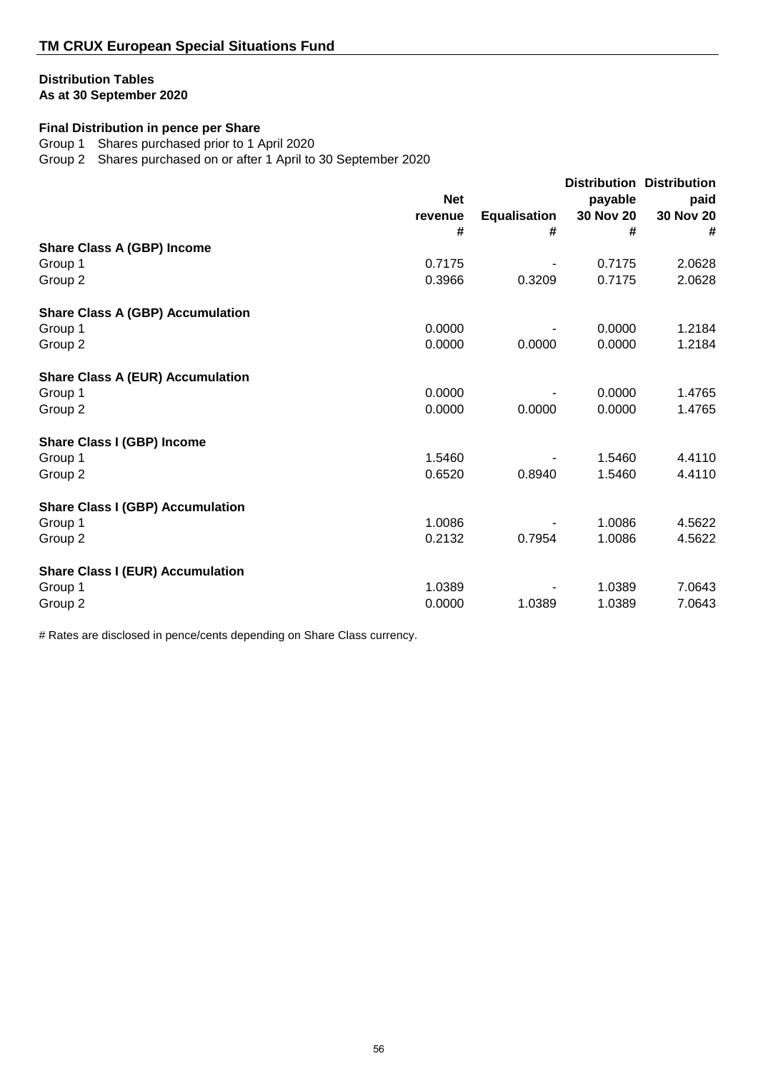## TM CRUX European Special Situations Fund

### Distribution Tables
**As at 30 September 2020**

**Final Distribution in pence per Share**

Group 1 Shares purchased prior to 1 April 2020

Group 2 Shares purchased on or after 1 April to 30 September 2020

| | Net revenue # | Equalisation # | Distribution payable 30 Nov 20 # | Distribution paid 30 Nov 20 # |
|---|---|---|---|---|
| **Share Class A (GBP) Income** | | | | |
| Group 1 | 0.7175 | - | 0.7175 | 2.0628 |
| Group 2 | 0.3966 | 0.3209 | 0.7175 | 2.0628 |
| **Share Class A (GBP) Accumulation** | | | | |
| Group 1 | 0.0000 | - | 0.0000 | 1.2184 |
| Group 2 | 0.0000 | 0.0000 | 0.0000 | 1.2184 |
| **Share Class A (EUR) Accumulation** | | | | |
| Group 1 | 0.0000 | - | 0.0000 | 1.4765 |
| Group 2 | 0.0000 | 0.0000 | 0.0000 | 1.4765 |
| **Share Class I (GBP) Income** | | | | |
| Group 1 | 1.5460 | - | 1.5460 | 4.4110 |
| Group 2 | 0.6520 | 0.8940 | 1.5460 | 4.4110 |
| **Share Class I (GBP) Accumulation** | | | | |
| Group 1 | 1.0086 | - | 1.0086 | 4.5622 |
| Group 2 | 0.2132 | 0.7954 | 1.0086 | 4.5622 |
| **Share Class I (EUR) Accumulation** | | | | |
| Group 1 | 1.0389 | - | 1.0389 | 7.0643 |
| Group 2 | 0.0000 | 1.0389 | 1.0389 | 7.0643 |

# Rates are disclosed in pence/cents depending on Share Class currency.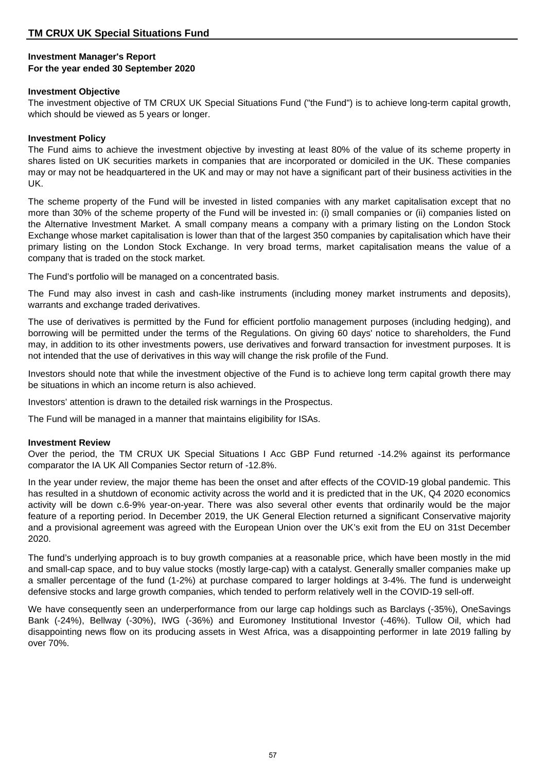## TM CRUX UK Special Situations Fund

**Investment Manager's Report**
**For the year ended 30 September 2020**

**Investment Objective**

The investment objective of TM CRUX UK Special Situations Fund ("the Fund") is to achieve long-term capital growth, which should be viewed as 5 years or longer.

**Investment Policy**

The Fund aims to achieve the investment objective by investing at least 80% of the value of its scheme property in shares listed on UK securities markets in companies that are incorporated or domiciled in the UK. These companies may or may not be headquartered in the UK and may or may not have a significant part of their business activities in the UK.

The scheme property of the Fund will be invested in listed companies with any market capitalisation except that no more than 30% of the scheme property of the Fund will be invested in: (i) small companies or (ii) companies listed on the Alternative Investment Market. A small company means a company with a primary listing on the London Stock Exchange whose market capitalisation is lower than that of the largest 350 companies by capitalisation which have their primary listing on the London Stock Exchange. In very broad terms, market capitalisation means the value of a company that is traded on the stock market.

The Fund's portfolio will be managed on a concentrated basis.

The Fund may also invest in cash and cash-like instruments (including money market instruments and deposits), warrants and exchange traded derivatives.

The use of derivatives is permitted by the Fund for efficient portfolio management purposes (including hedging), and borrowing will be permitted under the terms of the Regulations. On giving 60 days' notice to shareholders, the Fund may, in addition to its other investments powers, use derivatives and forward transaction for investment purposes. It is not intended that the use of derivatives in this way will change the risk profile of the Fund.

Investors should note that while the investment objective of the Fund is to achieve long term capital growth there may be situations in which an income return is also achieved.

Investors' attention is drawn to the detailed risk warnings in the Prospectus.

The Fund will be managed in a manner that maintains eligibility for ISAs.

**Investment Review**

Over the period, the TM CRUX UK Special Situations I Acc GBP Fund returned -14.2% against its performance comparator the IA UK All Companies Sector return of -12.8%.

In the year under review, the major theme has been the onset and after effects of the COVID-19 global pandemic. This has resulted in a shutdown of economic activity across the world and it is predicted that in the UK, Q4 2020 economics activity will be down c.6-9% year-on-year. There was also several other events that ordinarily would be the major feature of a reporting period. In December 2019, the UK General Election returned a significant Conservative majority and a provisional agreement was agreed with the European Union over the UK's exit from the EU on 31st December 2020.

The fund's underlying approach is to buy growth companies at a reasonable price, which have been mostly in the mid and small-cap space, and to buy value stocks (mostly large-cap) with a catalyst. Generally smaller companies make up a smaller percentage of the fund (1-2%) at purchase compared to larger holdings at 3-4%. The fund is underweight defensive stocks and large growth companies, which tended to perform relatively well in the COVID-19 sell-off.

We have consequently seen an underperformance from our large cap holdings such as Barclays (-35%), OneSavings Bank (-24%), Bellway (-30%), IWG (-36%) and Euromoney Institutional Investor (-46%). Tullow Oil, which had disappointing news flow on its producing assets in West Africa, was a disappointing performer in late 2019 falling by over 70%.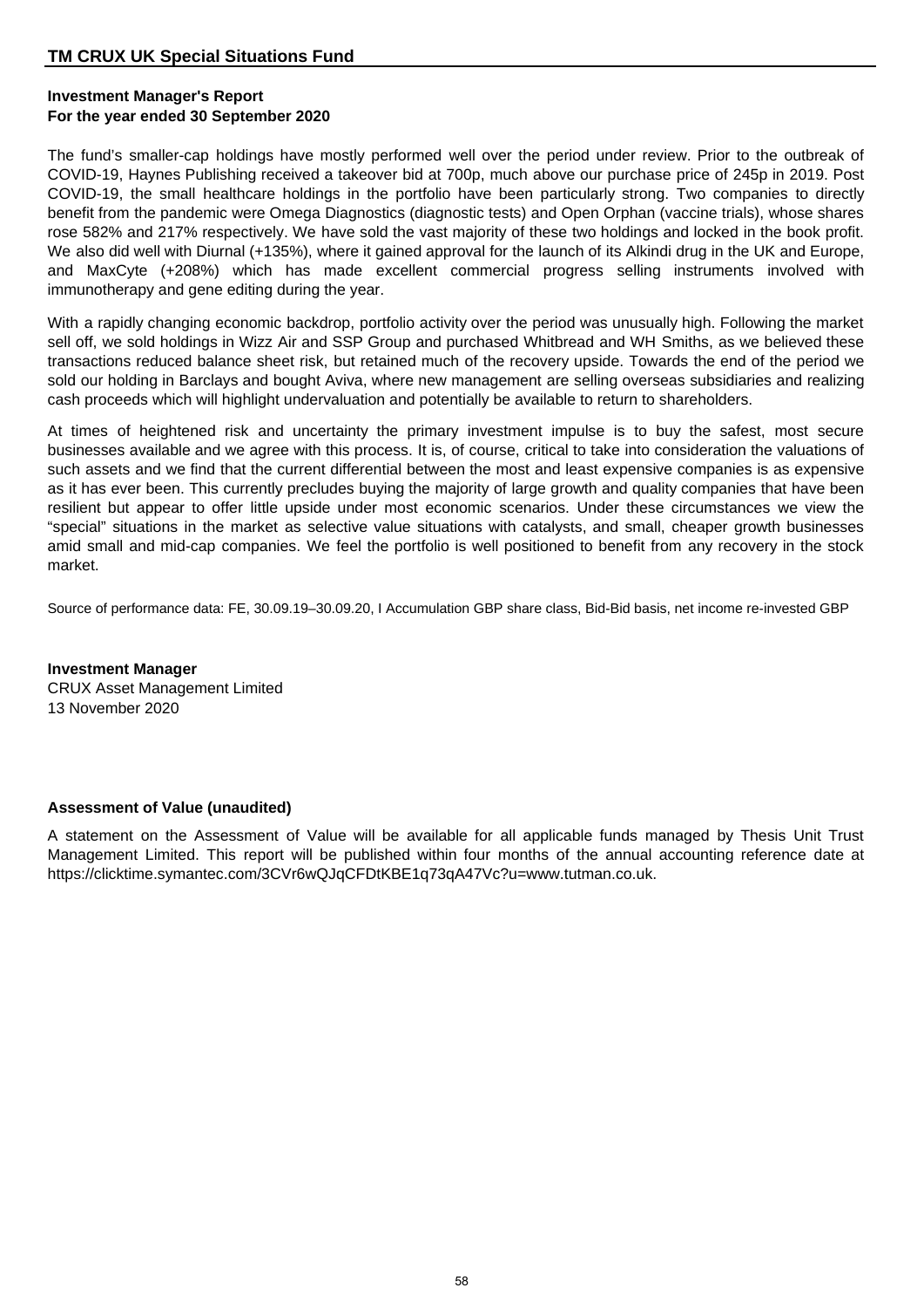## TM CRUX UK Special Situations Fund

**Investment Manager's Report**
**For the year ended 30 September 2020**

The fund's smaller-cap holdings have mostly performed well over the period under review. Prior to the outbreak of COVID-19, Haynes Publishing received a takeover bid at 700p, much above our purchase price of 245p in 2019. Post COVID-19, the small healthcare holdings in the portfolio have been particularly strong. Two companies to directly benefit from the pandemic were Omega Diagnostics (diagnostic tests) and Open Orphan (vaccine trials), whose shares rose 582% and 217% respectively. We have sold the vast majority of these two holdings and locked in the book profit. We also did well with Diurnal (+135%), where it gained approval for the launch of its Alkindi drug in the UK and Europe, and MaxCyte (+208%) which has made excellent commercial progress selling instruments involved with immunotherapy and gene editing during the year.

With a rapidly changing economic backdrop, portfolio activity over the period was unusually high. Following the market sell off, we sold holdings in Wizz Air and SSP Group and purchased Whitbread and WH Smiths, as we believed these transactions reduced balance sheet risk, but retained much of the recovery upside. Towards the end of the period we sold our holding in Barclays and bought Aviva, where new management are selling overseas subsidiaries and realizing cash proceeds which will highlight undervaluation and potentially be available to return to shareholders.

At times of heightened risk and uncertainty the primary investment impulse is to buy the safest, most secure businesses available and we agree with this process. It is, of course, critical to take into consideration the valuations of such assets and we find that the current differential between the most and least expensive companies is as expensive as it has ever been. This currently precludes buying the majority of large growth and quality companies that have been resilient but appear to offer little upside under most economic scenarios. Under these circumstances we view the "special" situations in the market as selective value situations with catalysts, and small, cheaper growth businesses amid small and mid-cap companies. We feel the portfolio is well positioned to benefit from any recovery in the stock market.

Source of performance data: FE, 30.09.19–30.09.20, I Accumulation GBP share class, Bid-Bid basis, net income re-invested GBP

**Investment Manager**
CRUX Asset Management Limited
13 November 2020

**Assessment of Value (unaudited)**

A statement on the Assessment of Value will be available for all applicable funds managed by Thesis Unit Trust Management Limited. This report will be published within four months of the annual accounting reference date at https://clicktime.symantec.com/3CVr6wQJqCFDtKBE1q73qA47Vc?u=www.tutman.co.uk.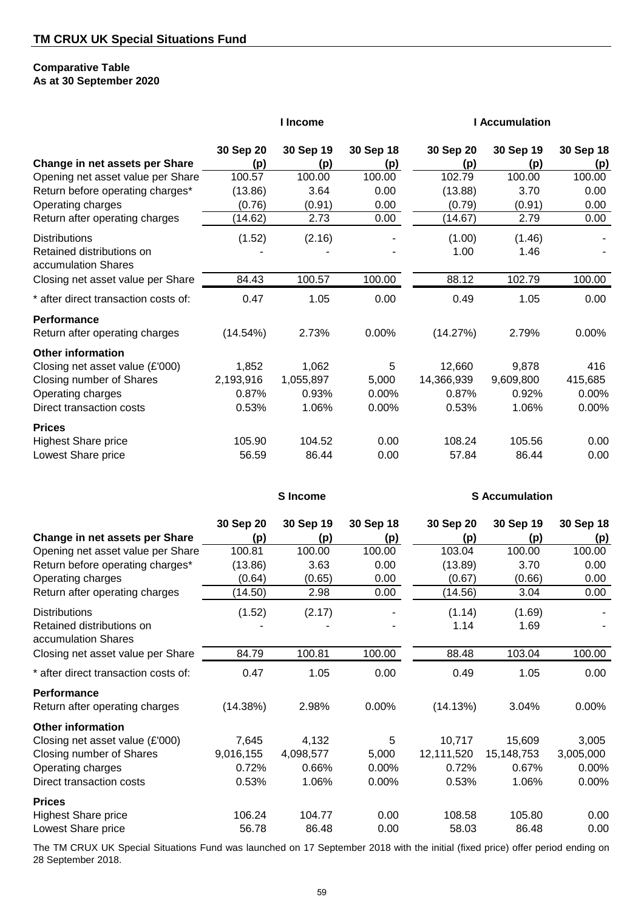## TM CRUX UK Special Situations Fund

**Comparative Table**
**As at 30 September 2020**

| | I Income | | | I Accumulation | | |
|---|---|---|---|---|---|---|
| **Change in net assets per Share** | **30 Sep 20 (p)** | **30 Sep 19 (p)** | **30 Sep 18 (p)** | **30 Sep 20 (p)** | **30 Sep 19 (p)** | **30 Sep 18 (p)** |
| Opening net asset value per Share | 100.57 | 100.00 | 100.00 | 102.79 | 100.00 | 100.00 |
| Return before operating charges* | (13.86) | 3.64 | 0.00 | (13.88) | 3.70 | 0.00 |
| Operating charges | (0.76) | (0.91) | 0.00 | (0.79) | (0.91) | 0.00 |
| Return after operating charges | (14.62) | 2.73 | 0.00 | (14.67) | 2.79 | 0.00 |
| Distributions | (1.52) | (2.16) | - | (1.00) | (1.46) | - |
| Retained distributions on accumulation Shares | - | - | - | 1.00 | 1.46 | - |
| Closing net asset value per Share | 84.43 | 100.57 | 100.00 | 88.12 | 102.79 | 100.00 |
| * after direct transaction costs of: | 0.47 | 1.05 | 0.00 | 0.49 | 1.05 | 0.00 |
| **Performance** | | | | | | |
| Return after operating charges | (14.54%) | 2.73% | 0.00% | (14.27%) | 2.79% | 0.00% |
| **Other information** | | | | | | |
| Closing net asset value (£'000) | 1,852 | 1,062 | 5 | 12,660 | 9,878 | 416 |
| Closing number of Shares | 2,193,916 | 1,055,897 | 5,000 | 14,366,939 | 9,609,800 | 415,685 |
| Operating charges | 0.87% | 0.93% | 0.00% | 0.87% | 0.92% | 0.00% |
| Direct transaction costs | 0.53% | 1.06% | 0.00% | 0.53% | 1.06% | 0.00% |
| **Prices** | | | | | | |
| Highest Share price | 105.90 | 104.52 | 0.00 | 108.24 | 105.56 | 0.00 |
| Lowest Share price | 56.59 | 86.44 | 0.00 | 57.84 | 86.44 | 0.00 |

| | S Income | | | S Accumulation | | |
|---|---|---|---|---|---|---|
| **Change in net assets per Share** | **30 Sep 20 (p)** | **30 Sep 19 (p)** | **30 Sep 18 (p)** | **30 Sep 20 (p)** | **30 Sep 19 (p)** | **30 Sep 18 (p)** |
| Opening net asset value per Share | 100.81 | 100.00 | 100.00 | 103.04 | 100.00 | 100.00 |
| Return before operating charges* | (13.86) | 3.63 | 0.00 | (13.89) | 3.70 | 0.00 |
| Operating charges | (0.64) | (0.65) | 0.00 | (0.67) | (0.66) | 0.00 |
| Return after operating charges | (14.50) | 2.98 | 0.00 | (14.56) | 3.04 | 0.00 |
| Distributions | (1.52) | (2.17) | - | (1.14) | (1.69) | - |
| Retained distributions on accumulation Shares | - | - | - | 1.14 | 1.69 | - |
| Closing net asset value per Share | 84.79 | 100.81 | 100.00 | 88.48 | 103.04 | 100.00 |
| * after direct transaction costs of: | 0.47 | 1.05 | 0.00 | 0.49 | 1.05 | 0.00 |
| **Performance** | | | | | | |
| Return after operating charges | (14.38%) | 2.98% | 0.00% | (14.13%) | 3.04% | 0.00% |
| **Other information** | | | | | | |
| Closing net asset value (£'000) | 7,645 | 4,132 | 5 | 10,717 | 15,609 | 3,005 |
| Closing number of Shares | 9,016,155 | 4,098,577 | 5,000 | 12,111,520 | 15,148,753 | 3,005,000 |
| Operating charges | 0.72% | 0.66% | 0.00% | 0.72% | 0.67% | 0.00% |
| Direct transaction costs | 0.53% | 1.06% | 0.00% | 0.53% | 1.06% | 0.00% |
| **Prices** | | | | | | |
| Highest Share price | 106.24 | 104.77 | 0.00 | 108.58 | 105.80 | 0.00 |
| Lowest Share price | 56.78 | 86.48 | 0.00 | 58.03 | 86.48 | 0.00 |

The TM CRUX UK Special Situations Fund was launched on 17 September 2018 with the initial (fixed price) offer period ending on 28 September 2018.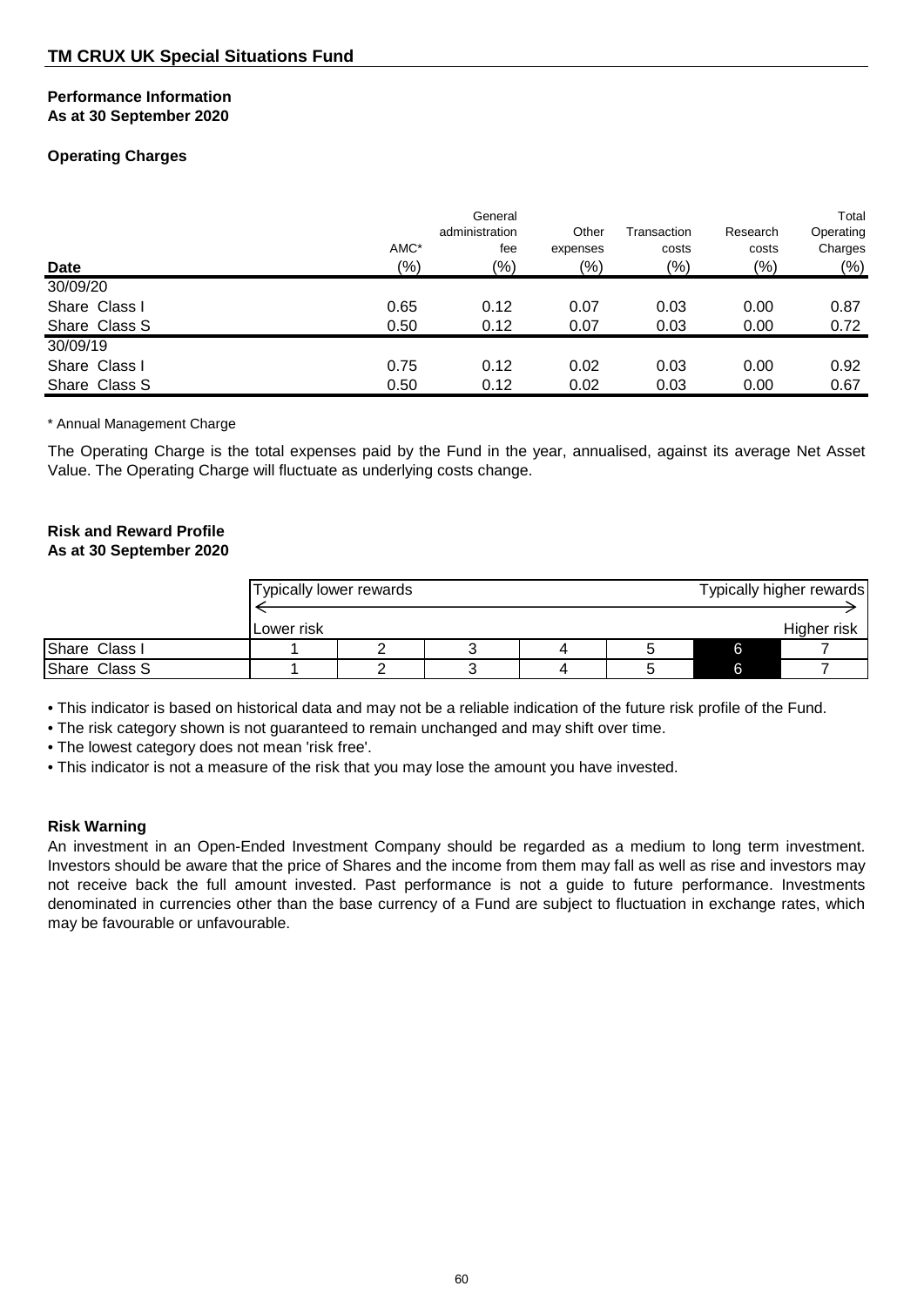## TM CRUX UK Special Situations Fund

**Performance Information**
**As at 30 September 2020**

**Operating Charges**

| Date | AMC* (%) | General administration fee (%) | Other expenses (%) | Transaction costs (%) | Research costs (%) | Total Operating Charges (%) |
|---|---|---|---|---|---|---|
| 30/09/20 | | | | | | |
| Share Class I | 0.65 | 0.12 | 0.07 | 0.03 | 0.00 | 0.87 |
| Share Class S | 0.50 | 0.12 | 0.07 | 0.03 | 0.00 | 0.72 |
| 30/09/19 | | | | | | |
| Share Class I | 0.75 | 0.12 | 0.02 | 0.03 | 0.00 | 0.92 |
| Share Class S | 0.50 | 0.12 | 0.02 | 0.03 | 0.00 | 0.67 |

\* Annual Management Charge

The Operating Charge is the total expenses paid by the Fund in the year, annualised, against its average Net Asset Value. The Operating Charge will fluctuate as underlying costs change.

**Risk and Reward Profile**
**As at 30 September 2020**

| | Typically lower rewards | | | | | | Typically higher rewards |
|---|---|---|---|---|---|---|---|
| | Lower risk | | | | | | Higher risk |
| Share Class I | 1 | 2 | 3 | 4 | 5 | **6** | 7 |
| Share Class S | 1 | 2 | 3 | 4 | 5 | **6** | 7 |

- This indicator is based on historical data and may not be a reliable indication of the future risk profile of the Fund.
- The risk category shown is not guaranteed to remain unchanged and may shift over time.
- The lowest category does not mean 'risk free'.
- This indicator is not a measure of the risk that you may lose the amount you have invested.

**Risk Warning**

An investment in an Open-Ended Investment Company should be regarded as a medium to long term investment. Investors should be aware that the price of Shares and the income from them may fall as well as rise and investors may not receive back the full amount invested. Past performance is not a guide to future performance. Investments denominated in currencies other than the base currency of a Fund are subject to fluctuation in exchange rates, which may be favourable or unfavourable.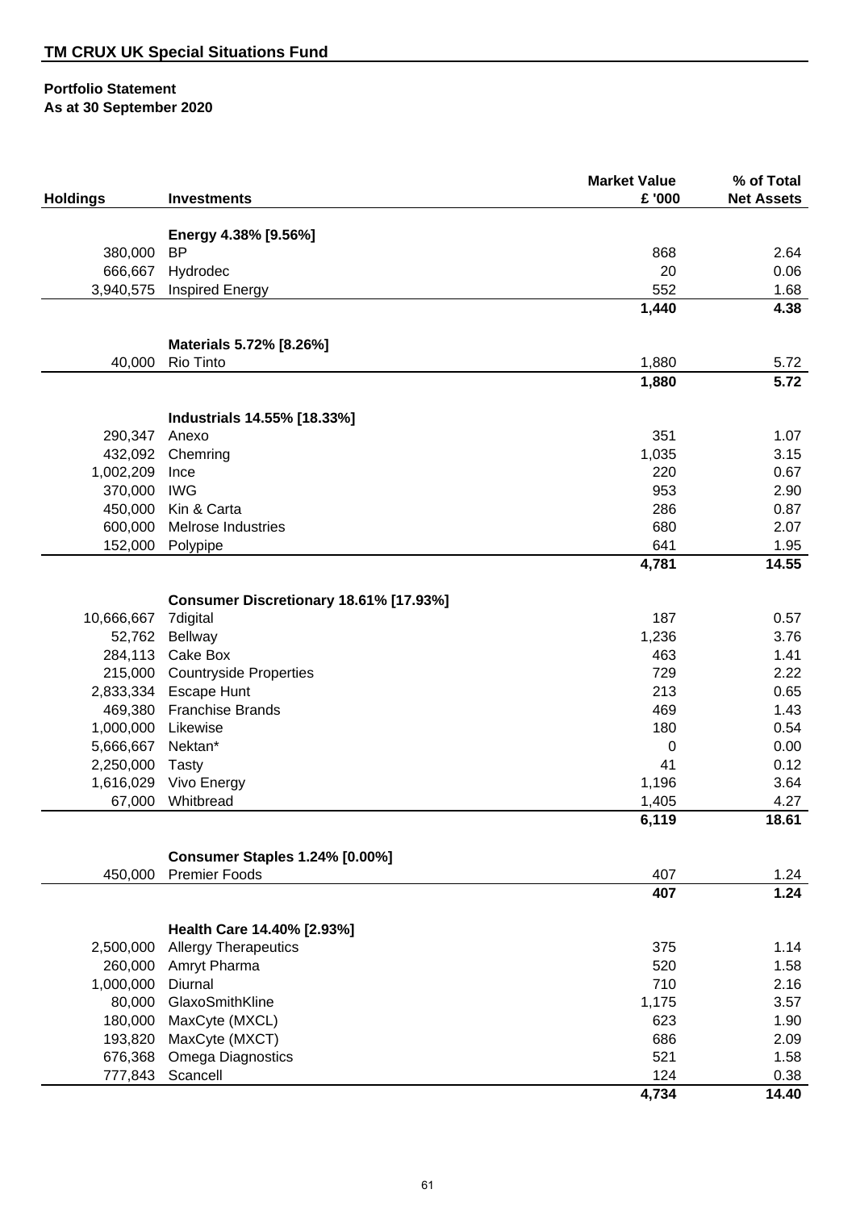## TM CRUX UK Special Situations Fund

**Portfolio Statement**
**As at 30 September 2020**

| Holdings | Investments | Market Value £ '000 | % of Total Net Assets |
|---|---|---|---|
| | **Energy 4.38% [9.56%]** | | |
| 380,000 | BP | 868 | 2.64 |
| 666,667 | Hydrodec | 20 | 0.06 |
| 3,940,575 | Inspired Energy | 552 | 1.68 |
| | | **1,440** | **4.38** |
| | **Materials 5.72% [8.26%]** | | |
| 40,000 | Rio Tinto | 1,880 | 5.72 |
| | | **1,880** | **5.72** |
| | **Industrials 14.55% [18.33%]** | | |
| 290,347 | Anexo | 351 | 1.07 |
| 432,092 | Chemring | 1,035 | 3.15 |
| 1,002,209 | Ince | 220 | 0.67 |
| 370,000 | IWG | 953 | 2.90 |
| 450,000 | Kin & Carta | 286 | 0.87 |
| 600,000 | Melrose Industries | 680 | 2.07 |
| 152,000 | Polypipe | 641 | 1.95 |
| | | **4,781** | **14.55** |
| | **Consumer Discretionary 18.61% [17.93%]** | | |
| 10,666,667 | 7digital | 187 | 0.57 |
| 52,762 | Bellway | 1,236 | 3.76 |
| 284,113 | Cake Box | 463 | 1.41 |
| 215,000 | Countryside Properties | 729 | 2.22 |
| 2,833,334 | Escape Hunt | 213 | 0.65 |
| 469,380 | Franchise Brands | 469 | 1.43 |
| 1,000,000 | Likewise | 180 | 0.54 |
| 5,666,667 | Nektan* | 0 | 0.00 |
| 2,250,000 | Tasty | 41 | 0.12 |
| 1,616,029 | Vivo Energy | 1,196 | 3.64 |
| 67,000 | Whitbread | 1,405 | 4.27 |
| | | **6,119** | **18.61** |
| | **Consumer Staples 1.24% [0.00%]** | | |
| 450,000 | Premier Foods | 407 | 1.24 |
| | | **407** | **1.24** |
| | **Health Care 14.40% [2.93%]** | | |
| 2,500,000 | Allergy Therapeutics | 375 | 1.14 |
| 260,000 | Amryt Pharma | 520 | 1.58 |
| 1,000,000 | Diurnal | 710 | 2.16 |
| 80,000 | GlaxoSmithKline | 1,175 | 3.57 |
| 180,000 | MaxCyte (MXCL) | 623 | 1.90 |
| 193,820 | MaxCyte (MXCT) | 686 | 2.09 |
| 676,368 | Omega Diagnostics | 521 | 1.58 |
| 777,843 | Scancell | 124 | 0.38 |
| | | **4,734** | **14.40** |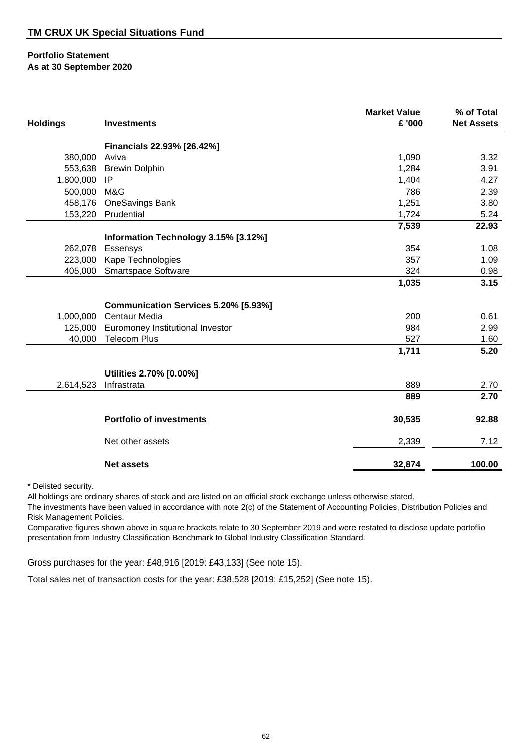## TM CRUX UK Special Situations Fund

**Portfolio Statement**
**As at 30 September 2020**

| Holdings | Investments | Market Value £ '000 | % of Total Net Assets |
|---|---|---|---|
| | **Financials 22.93% [26.42%]** | | |
| 380,000 | Aviva | 1,090 | 3.32 |
| 553,638 | Brewin Dolphin | 1,284 | 3.91 |
| 1,800,000 | IP | 1,404 | 4.27 |
| 500,000 | M&G | 786 | 2.39 |
| 458,176 | OneSavings Bank | 1,251 | 3.80 |
| 153,220 | Prudential | 1,724 | 5.24 |
| | | **7,539** | **22.93** |
| | **Information Technology 3.15% [3.12%]** | | |
| 262,078 | Essensys | 354 | 1.08 |
| 223,000 | Kape Technologies | 357 | 1.09 |
| 405,000 | Smartspace Software | 324 | 0.98 |
| | | **1,035** | **3.15** |
| | **Communication Services 5.20% [5.93%]** | | |
| 1,000,000 | Centaur Media | 200 | 0.61 |
| 125,000 | Euromoney Institutional Investor | 984 | 2.99 |
| 40,000 | Telecom Plus | 527 | 1.60 |
| | | **1,711** | **5.20** |
| | **Utilities 2.70% [0.00%]** | | |
| 2,614,523 | Infrastrata | 889 | 2.70 |
| | | **889** | **2.70** |
| | **Portfolio of investments** | **30,535** | **92.88** |
| | Net other assets | 2,339 | 7.12 |
| | **Net assets** | **32,874** | **100.00** |

* Delisted security.

All holdings are ordinary shares of stock and are listed on an official stock exchange unless otherwise stated.

The investments have been valued in accordance with note 2(c) of the Statement of Accounting Policies, Distribution Policies and Risk Management Policies.

Comparative figures shown above in square brackets relate to 30 September 2019 and were restated to disclose update portoflio presentation from Industry Classification Benchmark to Global Industry Classification Standard.

Gross purchases for the year: £48,916 [2019: £43,133] (See note 15).

Total sales net of transaction costs for the year: £38,528 [2019: £15,252] (See note 15).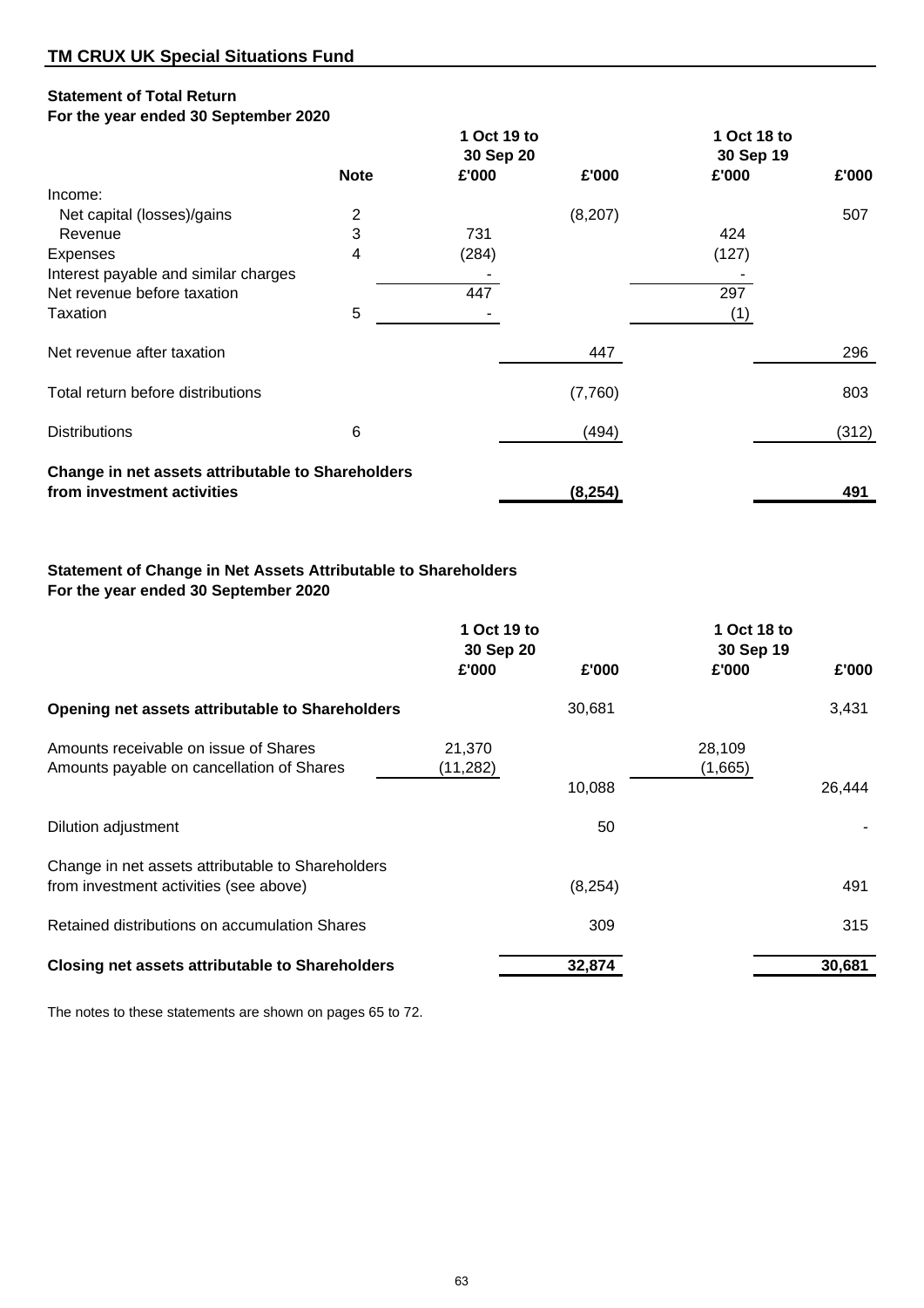## TM CRUX UK Special Situations Fund

### Statement of Total Return
**For the year ended 30 September 2020**

| | Note | 1 Oct 19 to 30 Sep 20 £'000 | £'000 | 1 Oct 18 to 30 Sep 19 £'000 | £'000 |
|---|---|---|---|---|---|
| Income: | | | | | |
| Net capital (losses)/gains | 2 | | (8,207) | | 507 |
| Revenue | 3 | 731 | | 424 | |
| Expenses | 4 | (284) | | (127) | |
| Interest payable and similar charges | | - | | - | |
| Net revenue before taxation | | 447 | | 297 | |
| Taxation | 5 | - | | (1) | |
| Net revenue after taxation | | | 447 | | 296 |
| Total return before distributions | | | (7,760) | | 803 |
| Distributions | 6 | | (494) | | (312) |
| **Change in net assets attributable to Shareholders from investment activities** | | | **(8,254)** | | **491** |

### Statement of Change in Net Assets Attributable to Shareholders
**For the year ended 30 September 2020**

| | 1 Oct 19 to 30 Sep 20 £'000 | £'000 | 1 Oct 18 to 30 Sep 19 £'000 | £'000 |
|---|---|---|---|---|
| **Opening net assets attributable to Shareholders** | | 30,681 | | 3,431 |
| Amounts receivable on issue of Shares | 21,370 | | 28,109 | |
| Amounts payable on cancellation of Shares | (11,282) | | (1,665) | |
| | | 10,088 | | 26,444 |
| Dilution adjustment | | 50 | | - |
| Change in net assets attributable to Shareholders from investment activities (see above) | | (8,254) | | 491 |
| Retained distributions on accumulation Shares | | 309 | | 315 |
| **Closing net assets attributable to Shareholders** | | **32,874** | | **30,681** |

The notes to these statements are shown on pages 65 to 72.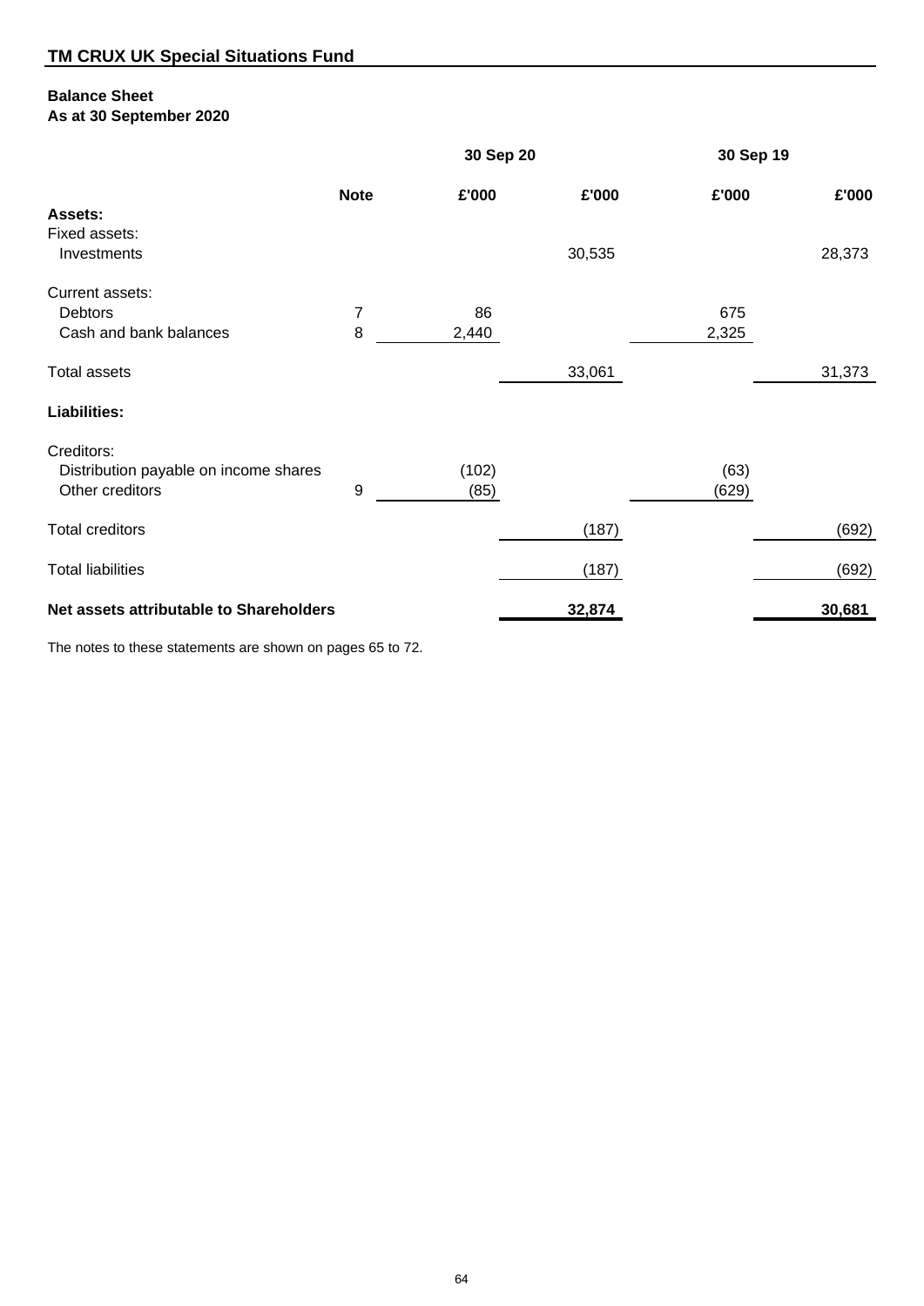## TM CRUX UK Special Situations Fund

### Balance Sheet
### As at 30 September 2020

| | | 30 Sep 20 | | 30 Sep 19 | |
|---|---|---|---|---|---|
| | **Note** | **£'000** | **£'000** | **£'000** | **£'000** |
| **Assets:** | | | | | |
| Fixed assets: | | | | | |
| Investments | | | 30,535 | | 28,373 |
| Current assets: | | | | | |
| Debtors | 7 | 86 | | 675 | |
| Cash and bank balances | 8 | 2,440 | | 2,325 | |
| Total assets | | | 33,061 | | 31,373 |
| **Liabilities:** | | | | | |
| Creditors: | | | | | |
| Distribution payable on income shares | | (102) | | (63) | |
| Other creditors | 9 | (85) | | (629) | |
| Total creditors | | | (187) | | (692) |
| Total liabilities | | | (187) | | (692) |
| **Net assets attributable to Shareholders** | | | **32,874** | | **30,681** |

The notes to these statements are shown on pages 65 to 72.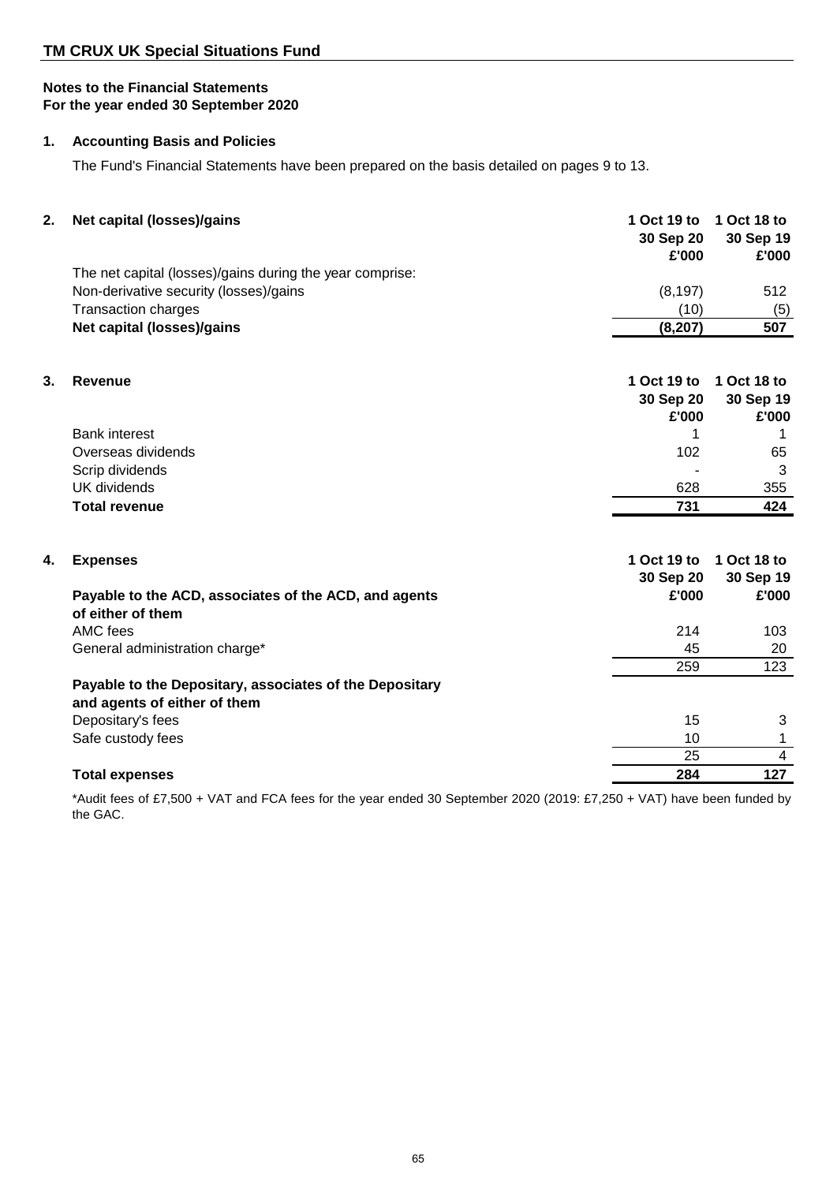## TM CRUX UK Special Situations Fund

**Notes to the Financial Statements**
**For the year ended 30 September 2020**

### 1. Accounting Basis and Policies

The Fund's Financial Statements have been prepared on the basis detailed on pages 9 to 13.

### 2. Net capital (losses)/gains

| | 1 Oct 19 to 30 Sep 20 £'000 | 1 Oct 18 to 30 Sep 19 £'000 |
|---|---|---|
| The net capital (losses)/gains during the year comprise: | | |
| Non-derivative security (losses)/gains | (8,197) | 512 |
| Transaction charges | (10) | (5) |
| **Net capital (losses)/gains** | **(8,207)** | **507** |

### 3. Revenue

| | 1 Oct 19 to 30 Sep 20 £'000 | 1 Oct 18 to 30 Sep 19 £'000 |
|---|---|---|
| Bank interest | 1 | 1 |
| Overseas dividends | 102 | 65 |
| Scrip dividends | - | 3 |
| UK dividends | 628 | 355 |
| **Total revenue** | **731** | **424** |

### 4. Expenses

| | 1 Oct 19 to 30 Sep 20 £'000 | 1 Oct 18 to 30 Sep 19 £'000 |
|---|---|---|
| **Payable to the ACD, associates of the ACD, and agents of either of them** | | |
| AMC fees | 214 | 103 |
| General administration charge* | 45 | 20 |
| | 259 | 123 |
| **Payable to the Depositary, associates of the Depositary and agents of either of them** | | |
| Depositary's fees | 15 | 3 |
| Safe custody fees | 10 | 1 |
| | 25 | 4 |
| **Total expenses** | **284** | **127** |

*Audit fees of £7,500 + VAT and FCA fees for the year ended 30 September 2020 (2019: £7,250 + VAT) have been funded by the GAC.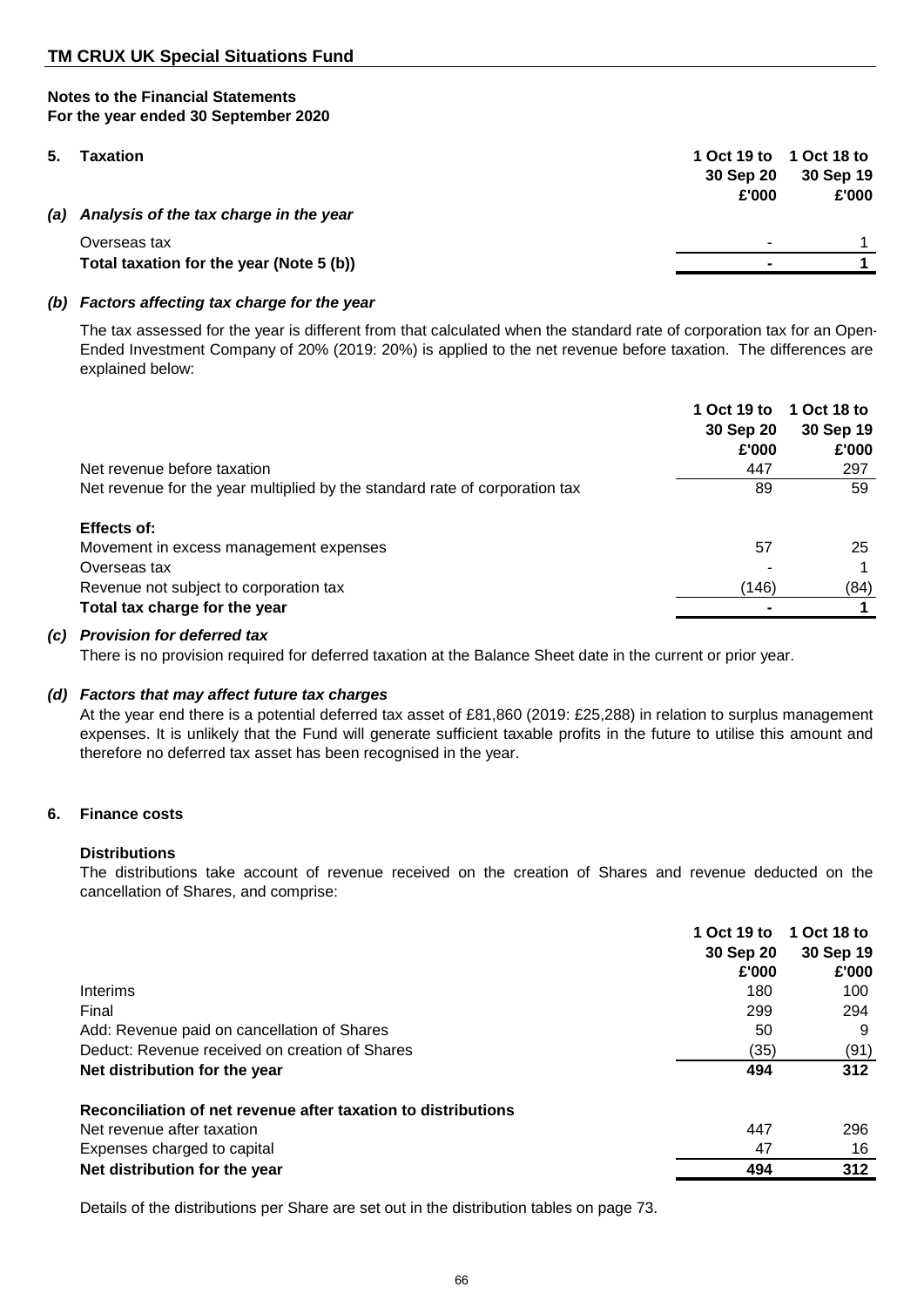**Notes to the Financial Statements**
**For the year ended 30 September 2020**

## 5. Taxation

***(a) Analysis of the tax charge in the year***

| | 1 Oct 19 to 30 Sep 20 £'000 | 1 Oct 18 to 30 Sep 19 £'000 |
|---|---|---|
| Overseas tax | - | 1 |
| **Total taxation for the year (Note 5 (b))** | **-** | **1** |

***(b) Factors affecting tax charge for the year***

The tax assessed for the year is different from that calculated when the standard rate of corporation tax for an Open-Ended Investment Company of 20% (2019: 20%) is applied to the net revenue before taxation. The differences are explained below:

| | 1 Oct 19 to 30 Sep 20 £'000 | 1 Oct 18 to 30 Sep 19 £'000 |
|---|---|---|
| Net revenue before taxation | 447 | 297 |
| Net revenue for the year multiplied by the standard rate of corporation tax | 89 | 59 |
| **Effects of:** | | |
| Movement in excess management expenses | 57 | 25 |
| Overseas tax | - | 1 |
| Revenue not subject to corporation tax | (146) | (84) |
| **Total tax charge for the year** | **-** | **1** |

***(c) Provision for deferred tax***

There is no provision required for deferred taxation at the Balance Sheet date in the current or prior year.

***(d) Factors that may affect future tax charges***

At the year end there is a potential deferred tax asset of £81,860 (2019: £25,288) in relation to surplus management expenses. It is unlikely that the Fund will generate sufficient taxable profits in the future to utilise this amount and therefore no deferred tax asset has been recognised in the year.

## 6. Finance costs

**Distributions**

The distributions take account of revenue received on the creation of Shares and revenue deducted on the cancellation of Shares, and comprise:

| | 1 Oct 19 to 30 Sep 20 £'000 | 1 Oct 18 to 30 Sep 19 £'000 |
|---|---|---|
| Interims | 180 | 100 |
| Final | 299 | 294 |
| Add: Revenue paid on cancellation of Shares | 50 | 9 |
| Deduct: Revenue received on creation of Shares | (35) | (91) |
| **Net distribution for the year** | **494** | **312** |
| **Reconciliation of net revenue after taxation to distributions** | | |
| Net revenue after taxation | 447 | 296 |
| Expenses charged to capital | 47 | 16 |
| **Net distribution for the year** | **494** | **312** |

Details of the distributions per Share are set out in the distribution tables on page 73.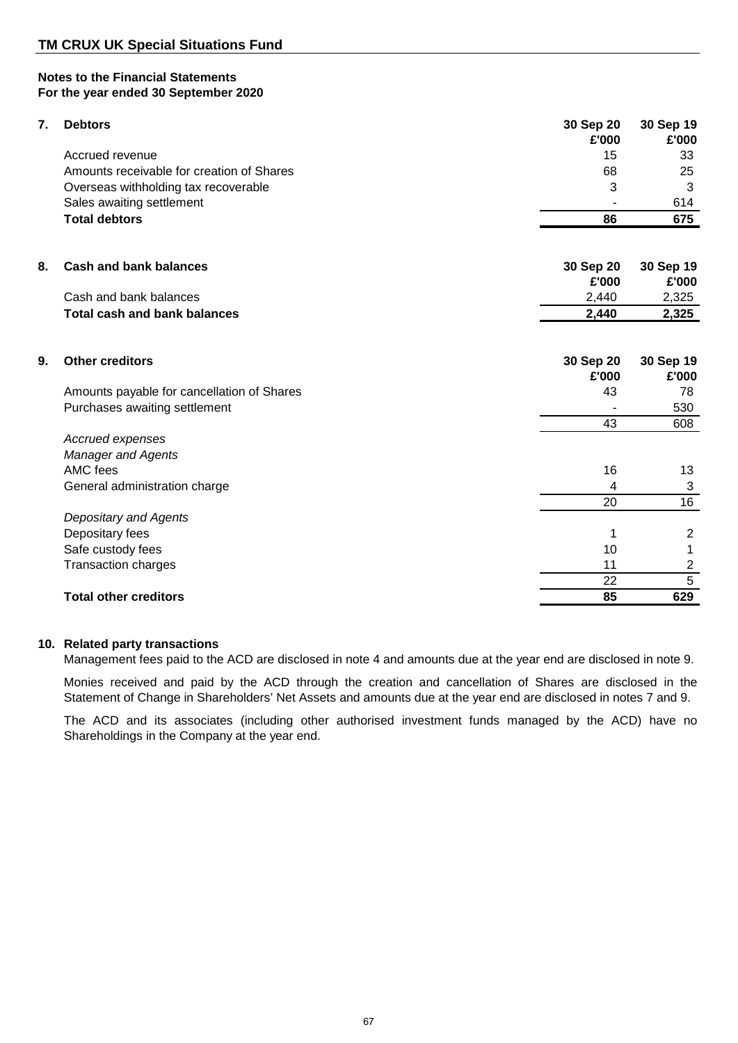## TM CRUX UK Special Situations Fund

**Notes to the Financial Statements**
**For the year ended 30 September 2020**

### 7. Debtors

| | 30 Sep 20 £'000 | 30 Sep 19 £'000 |
|---|---|---|
| Accrued revenue | 15 | 33 |
| Amounts receivable for creation of Shares | 68 | 25 |
| Overseas withholding tax recoverable | 3 | 3 |
| Sales awaiting settlement | - | 614 |
| **Total debtors** | **86** | **675** |

### 8. Cash and bank balances

| | 30 Sep 20 £'000 | 30 Sep 19 £'000 |
|---|---|---|
| Cash and bank balances | 2,440 | 2,325 |
| **Total cash and bank balances** | **2,440** | **2,325** |

### 9. Other creditors

| | 30 Sep 20 £'000 | 30 Sep 19 £'000 |
|---|---|---|
| Amounts payable for cancellation of Shares | 43 | 78 |
| Purchases awaiting settlement | - | 530 |
| | 43 | 608 |
| *Accrued expenses* | | |
| *Manager and Agents* | | |
| AMC fees | 16 | 13 |
| General administration charge | 4 | 3 |
| | 20 | 16 |
| *Depositary and Agents* | | |
| Depositary fees | 1 | 2 |
| Safe custody fees | 10 | 1 |
| Transaction charges | 11 | 2 |
| | 22 | 5 |
| **Total other creditors** | **85** | **629** |

### 10. Related party transactions

Management fees paid to the ACD are disclosed in note 4 and amounts due at the year end are disclosed in note 9.

Monies received and paid by the ACD through the creation and cancellation of Shares are disclosed in the Statement of Change in Shareholders' Net Assets and amounts due at the year end are disclosed in notes 7 and 9.

The ACD and its associates (including other authorised investment funds managed by the ACD) have no Shareholdings in the Company at the year end.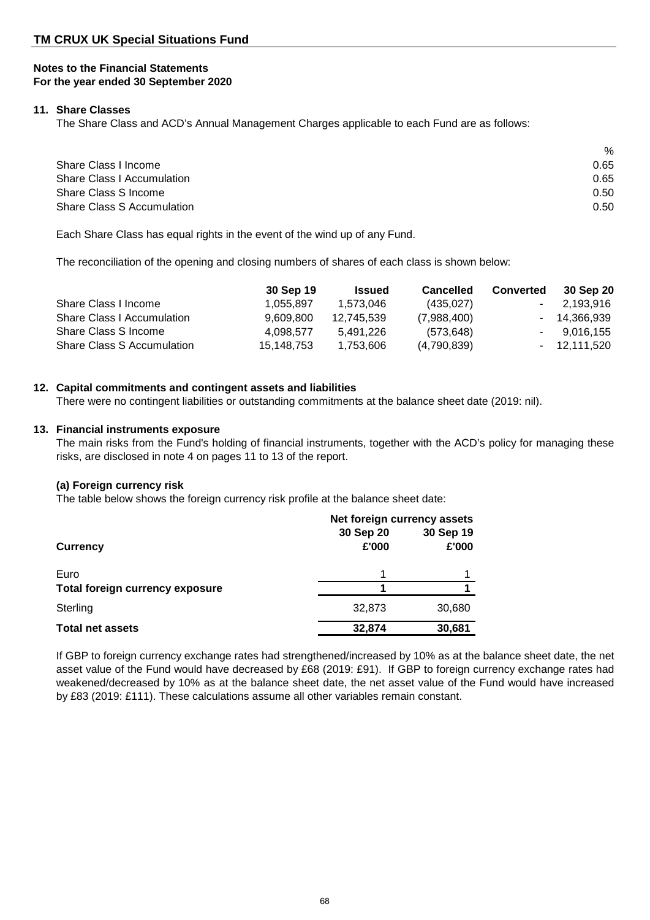## TM CRUX UK Special Situations Fund

### Notes to the Financial Statements
### For the year ended 30 September 2020

**11. Share Classes**

The Share Class and ACD's Annual Management Charges applicable to each Fund are as follows:

| | % |
|---|---|
| Share Class I Income | 0.65 |
| Share Class I Accumulation | 0.65 |
| Share Class S Income | 0.50 |
| Share Class S Accumulation | 0.50 |

Each Share Class has equal rights in the event of the wind up of any Fund.

The reconciliation of the opening and closing numbers of shares of each class is shown below:

| | 30 Sep 19 | Issued | Cancelled | Converted | 30 Sep 20 |
|---|---|---|---|---|---|
| Share Class I Income | 1,055,897 | 1,573,046 | (435,027) | - | 2,193,916 |
| Share Class I Accumulation | 9,609,800 | 12,745,539 | (7,988,400) | - | 14,366,939 |
| Share Class S Income | 4,098,577 | 5,491,226 | (573,648) | - | 9,016,155 |
| Share Class S Accumulation | 15,148,753 | 1,753,606 | (4,790,839) | - | 12,111,520 |

**12. Capital commitments and contingent assets and liabilities**

There were no contingent liabilities or outstanding commitments at the balance sheet date (2019: nil).

**13. Financial instruments exposure**

The main risks from the Fund's holding of financial instruments, together with the ACD's policy for managing these risks, are disclosed in note 4 on pages 11 to 13 of the report.

**(a) Foreign currency risk**

The table below shows the foreign currency risk profile at the balance sheet date:

| | Net foreign currency assets | |
|---|---|---|
| **Currency** | **30 Sep 20 £'000** | **30 Sep 19 £'000** |
| Euro | 1 | 1 |
| **Total foreign currency exposure** | **1** | **1** |
| Sterling | 32,873 | 30,680 |
| **Total net assets** | **32,874** | **30,681** |

If GBP to foreign currency exchange rates had strengthened/increased by 10% as at the balance sheet date, the net asset value of the Fund would have decreased by £68 (2019: £91). If GBP to foreign currency exchange rates had weakened/decreased by 10% as at the balance sheet date, the net asset value of the Fund would have increased by £83 (2019: £111). These calculations assume all other variables remain constant.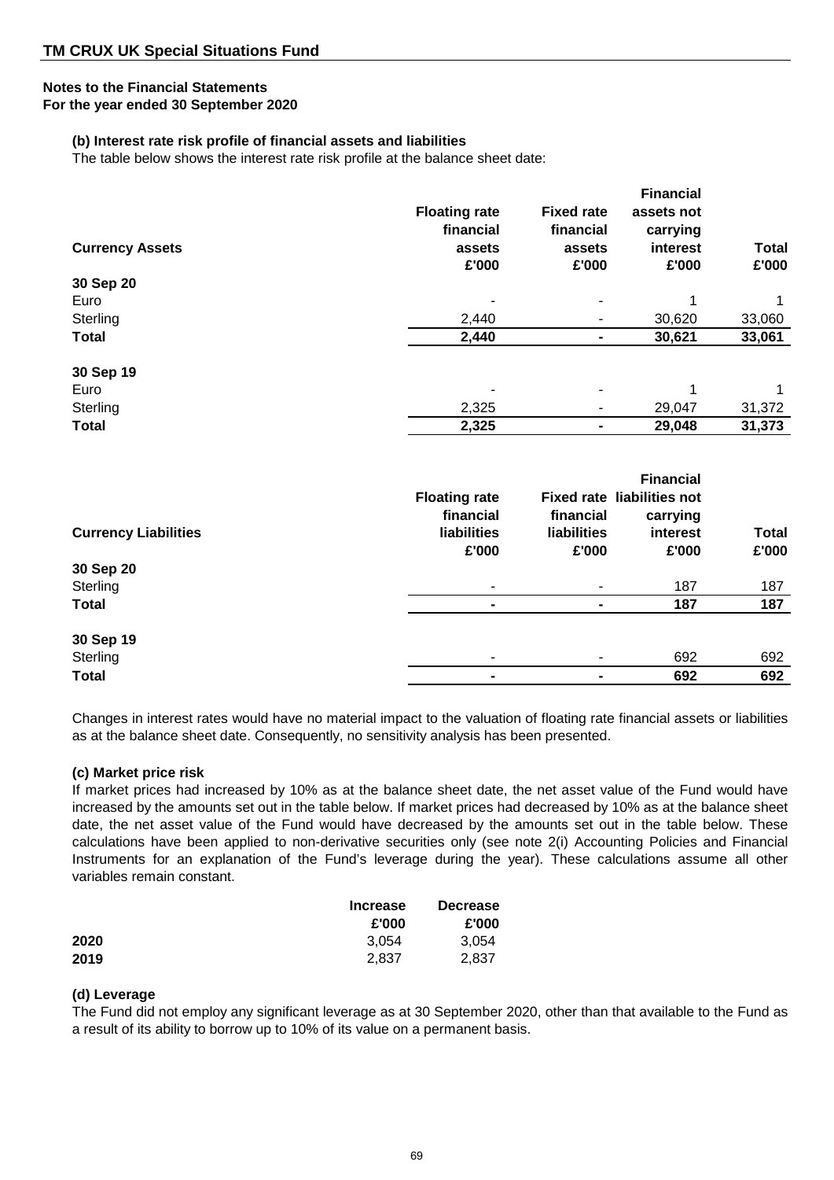## TM CRUX UK Special Situations Fund

**Notes to the Financial Statements**
**For the year ended 30 September 2020**

**(b) Interest rate risk profile of financial assets and liabilities**

The table below shows the interest rate risk profile at the balance sheet date:

| Currency Assets | Floating rate financial assets £'000 | Fixed rate financial assets £'000 | Financial assets not carrying interest £'000 | Total £'000 |
|---|---|---|---|---|
| **30 Sep 20** | | | | |
| Euro | - | - | 1 | 1 |
| Sterling | 2,440 | - | 30,620 | 33,060 |
| **Total** | **2,440** | **-** | **30,621** | **33,061** |
| **30 Sep 19** | | | | |
| Euro | - | - | 1 | 1 |
| Sterling | 2,325 | - | 29,047 | 31,372 |
| **Total** | **2,325** | **-** | **29,048** | **31,373** |

| Currency Liabilities | Floating rate financial liabilities £'000 | Fixed rate financial liabilities £'000 | Financial liabilities not carrying interest £'000 | Total £'000 |
|---|---|---|---|---|
| **30 Sep 20** | | | | |
| Sterling | - | - | 187 | 187 |
| **Total** | **-** | **-** | **187** | **187** |
| **30 Sep 19** | | | | |
| Sterling | - | - | 692 | 692 |
| **Total** | **-** | **-** | **692** | **692** |

Changes in interest rates would have no material impact to the valuation of floating rate financial assets or liabilities as at the balance sheet date. Consequently, no sensitivity analysis has been presented.

**(c) Market price risk**

If market prices had increased by 10% as at the balance sheet date, the net asset value of the Fund would have increased by the amounts set out in the table below. If market prices had decreased by 10% as at the balance sheet date, the net asset value of the Fund would have decreased by the amounts set out in the table below. These calculations have been applied to non-derivative securities only (see note 2(i) Accounting Policies and Financial Instruments for an explanation of the Fund's leverage during the year). These calculations assume all other variables remain constant.

| | Increase £'000 | Decrease £'000 |
|---|---|---|
| **2020** | 3,054 | 3,054 |
| **2019** | 2,837 | 2,837 |

**(d) Leverage**

The Fund did not employ any significant leverage as at 30 September 2020, other than that available to the Fund as a result of its ability to borrow up to 10% of its value on a permanent basis.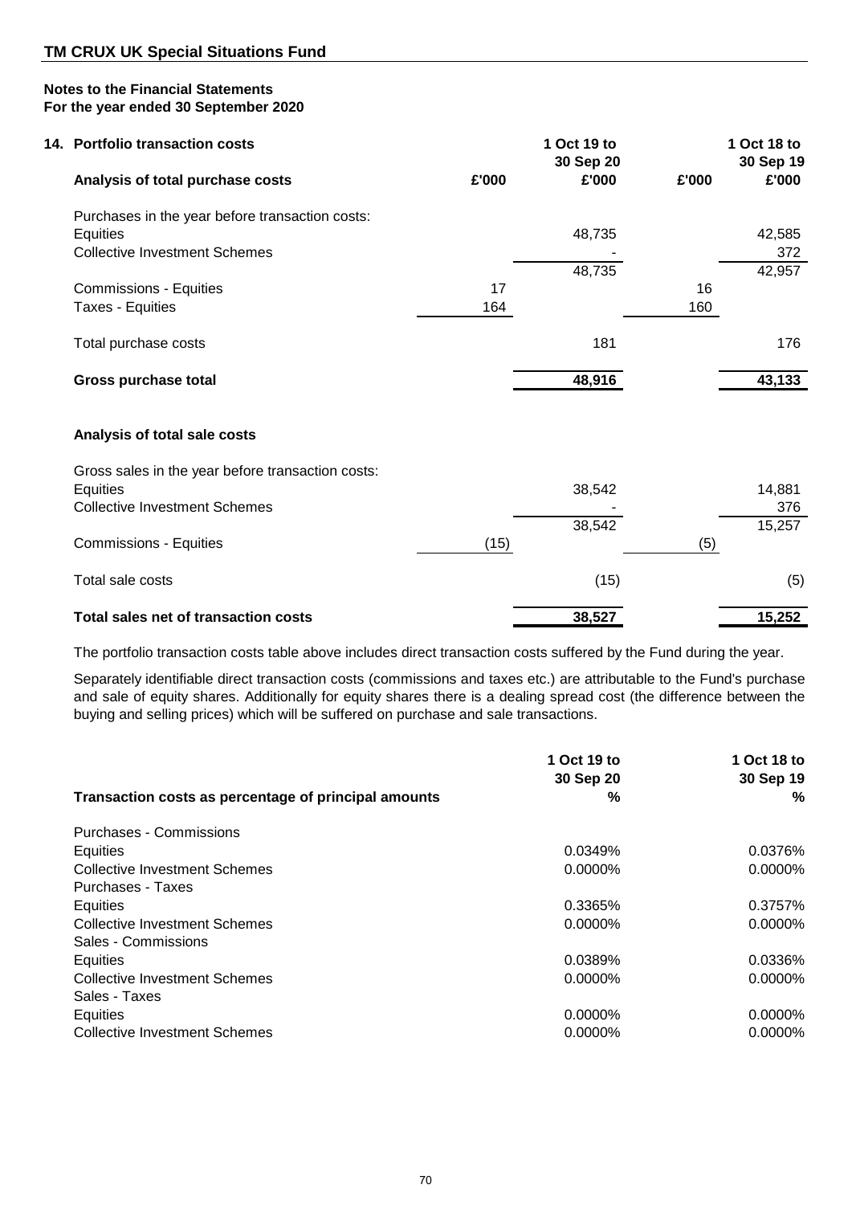## TM CRUX UK Special Situations Fund

### Notes to the Financial Statements
### For the year ended 30 September 2020

**14. Portfolio transaction costs**

| **Analysis of total purchase costs** | **£'000** | **1 Oct 19 to 30 Sep 20 £'000** | **£'000** | **1 Oct 18 to 30 Sep 19 £'000** |
|---|---|---|---|---|
| Purchases in the year before transaction costs: | | | | |
| Equities | | 48,735 | | 42,585 |
| Collective Investment Schemes | | - | | 372 |
| | | 48,735 | | 42,957 |
| Commissions - Equities | 17 | | 16 | |
| Taxes - Equities | 164 | | 160 | |
| Total purchase costs | | 181 | | 176 |
| **Gross purchase total** | | **48,916** | | **43,133** |
| | | | | |
| **Analysis of total sale costs** | | | | |
| Gross sales in the year before transaction costs: | | | | |
| Equities | | 38,542 | | 14,881 |
| Collective Investment Schemes | | - | | 376 |
| | | 38,542 | | 15,257 |
| Commissions - Equities | (15) | | (5) | |
| Total sale costs | | (15) | | (5) |
| **Total sales net of transaction costs** | | **38,527** | | **15,252** |

The portfolio transaction costs table above includes direct transaction costs suffered by the Fund during the year.

Separately identifiable direct transaction costs (commissions and taxes etc.) are attributable to the Fund's purchase and sale of equity shares. Additionally for equity shares there is a dealing spread cost (the difference between the buying and selling prices) which will be suffered on purchase and sale transactions.

| **Transaction costs as percentage of principal amounts** | **1 Oct 19 to 30 Sep 20 %** | **1 Oct 18 to 30 Sep 19 %** |
|---|---|---|
| Purchases - Commissions | | |
| Equities | 0.0349% | 0.0376% |
| Collective Investment Schemes | 0.0000% | 0.0000% |
| Purchases - Taxes | | |
| Equities | 0.3365% | 0.3757% |
| Collective Investment Schemes | 0.0000% | 0.0000% |
| Sales - Commissions | | |
| Equities | 0.0389% | 0.0336% |
| Collective Investment Schemes | 0.0000% | 0.0000% |
| Sales - Taxes | | |
| Equities | 0.0000% | 0.0000% |
| Collective Investment Schemes | 0.0000% | 0.0000% |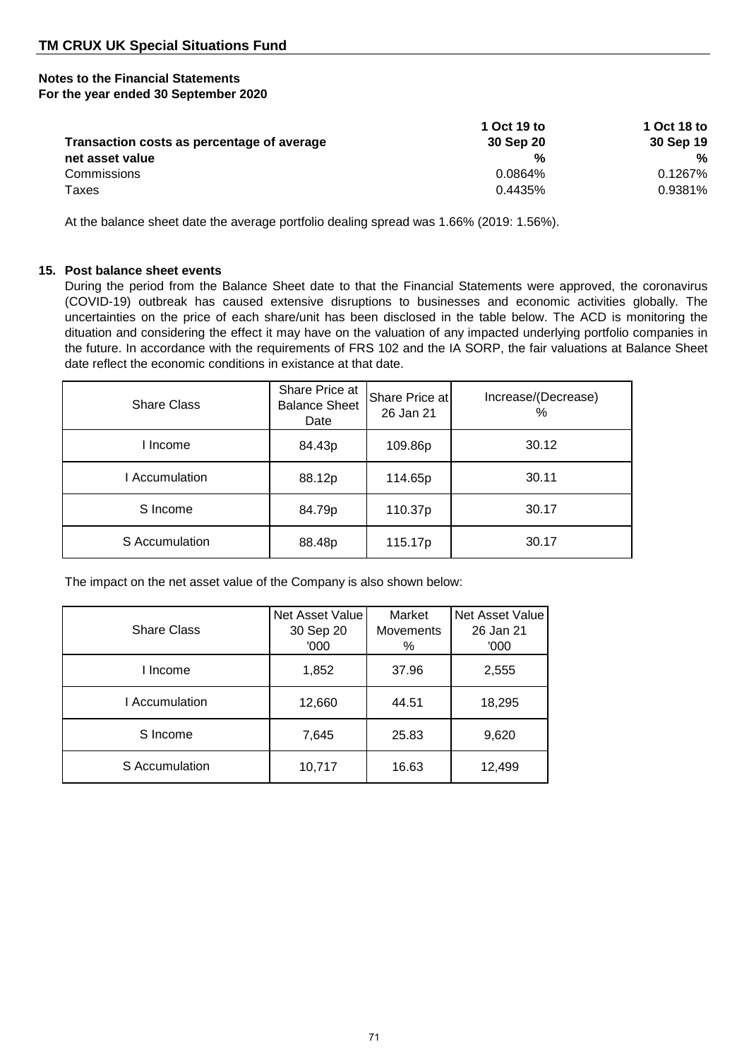## TM CRUX UK Special Situations Fund

**Notes to the Financial Statements**
**For the year ended 30 September 2020**

| Transaction costs as percentage of average net asset value | 1 Oct 19 to 30 Sep 20 % | 1 Oct 18 to 30 Sep 19 % |
|---|---|---|
| Commissions | 0.0864% | 0.1267% |
| Taxes | 0.4435% | 0.9381% |

At the balance sheet date the average portfolio dealing spread was 1.66% (2019: 1.56%).

**15. Post balance sheet events**

During the period from the Balance Sheet date to that the Financial Statements were approved, the coronavirus (COVID-19) outbreak has caused extensive disruptions to businesses and economic activities globally. The uncertainties on the price of each share/unit has been disclosed in the table below. The ACD is monitoring the dituation and considering the effect it may have on the valuation of any impacted underlying portfolio companies in the future. In accordance with the requirements of FRS 102 and the IA SORP, the fair valuations at Balance Sheet date reflect the economic conditions in existance at that date.

| Share Class | Share Price at Balance Sheet Date | Share Price at 26 Jan 21 | Increase/(Decrease) % |
|---|---|---|---|
| I Income | 84.43p | 109.86p | 30.12 |
| I Accumulation | 88.12p | 114.65p | 30.11 |
| S Income | 84.79p | 110.37p | 30.17 |
| S Accumulation | 88.48p | 115.17p | 30.17 |

The impact on the net asset value of the Company is also shown below:

| Share Class | Net Asset Value 30 Sep 20 '000 | Market Movements % | Net Asset Value 26 Jan 21 '000 |
|---|---|---|---|
| I Income | 1,852 | 37.96 | 2,555 |
| I Accumulation | 12,660 | 44.51 | 18,295 |
| S Income | 7,645 | 25.83 | 9,620 |
| S Accumulation | 10,717 | 16.63 | 12,499 |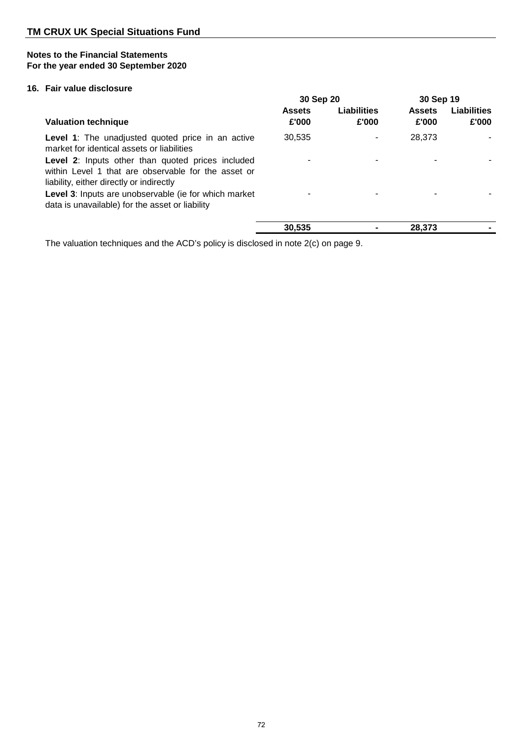**TM CRUX UK Special Situations Fund**

**Notes to the Financial Statements**
**For the year ended 30 September 2020**

**16. Fair value disclosure**

| Valuation technique | 30 Sep 20 Assets £'000 | 30 Sep 20 Liabilities £'000 | 30 Sep 19 Assets £'000 | 30 Sep 19 Liabilities £'000 |
|---|---|---|---|---|
| **Level 1**: The unadjusted quoted price in an active market for identical assets or liabilities | 30,535 | - | 28,373 | - |
| **Level 2**: Inputs other than quoted prices included within Level 1 that are observable for the asset or liability, either directly or indirectly | - | - | - | - |
| **Level 3**: Inputs are unobservable (ie for which market data is unavailable) for the asset or liability | - | - | - | - |
| | **30,535** | **-** | **28,373** | **-** |

The valuation techniques and the ACD's policy is disclosed in note 2(c) on page 9.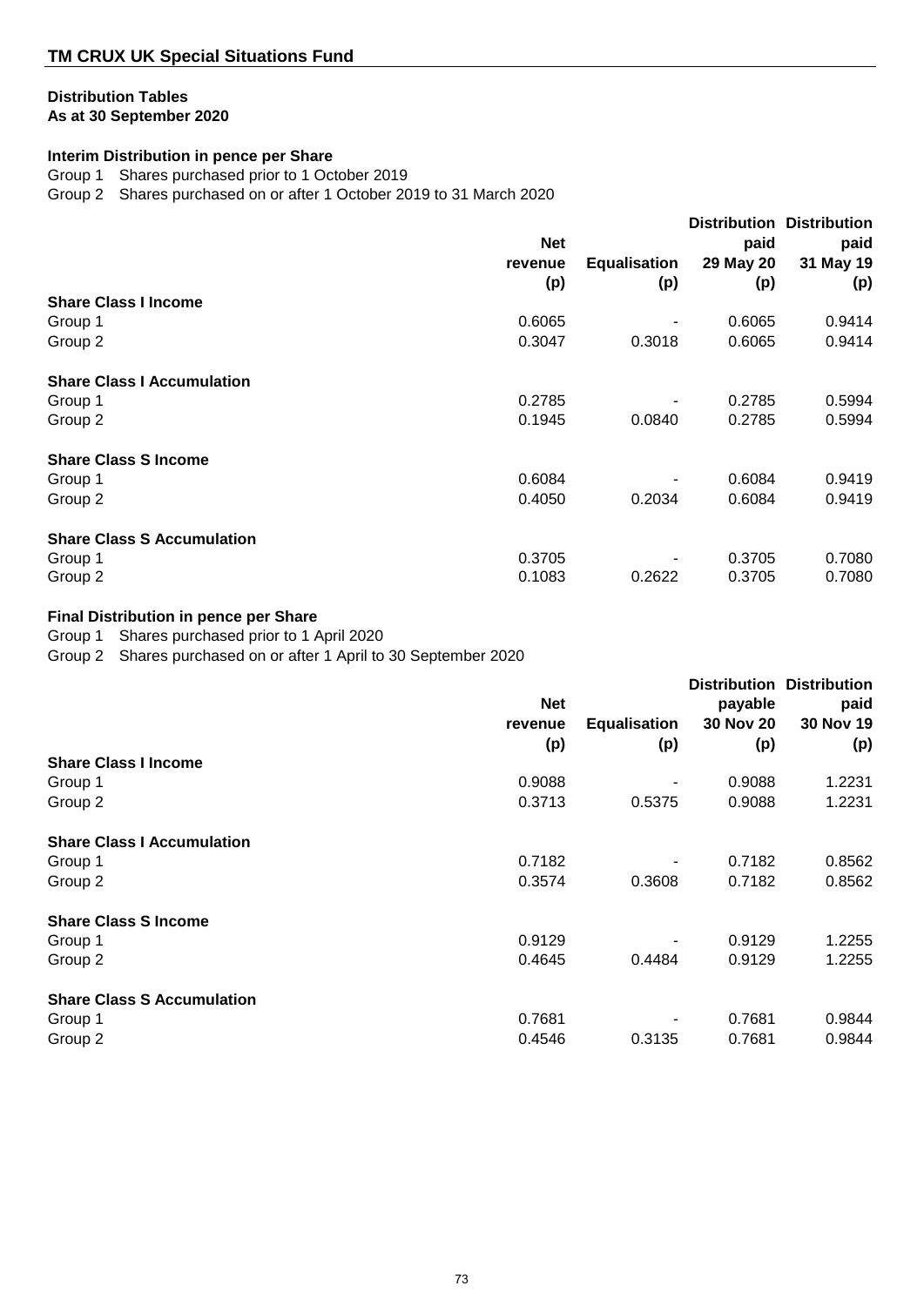## TM CRUX UK Special Situations Fund

### Distribution Tables
**As at 30 September 2020**

**Interim Distribution in pence per Share**

Group 1 Shares purchased prior to 1 October 2019

Group 2 Shares purchased on or after 1 October 2019 to 31 March 2020

| | Net revenue (p) | Equalisation (p) | Distribution paid 29 May 20 (p) | Distribution paid 31 May 19 (p) |
|---|---|---|---|---|
| **Share Class I Income** | | | | |
| Group 1 | 0.6065 | - | 0.6065 | 0.9414 |
| Group 2 | 0.3047 | 0.3018 | 0.6065 | 0.9414 |
| **Share Class I Accumulation** | | | | |
| Group 1 | 0.2785 | - | 0.2785 | 0.5994 |
| Group 2 | 0.1945 | 0.0840 | 0.2785 | 0.5994 |
| **Share Class S Income** | | | | |
| Group 1 | 0.6084 | - | 0.6084 | 0.9419 |
| Group 2 | 0.4050 | 0.2034 | 0.6084 | 0.9419 |
| **Share Class S Accumulation** | | | | |
| Group 1 | 0.3705 | - | 0.3705 | 0.7080 |
| Group 2 | 0.1083 | 0.2622 | 0.3705 | 0.7080 |

**Final Distribution in pence per Share**

Group 1 Shares purchased prior to 1 April 2020

Group 2 Shares purchased on or after 1 April to 30 September 2020

| | Net revenue (p) | Equalisation (p) | Distribution payable 30 Nov 20 (p) | Distribution paid 30 Nov 19 (p) |
|---|---|---|---|---|
| **Share Class I Income** | | | | |
| Group 1 | 0.9088 | - | 0.9088 | 1.2231 |
| Group 2 | 0.3713 | 0.5375 | 0.9088 | 1.2231 |
| **Share Class I Accumulation** | | | | |
| Group 1 | 0.7182 | - | 0.7182 | 0.8562 |
| Group 2 | 0.3574 | 0.3608 | 0.7182 | 0.8562 |
| **Share Class S Income** | | | | |
| Group 1 | 0.9129 | - | 0.9129 | 1.2255 |
| Group 2 | 0.4645 | 0.4484 | 0.9129 | 1.2255 |
| **Share Class S Accumulation** | | | | |
| Group 1 | 0.7681 | - | 0.7681 | 0.9844 |
| Group 2 | 0.4546 | 0.3135 | 0.7681 | 0.9844 |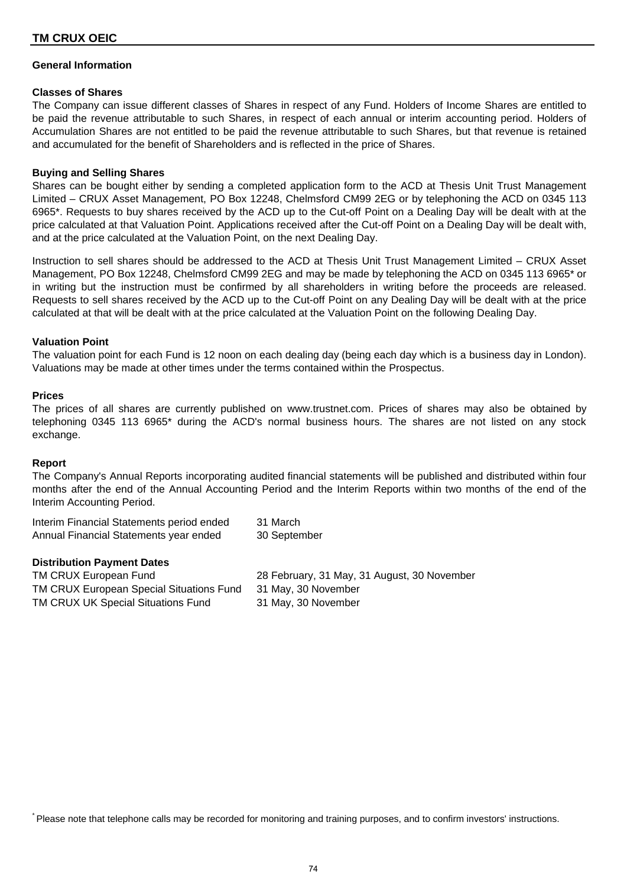## General Information

### Classes of Shares

The Company can issue different classes of Shares in respect of any Fund. Holders of Income Shares are entitled to be paid the revenue attributable to such Shares, in respect of each annual or interim accounting period. Holders of Accumulation Shares are not entitled to be paid the revenue attributable to such Shares, but that revenue is retained and accumulated for the benefit of Shareholders and is reflected in the price of Shares.

### Buying and Selling Shares

Shares can be bought either by sending a completed application form to the ACD at Thesis Unit Trust Management Limited – CRUX Asset Management, PO Box 12248, Chelmsford CM99 2EG or by telephoning the ACD on 0345 113 6965*. Requests to buy shares received by the ACD up to the Cut-off Point on a Dealing Day will be dealt with at the price calculated at that Valuation Point. Applications received after the Cut-off Point on a Dealing Day will be dealt with, and at the price calculated at the Valuation Point, on the next Dealing Day.

Instruction to sell shares should be addressed to the ACD at Thesis Unit Trust Management Limited – CRUX Asset Management, PO Box 12248, Chelmsford CM99 2EG and may be made by telephoning the ACD on 0345 113 6965* or in writing but the instruction must be confirmed by all shareholders in writing before the proceeds are released. Requests to sell shares received by the ACD up to the Cut-off Point on any Dealing Day will be dealt with at the price calculated at that will be dealt with at the price calculated at the Valuation Point on the following Dealing Day.

### Valuation Point

The valuation point for each Fund is 12 noon on each dealing day (being each day which is a business day in London). Valuations may be made at other times under the terms contained within the Prospectus.

### Prices

The prices of all shares are currently published on www.trustnet.com. Prices of shares may also be obtained by telephoning 0345 113 6965* during the ACD's normal business hours. The shares are not listed on any stock exchange.

### Report

The Company's Annual Reports incorporating audited financial statements will be published and distributed within four months after the end of the Annual Accounting Period and the Interim Reports within two months of the end of the Interim Accounting Period.

| | |
|---|---|
| Interim Financial Statements period ended | 31 March |
| Annual Financial Statements year ended | 30 September |

### Distribution Payment Dates

| | |
|---|---|
| TM CRUX European Fund | 28 February, 31 May, 31 August, 30 November |
| TM CRUX European Special Situations Fund | 31 May, 30 November |
| TM CRUX UK Special Situations Fund | 31 May, 30 November |

* Please note that telephone calls may be recorded for monitoring and training purposes, and to confirm investors' instructions.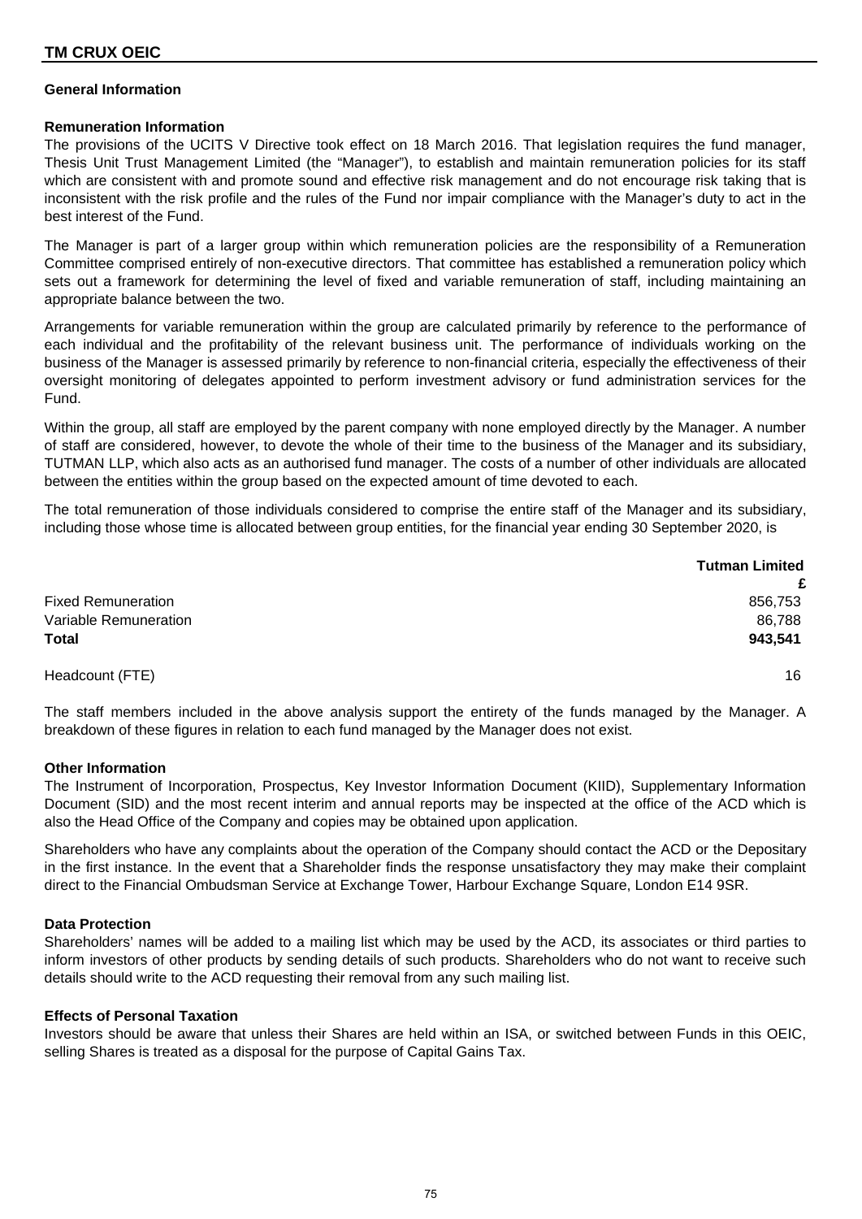## General Information

### Remuneration Information

The provisions of the UCITS V Directive took effect on 18 March 2016. That legislation requires the fund manager, Thesis Unit Trust Management Limited (the "Manager"), to establish and maintain remuneration policies for its staff which are consistent with and promote sound and effective risk management and do not encourage risk taking that is inconsistent with the risk profile and the rules of the Fund nor impair compliance with the Manager's duty to act in the best interest of the Fund.

The Manager is part of a larger group within which remuneration policies are the responsibility of a Remuneration Committee comprised entirely of non-executive directors. That committee has established a remuneration policy which sets out a framework for determining the level of fixed and variable remuneration of staff, including maintaining an appropriate balance between the two.

Arrangements for variable remuneration within the group are calculated primarily by reference to the performance of each individual and the profitability of the relevant business unit. The performance of individuals working on the business of the Manager is assessed primarily by reference to non-financial criteria, especially the effectiveness of their oversight monitoring of delegates appointed to perform investment advisory or fund administration services for the Fund.

Within the group, all staff are employed by the parent company with none employed directly by the Manager. A number of staff are considered, however, to devote the whole of their time to the business of the Manager and its subsidiary, TUTMAN LLP, which also acts as an authorised fund manager. The costs of a number of other individuals are allocated between the entities within the group based on the expected amount of time devoted to each.

The total remuneration of those individuals considered to comprise the entire staff of the Manager and its subsidiary, including those whose time is allocated between group entities, for the financial year ending 30 September 2020, is

| | **Tutman Limited** |
|---|---|
| | **£** |
| Fixed Remuneration | 856,753 |
| Variable Remuneration | 86,788 |
| **Total** | **943,541** |
| | |
| Headcount (FTE) | 16 |

The staff members included in the above analysis support the entirety of the funds managed by the Manager. A breakdown of these figures in relation to each fund managed by the Manager does not exist.

### Other Information

The Instrument of Incorporation, Prospectus, Key Investor Information Document (KIID), Supplementary Information Document (SID) and the most recent interim and annual reports may be inspected at the office of the ACD which is also the Head Office of the Company and copies may be obtained upon application.

Shareholders who have any complaints about the operation of the Company should contact the ACD or the Depositary in the first instance. In the event that a Shareholder finds the response unsatisfactory they may make their complaint direct to the Financial Ombudsman Service at Exchange Tower, Harbour Exchange Square, London E14 9SR.

### Data Protection

Shareholders' names will be added to a mailing list which may be used by the ACD, its associates or third parties to inform investors of other products by sending details of such products. Shareholders who do not want to receive such details should write to the ACD requesting their removal from any such mailing list.

### Effects of Personal Taxation

Investors should be aware that unless their Shares are held within an ISA, or switched between Funds in this OEIC, selling Shares is treated as a disposal for the purpose of Capital Gains Tax.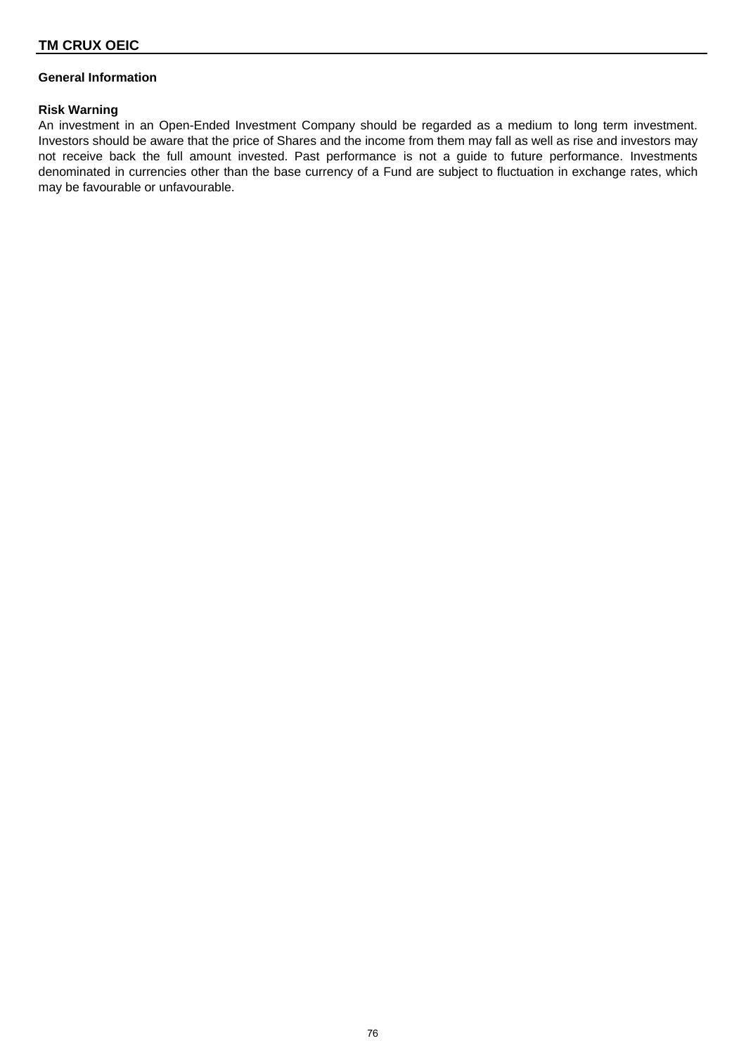## General Information

**Risk Warning**

An investment in an Open-Ended Investment Company should be regarded as a medium to long term investment. Investors should be aware that the price of Shares and the income from them may fall as well as rise and investors may not receive back the full amount invested. Past performance is not a guide to future performance. Investments denominated in currencies other than the base currency of a Fund are subject to fluctuation in exchange rates, which may be favourable or unfavourable.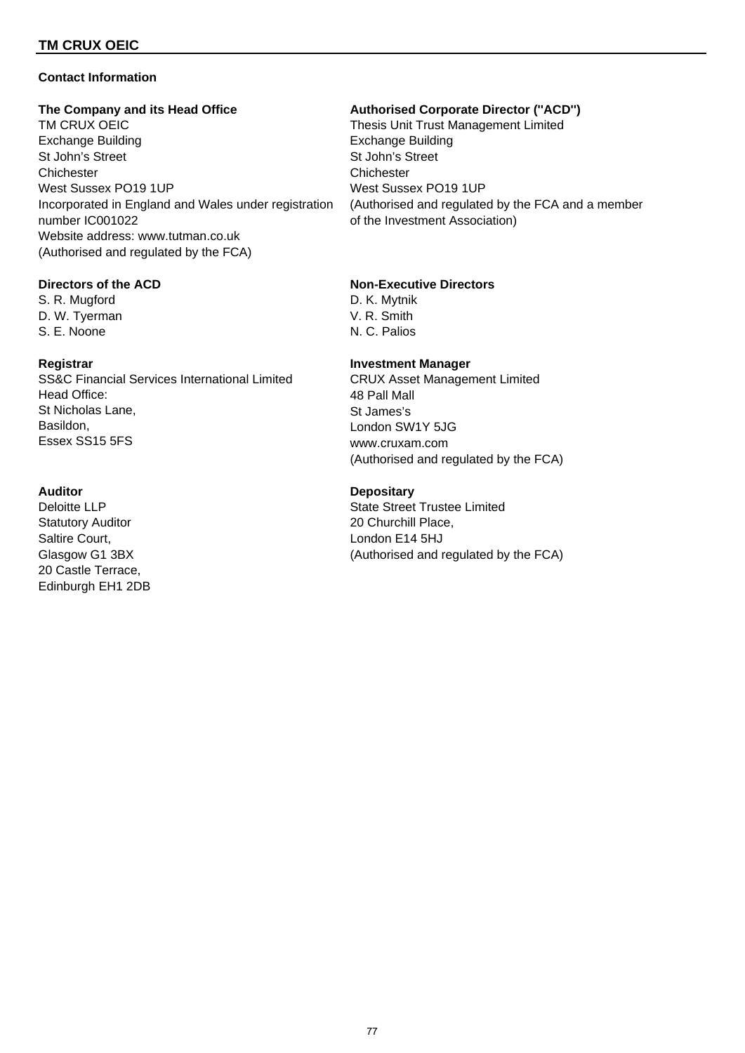## Contact Information

**The Company and its Head Office**
TM CRUX OEIC
Exchange Building
St John's Street
Chichester
West Sussex PO19 1UP
Incorporated in England and Wales under registration number IC001022
Website address: www.tutman.co.uk
(Authorised and regulated by the FCA)

**Authorised Corporate Director ("ACD")**
Thesis Unit Trust Management Limited
Exchange Building
St John's Street
Chichester
West Sussex PO19 1UP
(Authorised and regulated by the FCA and a member of the Investment Association)

**Directors of the ACD**
S. R. Mugford
D. W. Tyerman
S. E. Noone

**Non-Executive Directors**
D. K. Mytnik
V. R. Smith
N. C. Palios

**Registrar**
SS&C Financial Services International Limited
Head Office:
St Nicholas Lane,
Basildon,
Essex SS15 5FS

**Investment Manager**
CRUX Asset Management Limited
48 Pall Mall
St James's
London SW1Y 5JG
www.cruxam.com
(Authorised and regulated by the FCA)

**Auditor**
Deloitte LLP
Statutory Auditor
Saltire Court,
Glasgow G1 3BX
20 Castle Terrace,
Edinburgh EH1 2DB

**Depositary**
State Street Trustee Limited
20 Churchill Place,
London E14 5HJ
(Authorised and regulated by the FCA)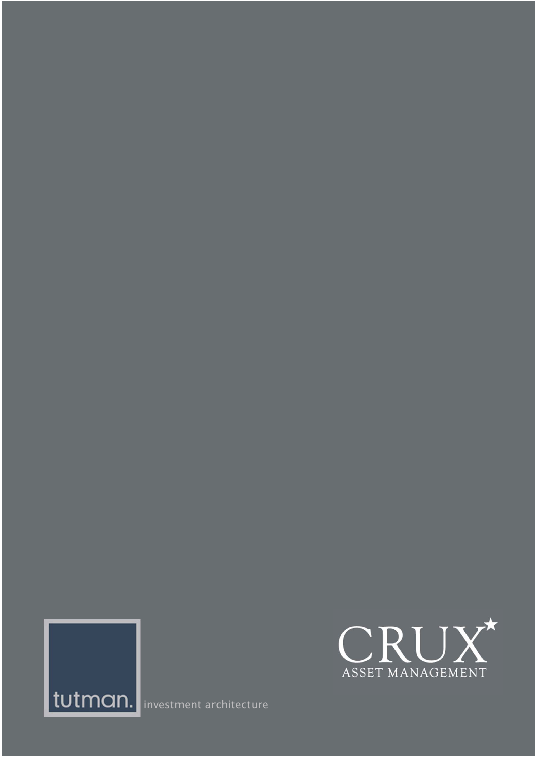tutman. investment architecture

CRUX ASSET MANAGEMENT